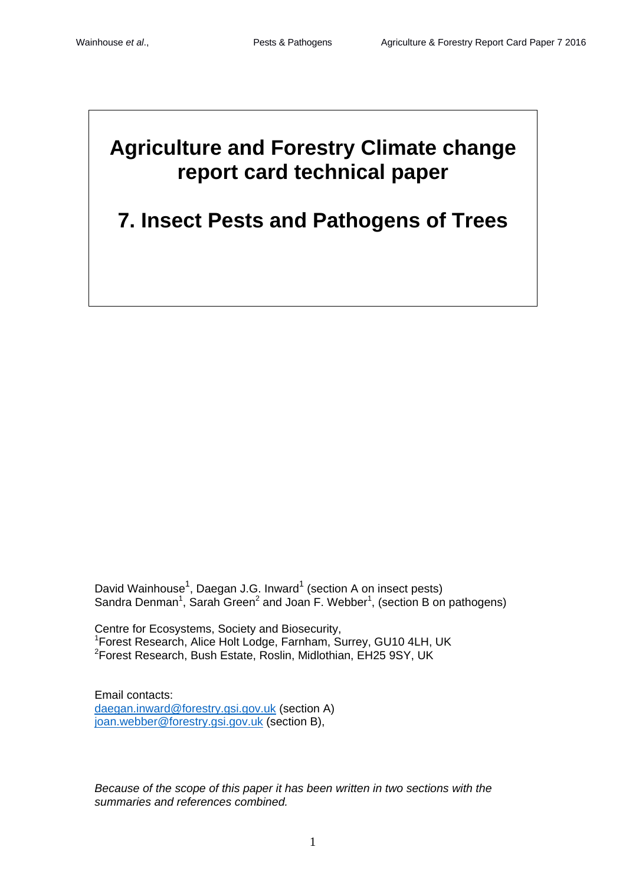# Agriculture and Forestry Climate change report card technical paper

# 7. Insect Pests and Pathogens of Trees

David Wainhouse[1], Daegan J.G. Inward[1] (section A on insect pests)
Sandra Denman[1], Sarah Green[2] and Joan F. Webber[1], (section B on pathogens)

Centre for Ecosystems, Society and Biosecurity,
[1]Forest Research, Alice Holt Lodge, Farnham, Surrey, GU10 4LH, UK
[2]Forest Research, Bush Estate, Roslin, Midlothian, EH25 9SY, UK

Email contacts:
daegan.inward@forestry.gsi.gov.uk (section A)
joan.webber@forestry.gsi.gov.uk (section B),

*Because of the scope of this paper it has been written in two sections with the summaries and references combined.*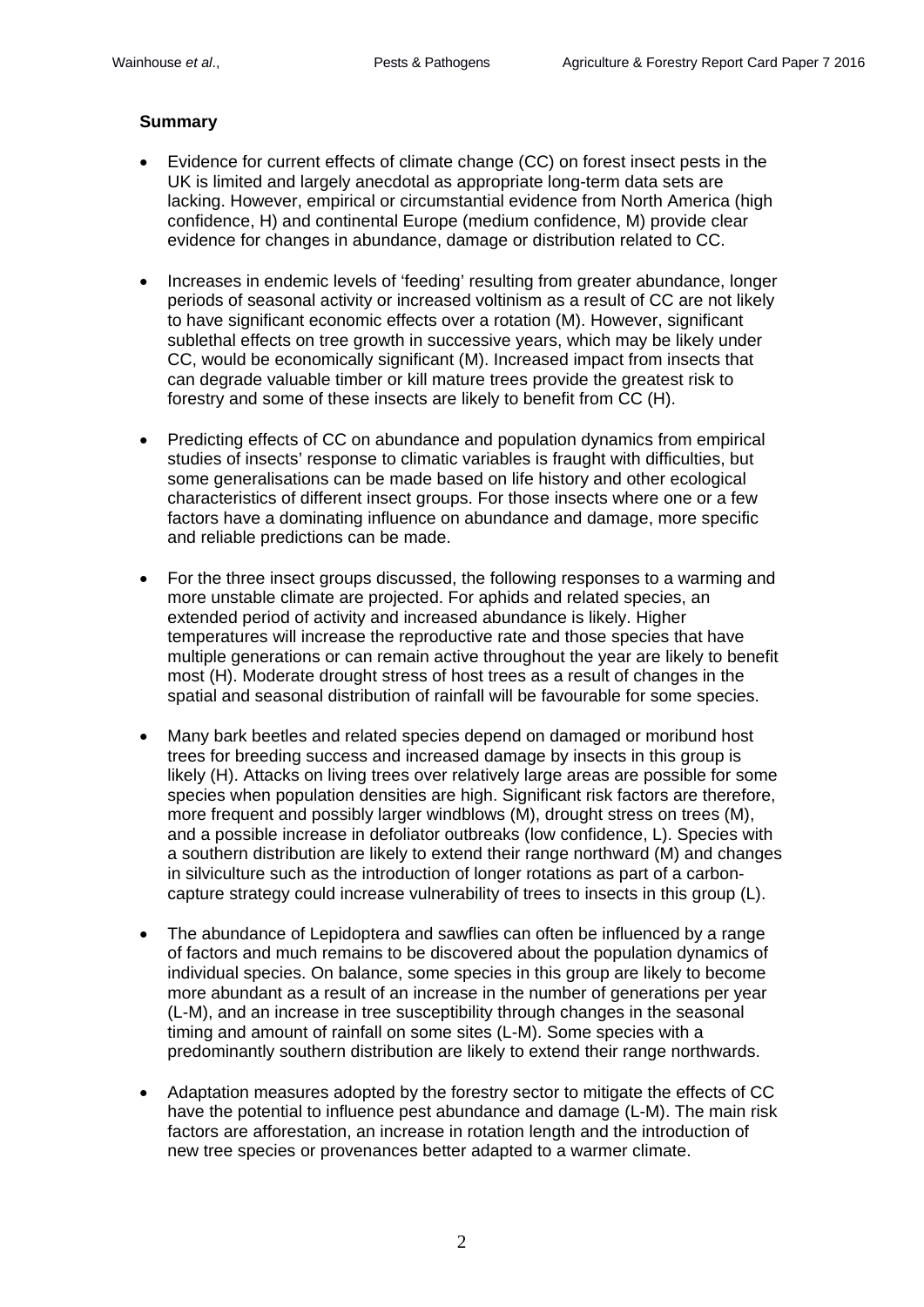## Summary

- Evidence for current effects of climate change (CC) on forest insect pests in the UK is limited and largely anecdotal as appropriate long-term data sets are lacking. However, empirical or circumstantial evidence from North America (high confidence, H) and continental Europe (medium confidence, M) provide clear evidence for changes in abundance, damage or distribution related to CC.

- Increases in endemic levels of 'feeding' resulting from greater abundance, longer periods of seasonal activity or increased voltinism as a result of CC are not likely to have significant economic effects over a rotation (M). However, significant sublethal effects on tree growth in successive years, which may be likely under CC, would be economically significant (M). Increased impact from insects that can degrade valuable timber or kill mature trees provide the greatest risk to forestry and some of these insects are likely to benefit from CC (H).

- Predicting effects of CC on abundance and population dynamics from empirical studies of insects' response to climatic variables is fraught with difficulties, but some generalisations can be made based on life history and other ecological characteristics of different insect groups. For those insects where one or a few factors have a dominating influence on abundance and damage, more specific and reliable predictions can be made.

- For the three insect groups discussed, the following responses to a warming and more unstable climate are projected. For aphids and related species, an extended period of activity and increased abundance is likely. Higher temperatures will increase the reproductive rate and those species that have multiple generations or can remain active throughout the year are likely to benefit most (H). Moderate drought stress of host trees as a result of changes in the spatial and seasonal distribution of rainfall will be favourable for some species.

- Many bark beetles and related species depend on damaged or moribund host trees for breeding success and increased damage by insects in this group is likely (H). Attacks on living trees over relatively large areas are possible for some species when population densities are high. Significant risk factors are therefore, more frequent and possibly larger windblows (M), drought stress on trees (M), and a possible increase in defoliator outbreaks (low confidence, L). Species with a southern distribution are likely to extend their range northward (M) and changes in silviculture such as the introduction of longer rotations as part of a carbon-capture strategy could increase vulnerability of trees to insects in this group (L).

- The abundance of Lepidoptera and sawflies can often be influenced by a range of factors and much remains to be discovered about the population dynamics of individual species. On balance, some species in this group are likely to become more abundant as a result of an increase in the number of generations per year (L-M), and an increase in tree susceptibility through changes in the seasonal timing and amount of rainfall on some sites (L-M). Some species with a predominantly southern distribution are likely to extend their range northwards.

- Adaptation measures adopted by the forestry sector to mitigate the effects of CC have the potential to influence pest abundance and damage (L-M). The main risk factors are afforestation, an increase in rotation length and the introduction of new tree species or provenances better adapted to a warmer climate.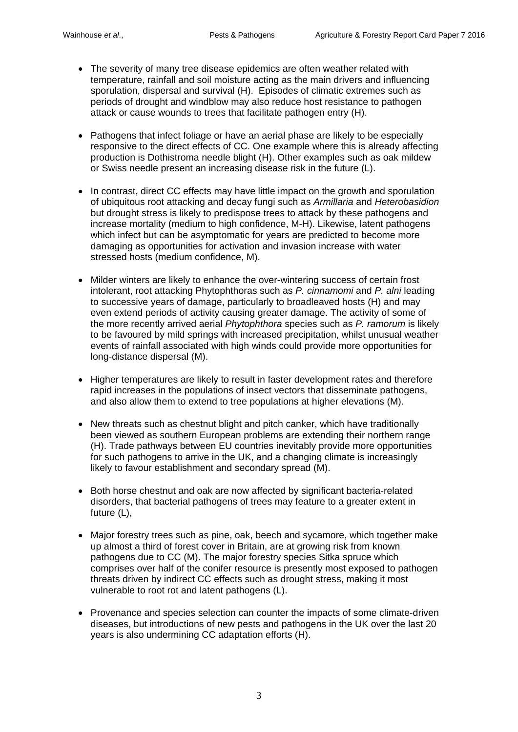- The severity of many tree disease epidemics are often weather related with temperature, rainfall and soil moisture acting as the main drivers and influencing sporulation, dispersal and survival (H). Episodes of climatic extremes such as periods of drought and windblow may also reduce host resistance to pathogen attack or cause wounds to trees that facilitate pathogen entry (H).

- Pathogens that infect foliage or have an aerial phase are likely to be especially responsive to the direct effects of CC. One example where this is already affecting production is Dothistroma needle blight (H). Other examples such as oak mildew or Swiss needle present an increasing disease risk in the future (L).

- In contrast, direct CC effects may have little impact on the growth and sporulation of ubiquitous root attacking and decay fungi such as *Armillaria* and *Heterobasidion* but drought stress is likely to predispose trees to attack by these pathogens and increase mortality (medium to high confidence, M-H). Likewise, latent pathogens which infect but can be asymptomatic for years are predicted to become more damaging as opportunities for activation and invasion increase with water stressed hosts (medium confidence, M).

- Milder winters are likely to enhance the over-wintering success of certain frost intolerant, root attacking Phytophthoras such as *P. cinnamomi* and *P. alni* leading to successive years of damage, particularly to broadleaved hosts (H) and may even extend periods of activity causing greater damage. The activity of some of the more recently arrived aerial *Phytophthora* species such as *P. ramorum* is likely to be favoured by mild springs with increased precipitation, whilst unusual weather events of rainfall associated with high winds could provide more opportunities for long-distance dispersal (M).

- Higher temperatures are likely to result in faster development rates and therefore rapid increases in the populations of insect vectors that disseminate pathogens, and also allow them to extend to tree populations at higher elevations (M).

- New threats such as chestnut blight and pitch canker, which have traditionally been viewed as southern European problems are extending their northern range (H). Trade pathways between EU countries inevitably provide more opportunities for such pathogens to arrive in the UK, and a changing climate is increasingly likely to favour establishment and secondary spread (M).

- Both horse chestnut and oak are now affected by significant bacteria-related disorders, that bacterial pathogens of trees may feature to a greater extent in future (L),

- Major forestry trees such as pine, oak, beech and sycamore, which together make up almost a third of forest cover in Britain, are at growing risk from known pathogens due to CC (M). The major forestry species Sitka spruce which comprises over half of the conifer resource is presently most exposed to pathogen threats driven by indirect CC effects such as drought stress, making it most vulnerable to root rot and latent pathogens (L).

- Provenance and species selection can counter the impacts of some climate-driven diseases, but introductions of new pests and pathogens in the UK over the last 20 years is also undermining CC adaptation efforts (H).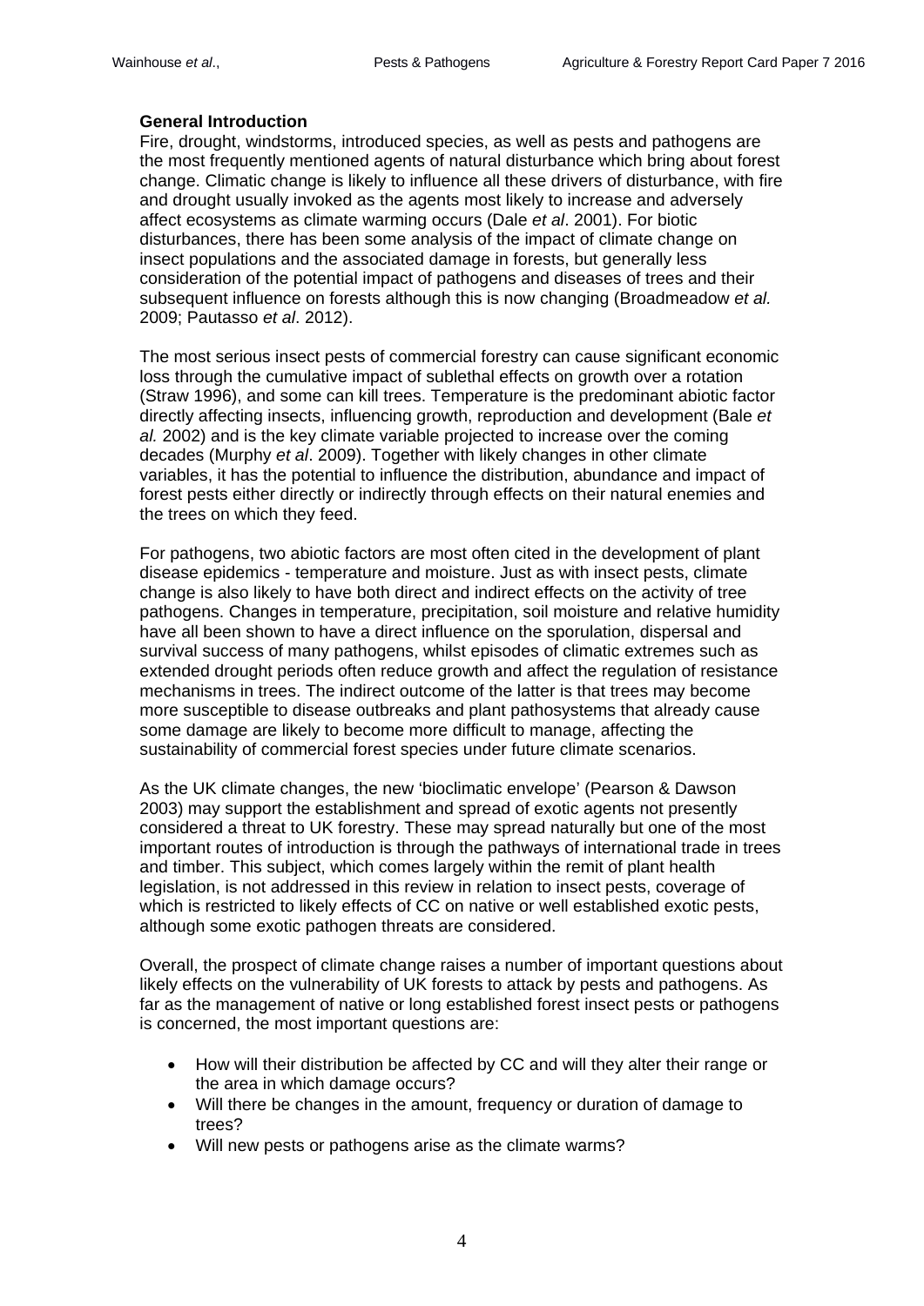**General Introduction**

Fire, drought, windstorms, introduced species, as well as pests and pathogens are the most frequently mentioned agents of natural disturbance which bring about forest change. Climatic change is likely to influence all these drivers of disturbance, with fire and drought usually invoked as the agents most likely to increase and adversely affect ecosystems as climate warming occurs (Dale *et al*. 2001). For biotic disturbances, there has been some analysis of the impact of climate change on insect populations and the associated damage in forests, but generally less consideration of the potential impact of pathogens and diseases of trees and their subsequent influence on forests although this is now changing (Broadmeadow *et al.* 2009; Pautasso *et al*. 2012).

The most serious insect pests of commercial forestry can cause significant economic loss through the cumulative impact of sublethal effects on growth over a rotation (Straw 1996), and some can kill trees. Temperature is the predominant abiotic factor directly affecting insects, influencing growth, reproduction and development (Bale *et al.* 2002) and is the key climate variable projected to increase over the coming decades (Murphy *et al*. 2009). Together with likely changes in other climate variables, it has the potential to influence the distribution, abundance and impact of forest pests either directly or indirectly through effects on their natural enemies and the trees on which they feed.

For pathogens, two abiotic factors are most often cited in the development of plant disease epidemics - temperature and moisture. Just as with insect pests, climate change is also likely to have both direct and indirect effects on the activity of tree pathogens. Changes in temperature, precipitation, soil moisture and relative humidity have all been shown to have a direct influence on the sporulation, dispersal and survival success of many pathogens, whilst episodes of climatic extremes such as extended drought periods often reduce growth and affect the regulation of resistance mechanisms in trees. The indirect outcome of the latter is that trees may become more susceptible to disease outbreaks and plant pathosystems that already cause some damage are likely to become more difficult to manage, affecting the sustainability of commercial forest species under future climate scenarios.

As the UK climate changes, the new 'bioclimatic envelope' (Pearson & Dawson 2003) may support the establishment and spread of exotic agents not presently considered a threat to UK forestry. These may spread naturally but one of the most important routes of introduction is through the pathways of international trade in trees and timber. This subject, which comes largely within the remit of plant health legislation, is not addressed in this review in relation to insect pests, coverage of which is restricted to likely effects of CC on native or well established exotic pests, although some exotic pathogen threats are considered.

Overall, the prospect of climate change raises a number of important questions about likely effects on the vulnerability of UK forests to attack by pests and pathogens. As far as the management of native or long established forest insect pests or pathogens is concerned, the most important questions are:

- How will their distribution be affected by CC and will they alter their range or the area in which damage occurs?
- Will there be changes in the amount, frequency or duration of damage to trees?
- Will new pests or pathogens arise as the climate warms?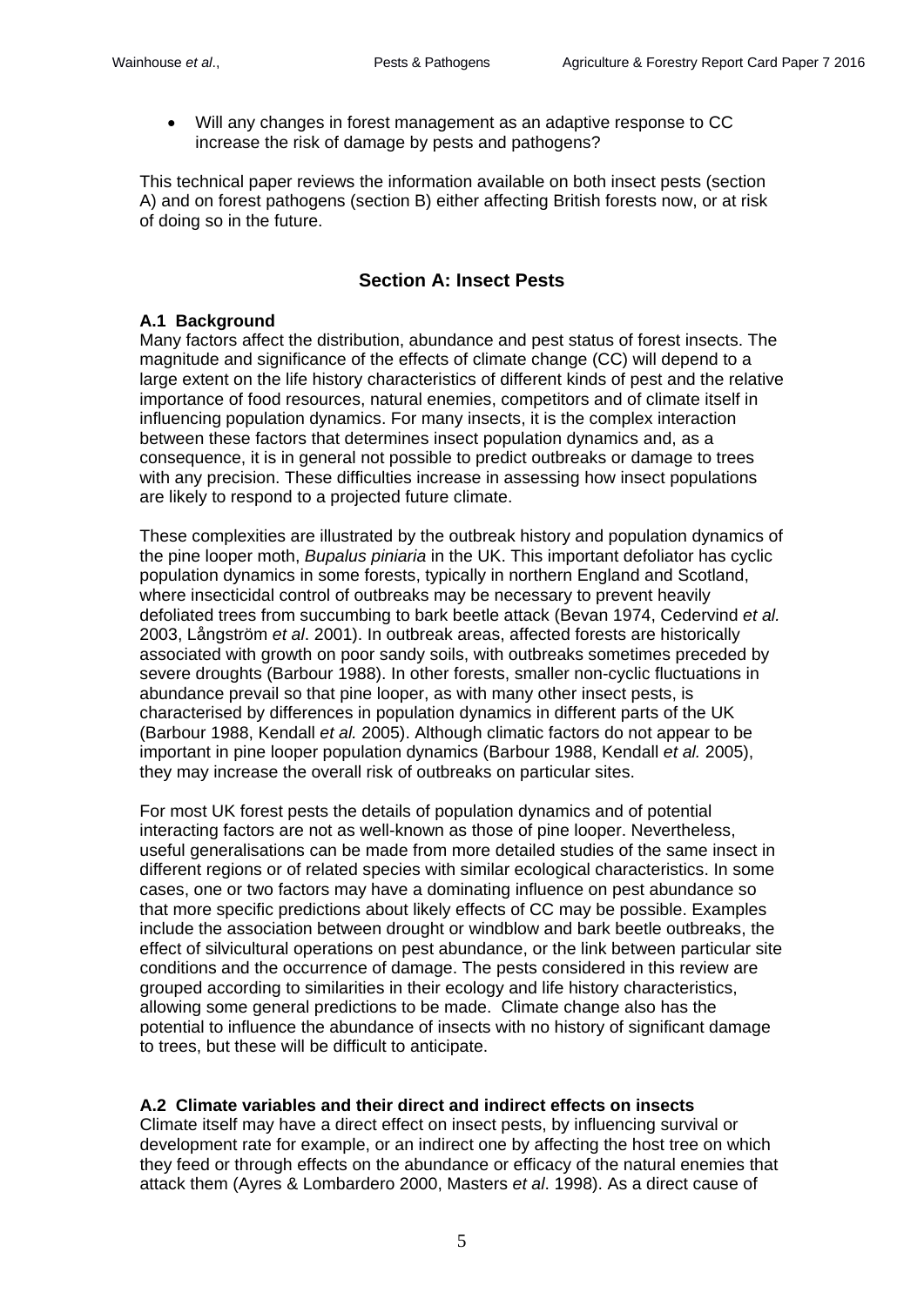- Will any changes in forest management as an adaptive response to CC increase the risk of damage by pests and pathogens?

This technical paper reviews the information available on both insect pests (section A) and on forest pathogens (section B) either affecting British forests now, or at risk of doing so in the future.

## Section A: Insect Pests

### A.1 Background

Many factors affect the distribution, abundance and pest status of forest insects. The magnitude and significance of the effects of climate change (CC) will depend to a large extent on the life history characteristics of different kinds of pest and the relative importance of food resources, natural enemies, competitors and of climate itself in influencing population dynamics. For many insects, it is the complex interaction between these factors that determines insect population dynamics and, as a consequence, it is in general not possible to predict outbreaks or damage to trees with any precision. These difficulties increase in assessing how insect populations are likely to respond to a projected future climate.

These complexities are illustrated by the outbreak history and population dynamics of the pine looper moth, *Bupalus piniaria* in the UK. This important defoliator has cyclic population dynamics in some forests, typically in northern England and Scotland, where insecticidal control of outbreaks may be necessary to prevent heavily defoliated trees from succumbing to bark beetle attack (Bevan 1974, Cedervind *et al.* 2003, Långström *et al*. 2001). In outbreak areas, affected forests are historically associated with growth on poor sandy soils, with outbreaks sometimes preceded by severe droughts (Barbour 1988). In other forests, smaller non-cyclic fluctuations in abundance prevail so that pine looper, as with many other insect pests, is characterised by differences in population dynamics in different parts of the UK (Barbour 1988, Kendall *et al.* 2005). Although climatic factors do not appear to be important in pine looper population dynamics (Barbour 1988, Kendall *et al.* 2005), they may increase the overall risk of outbreaks on particular sites.

For most UK forest pests the details of population dynamics and of potential interacting factors are not as well-known as those of pine looper. Nevertheless, useful generalisations can be made from more detailed studies of the same insect in different regions or of related species with similar ecological characteristics. In some cases, one or two factors may have a dominating influence on pest abundance so that more specific predictions about likely effects of CC may be possible. Examples include the association between drought or windblow and bark beetle outbreaks, the effect of silvicultural operations on pest abundance, or the link between particular site conditions and the occurrence of damage. The pests considered in this review are grouped according to similarities in their ecology and life history characteristics, allowing some general predictions to be made. Climate change also has the potential to influence the abundance of insects with no history of significant damage to trees, but these will be difficult to anticipate.

### A.2 Climate variables and their direct and indirect effects on insects

Climate itself may have a direct effect on insect pests, by influencing survival or development rate for example, or an indirect one by affecting the host tree on which they feed or through effects on the abundance or efficacy of the natural enemies that attack them (Ayres & Lombardero 2000, Masters *et al*. 1998). As a direct cause of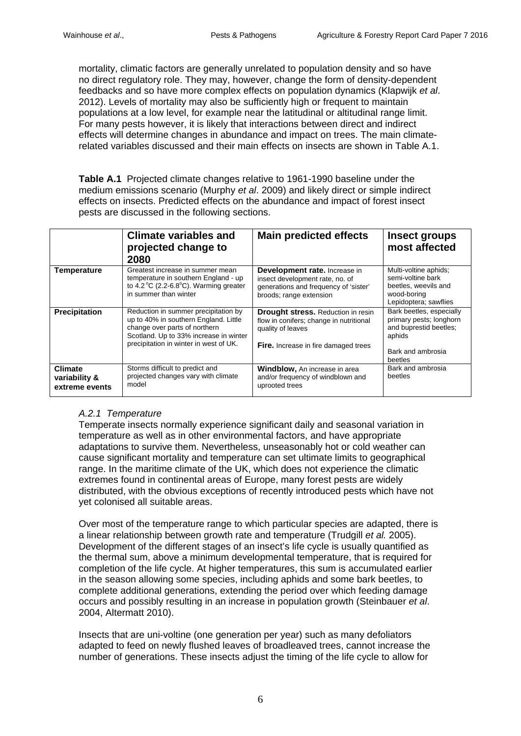mortality, climatic factors are generally unrelated to population density and so have no direct regulatory role. They may, however, change the form of density-dependent feedbacks and so have more complex effects on population dynamics (Klapwijk *et al*. 2012). Levels of mortality may also be sufficiently high or frequent to maintain populations at a low level, for example near the latitudinal or altitudinal range limit. For many pests however, it is likely that interactions between direct and indirect effects will determine changes in abundance and impact on trees. The main climate-related variables discussed and their main effects on insects are shown in Table A.1.

**Table A.1** Projected climate changes relative to 1961-1990 baseline under the medium emissions scenario (Murphy *et al*. 2009) and likely direct or simple indirect effects on insects. Predicted effects on the abundance and impact of forest insect pests are discussed in the following sections.

| | **Climate variables and projected change to 2080** | **Main predicted effects** | **Insect groups most affected** |
|---|---|---|---|
| **Temperature** | Greatest increase in summer mean temperature in southern England - up to 4.2°C (2.2-6.8°C). Warming greater in summer than winter | **Development rate.** Increase in insect development rate, no. of generations and frequency of 'sister' broods; range extension | Multi-voltine aphids; semi-voltine bark beetles, weevils and wood-boring Lepidoptera; sawflies |
| **Precipitation** | Reduction in summer precipitation by up to 40% in southern England. Little change over parts of northern Scotland. Up to 33% increase in winter precipitation in winter in west of UK. | **Drought stress.** Reduction in resin flow in conifers; change in nutritional quality of leaves<br><br>**Fire.** Increase in fire damaged trees | Bark beetles, especially primary pests; longhorn and buprestid beetles; aphids<br><br>Bark and ambrosia beetles |
| **Climate variability & extreme events** | Storms difficult to predict and projected changes vary with climate model | **Windblow,** An increase in area and/or frequency of windblown and uprooted trees | Bark and ambrosia beetles |

### *A.2.1 Temperature*

Temperate insects normally experience significant daily and seasonal variation in temperature as well as in other environmental factors, and have appropriate adaptations to survive them. Nevertheless, unseasonably hot or cold weather can cause significant mortality and temperature can set ultimate limits to geographical range. In the maritime climate of the UK, which does not experience the climatic extremes found in continental areas of Europe, many forest pests are widely distributed, with the obvious exceptions of recently introduced pests which have not yet colonised all suitable areas.

Over most of the temperature range to which particular species are adapted, there is a linear relationship between growth rate and temperature (Trudgill *et al.* 2005). Development of the different stages of an insect's life cycle is usually quantified as the thermal sum, above a minimum developmental temperature, that is required for completion of the life cycle. At higher temperatures, this sum is accumulated earlier in the season allowing some species, including aphids and some bark beetles, to complete additional generations, extending the period over which feeding damage occurs and possibly resulting in an increase in population growth (Steinbauer *et al*. 2004, Altermatt 2010).

Insects that are uni-voltine (one generation per year) such as many defoliators adapted to feed on newly flushed leaves of broadleaved trees, cannot increase the number of generations. These insects adjust the timing of the life cycle to allow for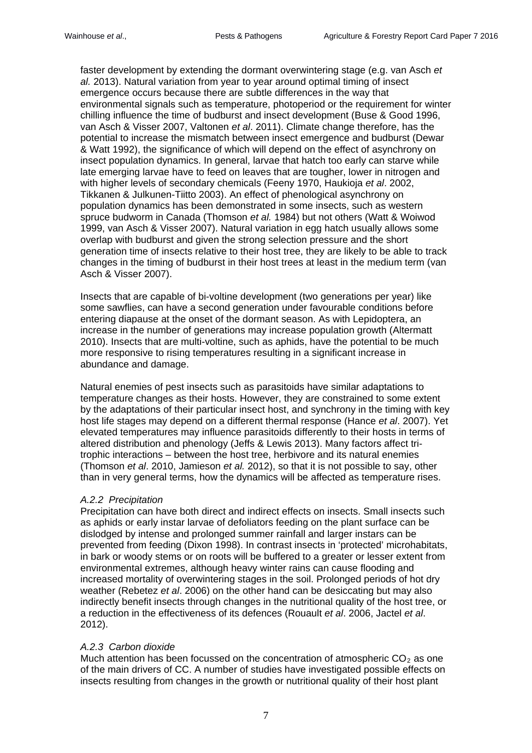faster development by extending the dormant overwintering stage (e.g. van Asch *et al.* 2013). Natural variation from year to year around optimal timing of insect emergence occurs because there are subtle differences in the way that environmental signals such as temperature, photoperiod or the requirement for winter chilling influence the time of budburst and insect development (Buse & Good 1996, van Asch & Visser 2007, Valtonen *et al*. 2011). Climate change therefore, has the potential to increase the mismatch between insect emergence and budburst (Dewar & Watt 1992), the significance of which will depend on the effect of asynchrony on insect population dynamics. In general, larvae that hatch too early can starve while late emerging larvae have to feed on leaves that are tougher, lower in nitrogen and with higher levels of secondary chemicals (Feeny 1970, Haukioja *et al*. 2002, Tikkanen & Julkunen-Tiitto 2003). An effect of phenological asynchrony on population dynamics has been demonstrated in some insects, such as western spruce budworm in Canada (Thomson *et al.* 1984) but not others (Watt & Woiwod 1999, van Asch & Visser 2007). Natural variation in egg hatch usually allows some overlap with budburst and given the strong selection pressure and the short generation time of insects relative to their host tree, they are likely to be able to track changes in the timing of budburst in their host trees at least in the medium term (van Asch & Visser 2007).

Insects that are capable of bi-voltine development (two generations per year) like some sawflies, can have a second generation under favourable conditions before entering diapause at the onset of the dormant season. As with Lepidoptera, an increase in the number of generations may increase population growth (Altermatt 2010). Insects that are multi-voltine, such as aphids, have the potential to be much more responsive to rising temperatures resulting in a significant increase in abundance and damage.

Natural enemies of pest insects such as parasitoids have similar adaptations to temperature changes as their hosts. However, they are constrained to some extent by the adaptations of their particular insect host, and synchrony in the timing with key host life stages may depend on a different thermal response (Hance *et al*. 2007). Yet elevated temperatures may influence parasitoids differently to their hosts in terms of altered distribution and phenology (Jeffs & Lewis 2013). Many factors affect tri-trophic interactions – between the host tree, herbivore and its natural enemies (Thomson *et al*. 2010, Jamieson *et al.* 2012), so that it is not possible to say, other than in very general terms, how the dynamics will be affected as temperature rises.

#### *A.2.2 Precipitation*

Precipitation can have both direct and indirect effects on insects. Small insects such as aphids or early instar larvae of defoliators feeding on the plant surface can be dislodged by intense and prolonged summer rainfall and larger instars can be prevented from feeding (Dixon 1998). In contrast insects in 'protected' microhabitats, in bark or woody stems or on roots will be buffered to a greater or lesser extent from environmental extremes, although heavy winter rains can cause flooding and increased mortality of overwintering stages in the soil. Prolonged periods of hot dry weather (Rebetez *et al*. 2006) on the other hand can be desiccating but may also indirectly benefit insects through changes in the nutritional quality of the host tree, or a reduction in the effectiveness of its defences (Rouault *et al*. 2006, Jactel *et al*. 2012).

#### *A.2.3 Carbon dioxide*

Much attention has been focussed on the concentration of atmospheric $CO_2$ as one of the main drivers of CC. A number of studies have investigated possible effects on insects resulting from changes in the growth or nutritional quality of their host plant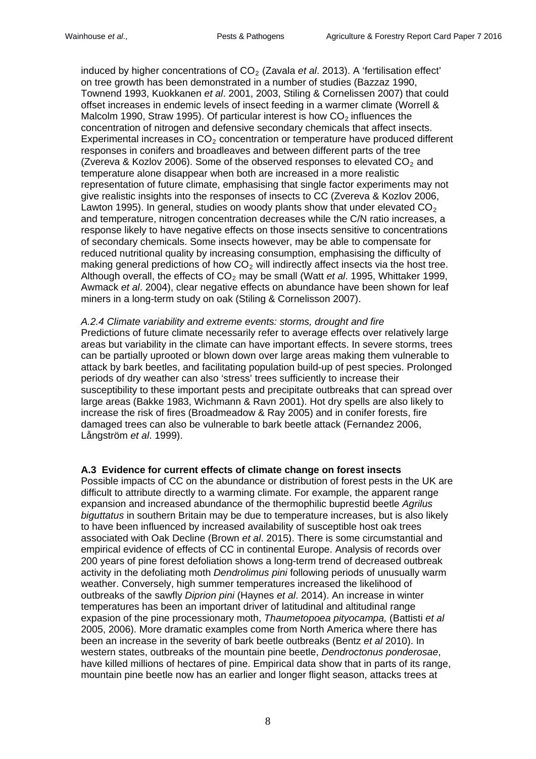induced by higher concentrations of $CO_2$ (Zavala *et al*. 2013). A 'fertilisation effect' on tree growth has been demonstrated in a number of studies (Bazzaz 1990, Townend 1993, Kuokkanen *et al*. 2001, 2003, Stiling & Cornelissen 2007) that could offset increases in endemic levels of insect feeding in a warmer climate (Worrell & Malcolm 1990, Straw 1995). Of particular interest is how $CO_2$ influences the concentration of nitrogen and defensive secondary chemicals that affect insects. Experimental increases in $CO_2$ concentration or temperature have produced different responses in conifers and broadleaves and between different parts of the tree (Zvereva & Kozlov 2006). Some of the observed responses to elevated $CO_2$ and temperature alone disappear when both are increased in a more realistic representation of future climate, emphasising that single factor experiments may not give realistic insights into the responses of insects to CC (Zvereva & Kozlov 2006, Lawton 1995). In general, studies on woody plants show that under elevated $CO_2$ and temperature, nitrogen concentration decreases while the C/N ratio increases, a response likely to have negative effects on those insects sensitive to concentrations of secondary chemicals. Some insects however, may be able to compensate for reduced nutritional quality by increasing consumption, emphasising the difficulty of making general predictions of how $CO_2$ will indirectly affect insects via the host tree. Although overall, the effects of $CO_2$ may be small (Watt *et al*. 1995, Whittaker 1999, Awmack *et al*. 2004), clear negative effects on abundance have been shown for leaf miners in a long-term study on oak (Stiling & Cornelisson 2007).

*A.2.4 Climate variability and extreme events: storms, drought and fire*

Predictions of future climate necessarily refer to average effects over relatively large areas but variability in the climate can have important effects. In severe storms, trees can be partially uprooted or blown down over large areas making them vulnerable to attack by bark beetles, and facilitating population build-up of pest species. Prolonged periods of dry weather can also 'stress' trees sufficiently to increase their susceptibility to these important pests and precipitate outbreaks that can spread over large areas (Bakke 1983, Wichmann & Ravn 2001). Hot dry spells are also likely to increase the risk of fires (Broadmeadow & Ray 2005) and in conifer forests, fire damaged trees can also be vulnerable to bark beetle attack (Fernandez 2006, Långström *et al*. 1999).

**A.3 Evidence for current effects of climate change on forest insects**

Possible impacts of CC on the abundance or distribution of forest pests in the UK are difficult to attribute directly to a warming climate. For example, the apparent range expansion and increased abundance of the thermophilic buprestid beetle *Agrilus biguttatus* in southern Britain may be due to temperature increases, but is also likely to have been influenced by increased availability of susceptible host oak trees associated with Oak Decline (Brown *et al*. 2015). There is some circumstantial and empirical evidence of effects of CC in continental Europe. Analysis of records over 200 years of pine forest defoliation shows a long-term trend of decreased outbreak activity in the defoliating moth *Dendrolimus pini* following periods of unusually warm weather. Conversely, high summer temperatures increased the likelihood of outbreaks of the sawfly *Diprion pini* (Haynes *et al*. 2014). An increase in winter temperatures has been an important driver of latitudinal and altitudinal range expasion of the pine processionary moth, *Thaumetopoea pityocampa,* (Battisti *et al* 2005, 2006). More dramatic examples come from North America where there has been an increase in the severity of bark beetle outbreaks (Bentz *et al* 2010). In western states, outbreaks of the mountain pine beetle, *Dendroctonus ponderosae*, have killed millions of hectares of pine. Empirical data show that in parts of its range, mountain pine beetle now has an earlier and longer flight season, attacks trees at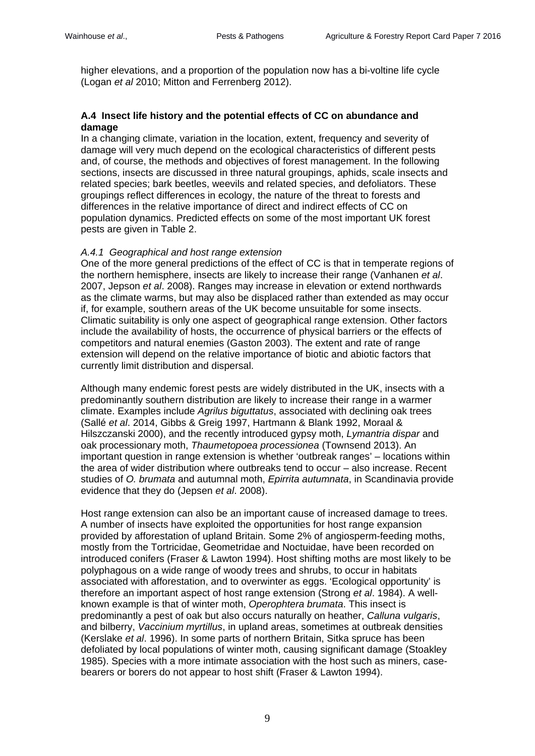higher elevations, and a proportion of the population now has a bi-voltine life cycle (Logan *et al* 2010; Mitton and Ferrenberg 2012).

### A.4 Insect life history and the potential effects of CC on abundance and damage

In a changing climate, variation in the location, extent, frequency and severity of damage will very much depend on the ecological characteristics of different pests and, of course, the methods and objectives of forest management. In the following sections, insects are discussed in three natural groupings, aphids, scale insects and related species; bark beetles, weevils and related species, and defoliators. These groupings reflect differences in ecology, the nature of the threat to forests and differences in the relative importance of direct and indirect effects of CC on population dynamics. Predicted effects on some of the most important UK forest pests are given in Table 2.

#### *A.4.1 Geographical and host range extension*

One of the more general predictions of the effect of CC is that in temperate regions of the northern hemisphere, insects are likely to increase their range (Vanhanen *et al*. 2007, Jepson *et al*. 2008). Ranges may increase in elevation or extend northwards as the climate warms, but may also be displaced rather than extended as may occur if, for example, southern areas of the UK become unsuitable for some insects. Climatic suitability is only one aspect of geographical range extension. Other factors include the availability of hosts, the occurrence of physical barriers or the effects of competitors and natural enemies (Gaston 2003). The extent and rate of range extension will depend on the relative importance of biotic and abiotic factors that currently limit distribution and dispersal.

Although many endemic forest pests are widely distributed in the UK, insects with a predominantly southern distribution are likely to increase their range in a warmer climate. Examples include *Agrilus biguttatus*, associated with declining oak trees (Sallé *et al*. 2014, Gibbs & Greig 1997, Hartmann & Blank 1992, Moraal & Hilszczanski 2000), and the recently introduced gypsy moth, *Lymantria dispar* and oak processionary moth, *Thaumetopoea processionea* (Townsend 2013). An important question in range extension is whether 'outbreak ranges' – locations within the area of wider distribution where outbreaks tend to occur – also increase. Recent studies of *O. brumata* and autumnal moth, *Epirrita autumnata*, in Scandinavia provide evidence that they do (Jepsen *et al*. 2008).

Host range extension can also be an important cause of increased damage to trees. A number of insects have exploited the opportunities for host range expansion provided by afforestation of upland Britain. Some 2% of angiosperm-feeding moths, mostly from the Tortricidae, Geometridae and Noctuidae, have been recorded on introduced conifers (Fraser & Lawton 1994). Host shifting moths are most likely to be polyphagous on a wide range of woody trees and shrubs, to occur in habitats associated with afforestation, and to overwinter as eggs. 'Ecological opportunity' is therefore an important aspect of host range extension (Strong *et al*. 1984). A well-known example is that of winter moth, *Operophtera brumata*. This insect is predominantly a pest of oak but also occurs naturally on heather, *Calluna vulgaris*, and bilberry, *Vaccinium myrtillus*, in upland areas, sometimes at outbreak densities (Kerslake *et al*. 1996). In some parts of northern Britain, Sitka spruce has been defoliated by local populations of winter moth, causing significant damage (Stoakley 1985). Species with a more intimate association with the host such as miners, case-bearers or borers do not appear to host shift (Fraser & Lawton 1994).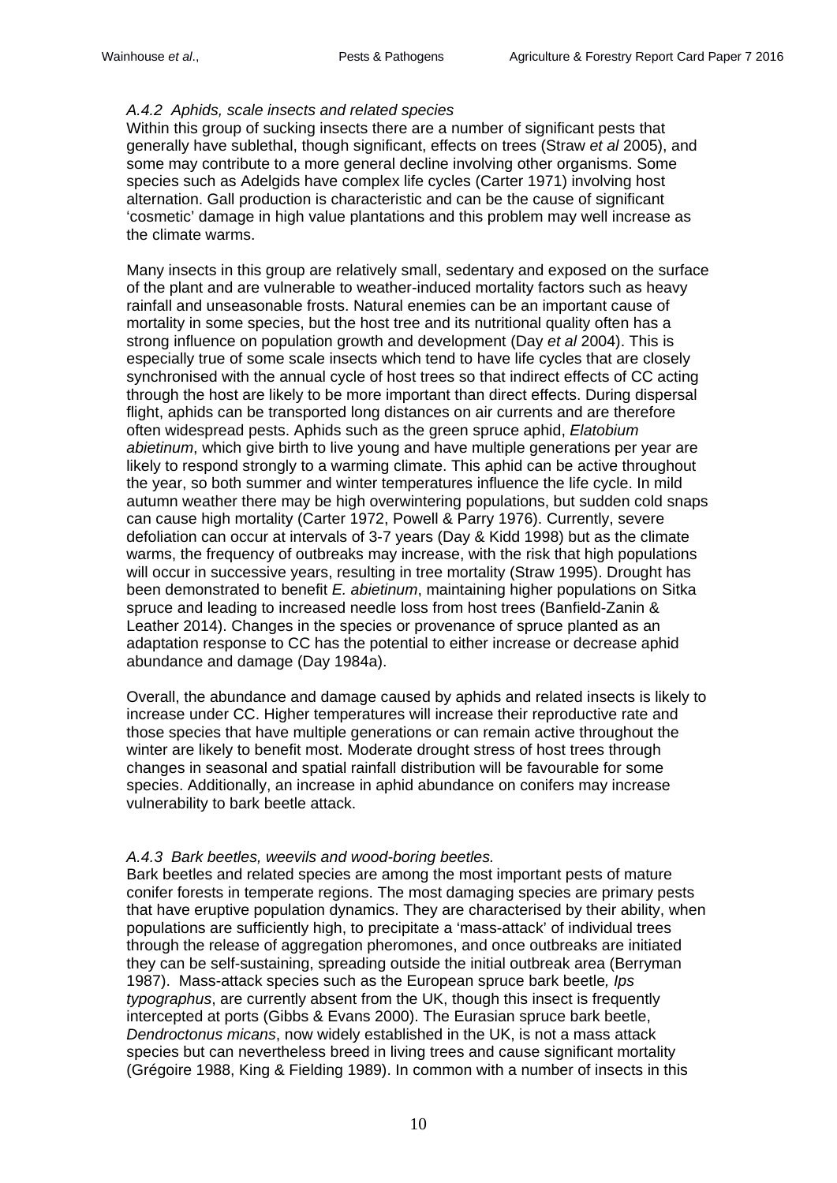### *A.4.2 Aphids, scale insects and related species*

Within this group of sucking insects there are a number of significant pests that generally have sublethal, though significant, effects on trees (Straw *et al* 2005), and some may contribute to a more general decline involving other organisms. Some species such as Adelgids have complex life cycles (Carter 1971) involving host alternation. Gall production is characteristic and can be the cause of significant 'cosmetic' damage in high value plantations and this problem may well increase as the climate warms.

Many insects in this group are relatively small, sedentary and exposed on the surface of the plant and are vulnerable to weather-induced mortality factors such as heavy rainfall and unseasonable frosts. Natural enemies can be an important cause of mortality in some species, but the host tree and its nutritional quality often has a strong influence on population growth and development (Day *et al* 2004). This is especially true of some scale insects which tend to have life cycles that are closely synchronised with the annual cycle of host trees so that indirect effects of CC acting through the host are likely to be more important than direct effects. During dispersal flight, aphids can be transported long distances on air currents and are therefore often widespread pests. Aphids such as the green spruce aphid, *Elatobium abietinum*, which give birth to live young and have multiple generations per year are likely to respond strongly to a warming climate. This aphid can be active throughout the year, so both summer and winter temperatures influence the life cycle. In mild autumn weather there may be high overwintering populations, but sudden cold snaps can cause high mortality (Carter 1972, Powell & Parry 1976). Currently, severe defoliation can occur at intervals of 3-7 years (Day & Kidd 1998) but as the climate warms, the frequency of outbreaks may increase, with the risk that high populations will occur in successive years, resulting in tree mortality (Straw 1995). Drought has been demonstrated to benefit *E. abietinum*, maintaining higher populations on Sitka spruce and leading to increased needle loss from host trees (Banfield-Zanin & Leather 2014). Changes in the species or provenance of spruce planted as an adaptation response to CC has the potential to either increase or decrease aphid abundance and damage (Day 1984a).

Overall, the abundance and damage caused by aphids and related insects is likely to increase under CC. Higher temperatures will increase their reproductive rate and those species that have multiple generations or can remain active throughout the winter are likely to benefit most. Moderate drought stress of host trees through changes in seasonal and spatial rainfall distribution will be favourable for some species. Additionally, an increase in aphid abundance on conifers may increase vulnerability to bark beetle attack.

### *A.4.3 Bark beetles, weevils and wood-boring beetles.*

Bark beetles and related species are among the most important pests of mature conifer forests in temperate regions. The most damaging species are primary pests that have eruptive population dynamics. They are characterised by their ability, when populations are sufficiently high, to precipitate a 'mass-attack' of individual trees through the release of aggregation pheromones, and once outbreaks are initiated they can be self-sustaining, spreading outside the initial outbreak area (Berryman 1987). Mass-attack species such as the European spruce bark beetle*, Ips typographus*, are currently absent from the UK, though this insect is frequently intercepted at ports (Gibbs & Evans 2000). The Eurasian spruce bark beetle, *Dendroctonus micans*, now widely established in the UK, is not a mass attack species but can nevertheless breed in living trees and cause significant mortality (Grégoire 1988, King & Fielding 1989). In common with a number of insects in this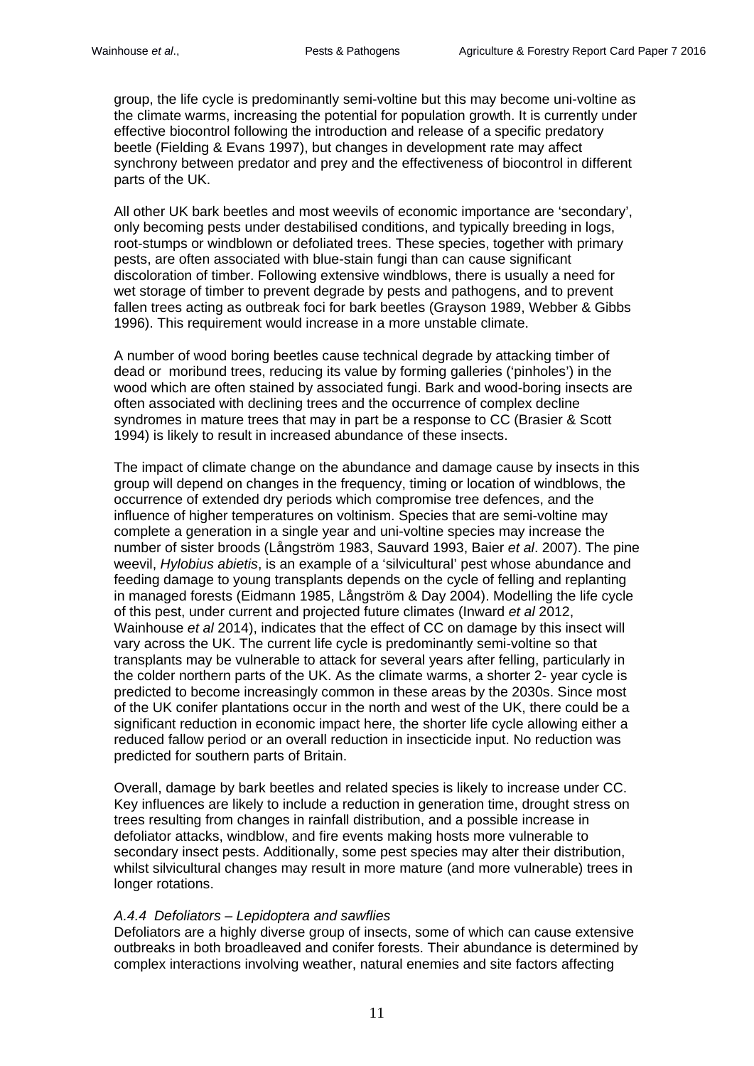group, the life cycle is predominantly semi-voltine but this may become uni-voltine as the climate warms, increasing the potential for population growth. It is currently under effective biocontrol following the introduction and release of a specific predatory beetle (Fielding & Evans 1997), but changes in development rate may affect synchrony between predator and prey and the effectiveness of biocontrol in different parts of the UK.

All other UK bark beetles and most weevils of economic importance are 'secondary', only becoming pests under destabilised conditions, and typically breeding in logs, root-stumps or windblown or defoliated trees. These species, together with primary pests, are often associated with blue-stain fungi than can cause significant discoloration of timber. Following extensive windblows, there is usually a need for wet storage of timber to prevent degrade by pests and pathogens, and to prevent fallen trees acting as outbreak foci for bark beetles (Grayson 1989, Webber & Gibbs 1996). This requirement would increase in a more unstable climate.

A number of wood boring beetles cause technical degrade by attacking timber of dead or moribund trees, reducing its value by forming galleries ('pinholes') in the wood which are often stained by associated fungi. Bark and wood-boring insects are often associated with declining trees and the occurrence of complex decline syndromes in mature trees that may in part be a response to CC (Brasier & Scott 1994) is likely to result in increased abundance of these insects.

The impact of climate change on the abundance and damage cause by insects in this group will depend on changes in the frequency, timing or location of windblows, the occurrence of extended dry periods which compromise tree defences, and the influence of higher temperatures on voltinism. Species that are semi-voltine may complete a generation in a single year and uni-voltine species may increase the number of sister broods (Långström 1983, Sauvard 1993, Baier *et al*. 2007). The pine weevil, *Hylobius abietis*, is an example of a 'silvicultural' pest whose abundance and feeding damage to young transplants depends on the cycle of felling and replanting in managed forests (Eidmann 1985, Långström & Day 2004). Modelling the life cycle of this pest, under current and projected future climates (Inward *et al* 2012, Wainhouse *et al* 2014), indicates that the effect of CC on damage by this insect will vary across the UK. The current life cycle is predominantly semi-voltine so that transplants may be vulnerable to attack for several years after felling, particularly in the colder northern parts of the UK. As the climate warms, a shorter 2- year cycle is predicted to become increasingly common in these areas by the 2030s. Since most of the UK conifer plantations occur in the north and west of the UK, there could be a significant reduction in economic impact here, the shorter life cycle allowing either a reduced fallow period or an overall reduction in insecticide input. No reduction was predicted for southern parts of Britain.

Overall, damage by bark beetles and related species is likely to increase under CC. Key influences are likely to include a reduction in generation time, drought stress on trees resulting from changes in rainfall distribution, and a possible increase in defoliator attacks, windblow, and fire events making hosts more vulnerable to secondary insect pests. Additionally, some pest species may alter their distribution, whilst silvicultural changes may result in more mature (and more vulnerable) trees in longer rotations.

#### *A.4.4 Defoliators – Lepidoptera and sawflies*

Defoliators are a highly diverse group of insects, some of which can cause extensive outbreaks in both broadleaved and conifer forests. Their abundance is determined by complex interactions involving weather, natural enemies and site factors affecting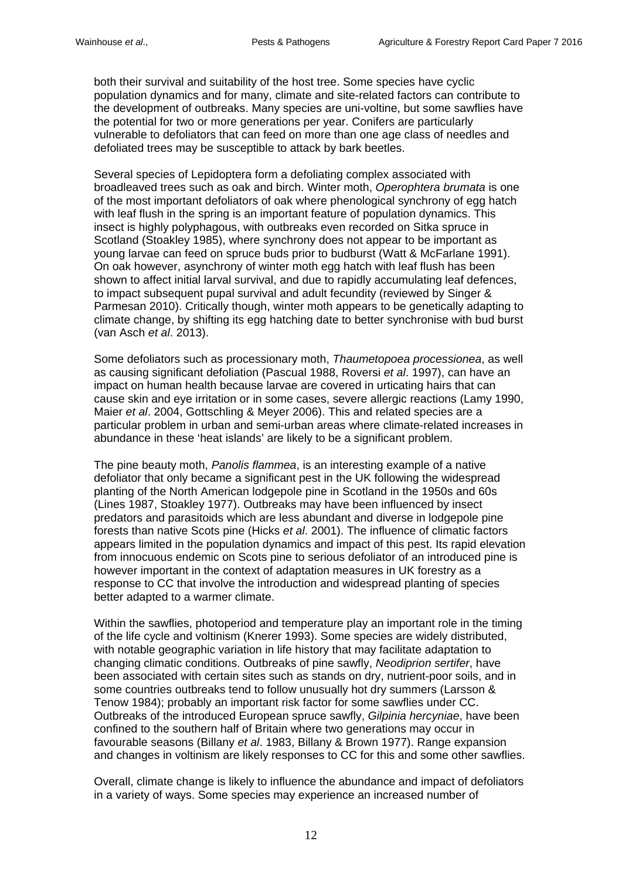both their survival and suitability of the host tree. Some species have cyclic population dynamics and for many, climate and site-related factors can contribute to the development of outbreaks. Many species are uni-voltine, but some sawflies have the potential for two or more generations per year. Conifers are particularly vulnerable to defoliators that can feed on more than one age class of needles and defoliated trees may be susceptible to attack by bark beetles.

Several species of Lepidoptera form a defoliating complex associated with broadleaved trees such as oak and birch. Winter moth, *Operophtera brumata* is one of the most important defoliators of oak where phenological synchrony of egg hatch with leaf flush in the spring is an important feature of population dynamics. This insect is highly polyphagous, with outbreaks even recorded on Sitka spruce in Scotland (Stoakley 1985), where synchrony does not appear to be important as young larvae can feed on spruce buds prior to budburst (Watt & McFarlane 1991). On oak however, asynchrony of winter moth egg hatch with leaf flush has been shown to affect initial larval survival, and due to rapidly accumulating leaf defences, to impact subsequent pupal survival and adult fecundity (reviewed by Singer & Parmesan 2010). Critically though, winter moth appears to be genetically adapting to climate change, by shifting its egg hatching date to better synchronise with bud burst (van Asch *et al*. 2013).

Some defoliators such as processionary moth, *Thaumetopoea processionea*, as well as causing significant defoliation (Pascual 1988, Roversi *et al*. 1997), can have an impact on human health because larvae are covered in urticating hairs that can cause skin and eye irritation or in some cases, severe allergic reactions (Lamy 1990, Maier *et al*. 2004, Gottschling & Meyer 2006). This and related species are a particular problem in urban and semi-urban areas where climate-related increases in abundance in these 'heat islands' are likely to be a significant problem.

The pine beauty moth, *Panolis flammea*, is an interesting example of a native defoliator that only became a significant pest in the UK following the widespread planting of the North American lodgepole pine in Scotland in the 1950s and 60s (Lines 1987, Stoakley 1977). Outbreaks may have been influenced by insect predators and parasitoids which are less abundant and diverse in lodgepole pine forests than native Scots pine (Hicks *et al*. 2001). The influence of climatic factors appears limited in the population dynamics and impact of this pest. Its rapid elevation from innocuous endemic on Scots pine to serious defoliator of an introduced pine is however important in the context of adaptation measures in UK forestry as a response to CC that involve the introduction and widespread planting of species better adapted to a warmer climate.

Within the sawflies, photoperiod and temperature play an important role in the timing of the life cycle and voltinism (Knerer 1993). Some species are widely distributed, with notable geographic variation in life history that may facilitate adaptation to changing climatic conditions. Outbreaks of pine sawfly, *Neodiprion sertifer*, have been associated with certain sites such as stands on dry, nutrient-poor soils, and in some countries outbreaks tend to follow unusually hot dry summers (Larsson & Tenow 1984); probably an important risk factor for some sawflies under CC. Outbreaks of the introduced European spruce sawfly, *Gilpinia hercyniae*, have been confined to the southern half of Britain where two generations may occur in favourable seasons (Billany *et al*. 1983, Billany & Brown 1977). Range expansion and changes in voltinism are likely responses to CC for this and some other sawflies.

Overall, climate change is likely to influence the abundance and impact of defoliators in a variety of ways. Some species may experience an increased number of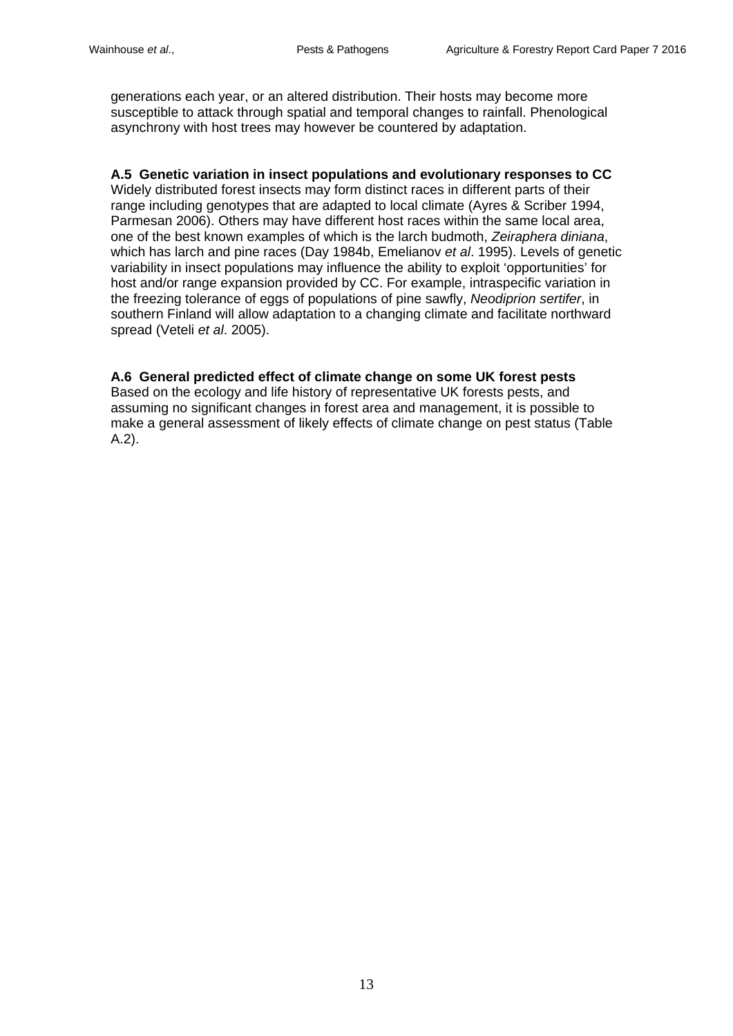generations each year, or an altered distribution. Their hosts may become more susceptible to attack through spatial and temporal changes to rainfall. Phenological asynchrony with host trees may however be countered by adaptation.

### A.5 Genetic variation in insect populations and evolutionary responses to CC

Widely distributed forest insects may form distinct races in different parts of their range including genotypes that are adapted to local climate (Ayres & Scriber 1994, Parmesan 2006). Others may have different host races within the same local area, one of the best known examples of which is the larch budmoth, *Zeiraphera diniana*, which has larch and pine races (Day 1984b, Emelianov *et al*. 1995). Levels of genetic variability in insect populations may influence the ability to exploit 'opportunities' for host and/or range expansion provided by CC. For example, intraspecific variation in the freezing tolerance of eggs of populations of pine sawfly, *Neodiprion sertifer*, in southern Finland will allow adaptation to a changing climate and facilitate northward spread (Veteli *et al*. 2005).

### A.6 General predicted effect of climate change on some UK forest pests

Based on the ecology and life history of representative UK forests pests, and assuming no significant changes in forest area and management, it is possible to make a general assessment of likely effects of climate change on pest status (Table A.2).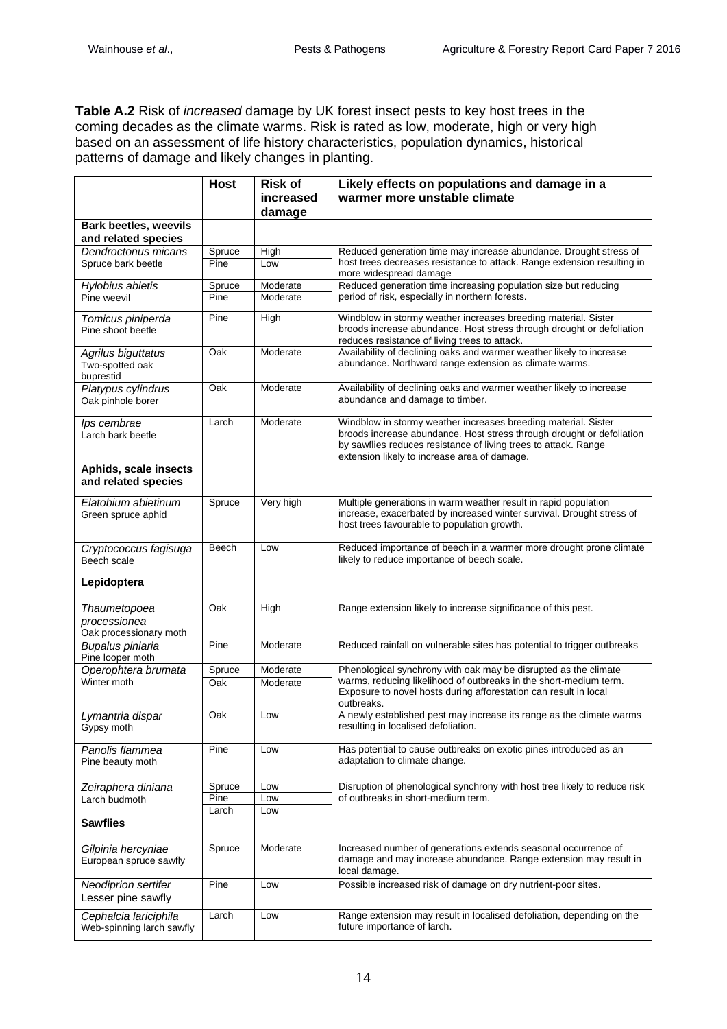**Table A.2** Risk of *increased* damage by UK forest insect pests to key host trees in the coming decades as the climate warms. Risk is rated as low, moderate, high or very high based on an assessment of life history characteristics, population dynamics, historical patterns of damage and likely changes in planting.

| | Host | Risk of increased damage | Likely effects on populations and damage in a warmer more unstable climate |
|---|---|---|---|
| **Bark beetles, weevils and related species** | | | |
| *Dendroctonus micans* Spruce bark beetle | Spruce | High | Reduced generation time may increase abundance. Drought stress of host trees decreases resistance to attack. Range extension resulting in more widespread damage |
| | Pine | Low | |
| *Hylobius abietis* Pine weevil | Spruce | Moderate | Reduced generation time increasing population size but reducing period of risk, especially in northern forests. |
| | Pine | Moderate | |
| *Tomicus piniperda* Pine shoot beetle | Pine | High | Windblow in stormy weather increases breeding material. Sister broods increase abundance. Host stress through drought or defoliation reduces resistance of living trees to attack. |
| *Agrilus biguttatus* Two-spotted oak buprestid | Oak | Moderate | Availability of declining oaks and warmer weather likely to increase abundance. Northward range extension as climate warms. |
| *Platypus cylindrus* Oak pinhole borer | Oak | Moderate | Availability of declining oaks and warmer weather likely to increase abundance and damage to timber. |
| *Ips cembrae* Larch bark beetle | Larch | Moderate | Windblow in stormy weather increases breeding material. Sister broods increase abundance. Host stress through drought or defoliation by sawflies reduces resistance of living trees to attack. Range extension likely to increase area of damage. |
| **Aphids, scale insects and related species** | | | |
| *Elatobium abietinum* Green spruce aphid | Spruce | Very high | Multiple generations in warm weather result in rapid population increase, exacerbated by increased winter survival. Drought stress of host trees favourable to population growth. |
| *Cryptococcus fagisuga* Beech scale | Beech | Low | Reduced importance of beech in a warmer more drought prone climate likely to reduce importance of beech scale. |
| **Lepidoptera** | | | |
| *Thaumetopoea processionea* Oak processionary moth | Oak | High | Range extension likely to increase significance of this pest. |
| *Bupalus piniaria* Pine looper moth | Pine | Moderate | Reduced rainfall on vulnerable sites has potential to trigger outbreaks |
| *Operophtera brumata* Winter moth | Spruce | Moderate | Phenological synchrony with oak may be disrupted as the climate warms, reducing likelihood of outbreaks in the short-medium term. Exposure to novel hosts during afforestation can result in local outbreaks. |
| | Oak | Moderate | |
| *Lymantria dispar* Gypsy moth | Oak | Low | A newly established pest may increase its range as the climate warms resulting in localised defoliation. |
| *Panolis flammea* Pine beauty moth | Pine | Low | Has potential to cause outbreaks on exotic pines introduced as an adaptation to climate change. |
| *Zeiraphera diniana* Larch budmoth | Spruce | Low | Disruption of phenological synchrony with host tree likely to reduce risk of outbreaks in short-medium term. |
| | Pine | Low | |
| | Larch | Low | |
| **Sawflies** | | | |
| *Gilpinia hercyniae* European spruce sawfly | Spruce | Moderate | Increased number of generations extends seasonal occurrence of damage and may increase abundance. Range extension may result in local damage. |
| *Neodiprion sertifer* Lesser pine sawfly | Pine | Low | Possible increased risk of damage on dry nutrient-poor sites. |
| *Cephalcia lariciphila* Web-spinning larch sawfly | Larch | Low | Range extension may result in localised defoliation, depending on the future importance of larch. |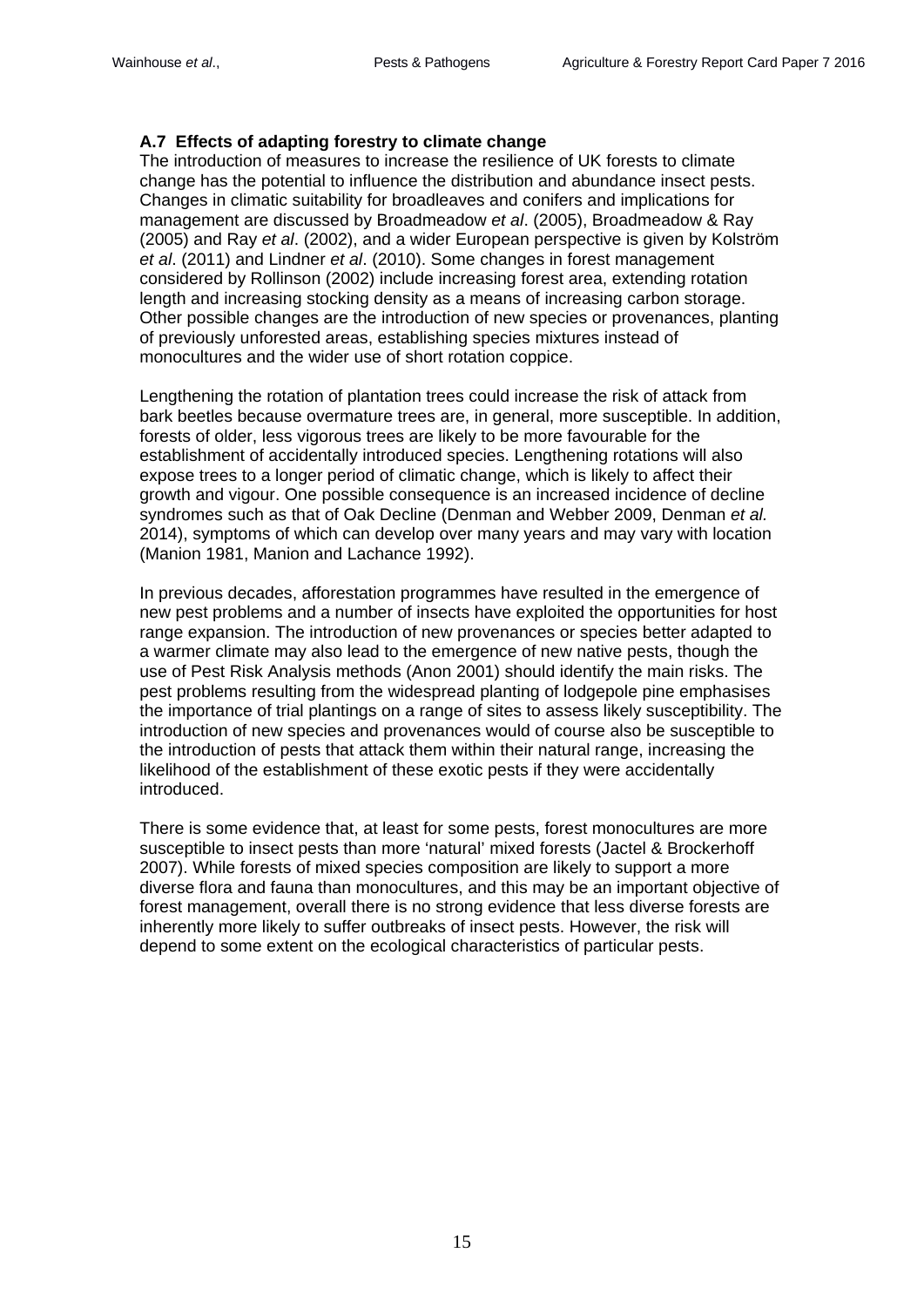### A.7 Effects of adapting forestry to climate change

The introduction of measures to increase the resilience of UK forests to climate change has the potential to influence the distribution and abundance insect pests. Changes in climatic suitability for broadleaves and conifers and implications for management are discussed by Broadmeadow *et al*. (2005), Broadmeadow & Ray (2005) and Ray *et al*. (2002), and a wider European perspective is given by Kolström *et al*. (2011) and Lindner *et al*. (2010). Some changes in forest management considered by Rollinson (2002) include increasing forest area, extending rotation length and increasing stocking density as a means of increasing carbon storage. Other possible changes are the introduction of new species or provenances, planting of previously unforested areas, establishing species mixtures instead of monocultures and the wider use of short rotation coppice.

Lengthening the rotation of plantation trees could increase the risk of attack from bark beetles because overmature trees are, in general, more susceptible. In addition, forests of older, less vigorous trees are likely to be more favourable for the establishment of accidentally introduced species. Lengthening rotations will also expose trees to a longer period of climatic change, which is likely to affect their growth and vigour. One possible consequence is an increased incidence of decline syndromes such as that of Oak Decline (Denman and Webber 2009, Denman *et al.* 2014), symptoms of which can develop over many years and may vary with location (Manion 1981, Manion and Lachance 1992).

In previous decades, afforestation programmes have resulted in the emergence of new pest problems and a number of insects have exploited the opportunities for host range expansion. The introduction of new provenances or species better adapted to a warmer climate may also lead to the emergence of new native pests, though the use of Pest Risk Analysis methods (Anon 2001) should identify the main risks. The pest problems resulting from the widespread planting of lodgepole pine emphasises the importance of trial plantings on a range of sites to assess likely susceptibility. The introduction of new species and provenances would of course also be susceptible to the introduction of pests that attack them within their natural range, increasing the likelihood of the establishment of these exotic pests if they were accidentally introduced.

There is some evidence that, at least for some pests, forest monocultures are more susceptible to insect pests than more 'natural' mixed forests (Jactel & Brockerhoff 2007). While forests of mixed species composition are likely to support a more diverse flora and fauna than monocultures, and this may be an important objective of forest management, overall there is no strong evidence that less diverse forests are inherently more likely to suffer outbreaks of insect pests. However, the risk will depend to some extent on the ecological characteristics of particular pests.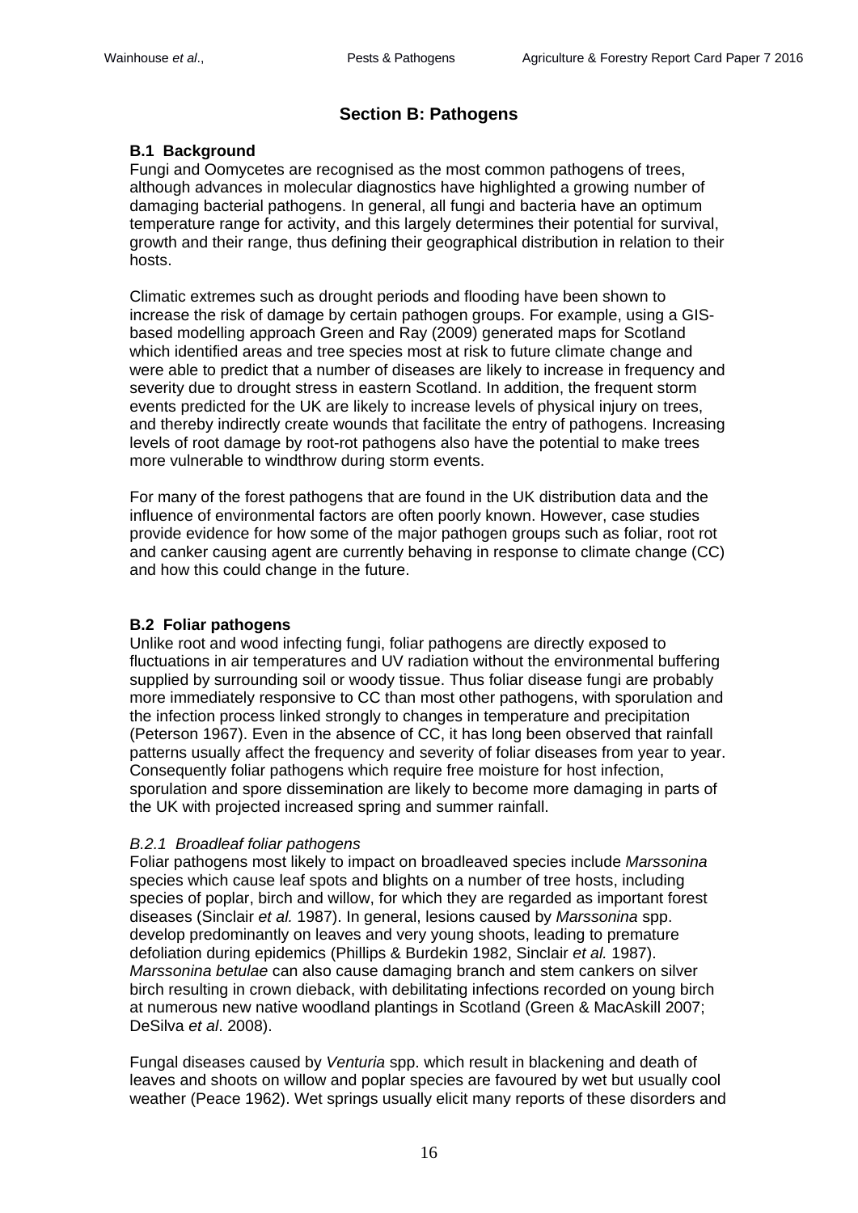## Section B: Pathogens

### B.1 Background

Fungi and Oomycetes are recognised as the most common pathogens of trees, although advances in molecular diagnostics have highlighted a growing number of damaging bacterial pathogens. In general, all fungi and bacteria have an optimum temperature range for activity, and this largely determines their potential for survival, growth and their range, thus defining their geographical distribution in relation to their hosts.

Climatic extremes such as drought periods and flooding have been shown to increase the risk of damage by certain pathogen groups. For example, using a GIS-based modelling approach Green and Ray (2009) generated maps for Scotland which identified areas and tree species most at risk to future climate change and were able to predict that a number of diseases are likely to increase in frequency and severity due to drought stress in eastern Scotland. In addition, the frequent storm events predicted for the UK are likely to increase levels of physical injury on trees, and thereby indirectly create wounds that facilitate the entry of pathogens. Increasing levels of root damage by root-rot pathogens also have the potential to make trees more vulnerable to windthrow during storm events.

For many of the forest pathogens that are found in the UK distribution data and the influence of environmental factors are often poorly known. However, case studies provide evidence for how some of the major pathogen groups such as foliar, root rot and canker causing agent are currently behaving in response to climate change (CC) and how this could change in the future.

### B.2 Foliar pathogens

Unlike root and wood infecting fungi, foliar pathogens are directly exposed to fluctuations in air temperatures and UV radiation without the environmental buffering supplied by surrounding soil or woody tissue. Thus foliar disease fungi are probably more immediately responsive to CC than most other pathogens, with sporulation and the infection process linked strongly to changes in temperature and precipitation (Peterson 1967). Even in the absence of CC, it has long been observed that rainfall patterns usually affect the frequency and severity of foliar diseases from year to year. Consequently foliar pathogens which require free moisture for host infection, sporulation and spore dissemination are likely to become more damaging in parts of the UK with projected increased spring and summer rainfall.

#### *B.2.1 Broadleaf foliar pathogens*

Foliar pathogens most likely to impact on broadleaved species include *Marssonina* species which cause leaf spots and blights on a number of tree hosts, including species of poplar, birch and willow, for which they are regarded as important forest diseases (Sinclair *et al.* 1987). In general, lesions caused by *Marssonina* spp. develop predominantly on leaves and very young shoots, leading to premature defoliation during epidemics (Phillips & Burdekin 1982, Sinclair *et al.* 1987). *Marssonina betulae* can also cause damaging branch and stem cankers on silver birch resulting in crown dieback, with debilitating infections recorded on young birch at numerous new native woodland plantings in Scotland (Green & MacAskill 2007; DeSilva *et al*. 2008).

Fungal diseases caused by *Venturia* spp. which result in blackening and death of leaves and shoots on willow and poplar species are favoured by wet but usually cool weather (Peace 1962). Wet springs usually elicit many reports of these disorders and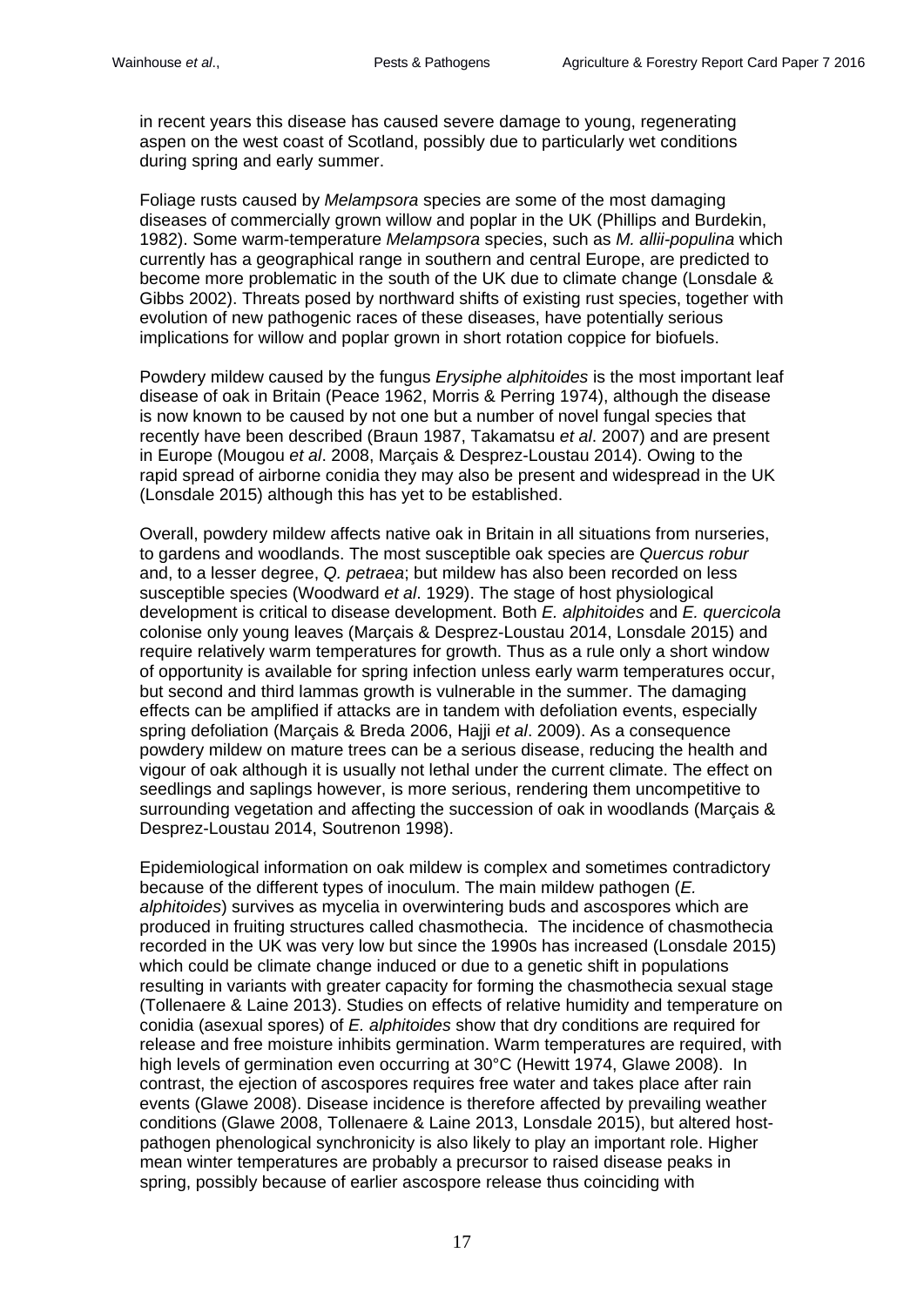in recent years this disease has caused severe damage to young, regenerating aspen on the west coast of Scotland, possibly due to particularly wet conditions during spring and early summer.

Foliage rusts caused by *Melampsora* species are some of the most damaging diseases of commercially grown willow and poplar in the UK (Phillips and Burdekin, 1982). Some warm-temperature *Melampsora* species, such as *M. allii-populina* which currently has a geographical range in southern and central Europe, are predicted to become more problematic in the south of the UK due to climate change (Lonsdale & Gibbs 2002). Threats posed by northward shifts of existing rust species, together with evolution of new pathogenic races of these diseases, have potentially serious implications for willow and poplar grown in short rotation coppice for biofuels.

Powdery mildew caused by the fungus *Erysiphe alphitoides* is the most important leaf disease of oak in Britain (Peace 1962, Morris & Perring 1974), although the disease is now known to be caused by not one but a number of novel fungal species that recently have been described (Braun 1987, Takamatsu *et al*. 2007) and are present in Europe (Mougou *et al*. 2008, Marçais & Desprez-Loustau 2014). Owing to the rapid spread of airborne conidia they may also be present and widespread in the UK (Lonsdale 2015) although this has yet to be established.

Overall, powdery mildew affects native oak in Britain in all situations from nurseries, to gardens and woodlands. The most susceptible oak species are *Quercus robur* and, to a lesser degree, *Q. petraea*; but mildew has also been recorded on less susceptible species (Woodward *et al*. 1929). The stage of host physiological development is critical to disease development. Both *E. alphitoides* and *E. quercicola* colonise only young leaves (Marçais & Desprez-Loustau 2014, Lonsdale 2015) and require relatively warm temperatures for growth. Thus as a rule only a short window of opportunity is available for spring infection unless early warm temperatures occur, but second and third lammas growth is vulnerable in the summer. The damaging effects can be amplified if attacks are in tandem with defoliation events, especially spring defoliation (Marçais & Breda 2006, Hajji *et al*. 2009). As a consequence powdery mildew on mature trees can be a serious disease, reducing the health and vigour of oak although it is usually not lethal under the current climate. The effect on seedlings and saplings however, is more serious, rendering them uncompetitive to surrounding vegetation and affecting the succession of oak in woodlands (Marçais & Desprez-Loustau 2014, Soutrenon 1998).

Epidemiological information on oak mildew is complex and sometimes contradictory because of the different types of inoculum. The main mildew pathogen (*E. alphitoides*) survives as mycelia in overwintering buds and ascospores which are produced in fruiting structures called chasmothecia. The incidence of chasmothecia recorded in the UK was very low but since the 1990s has increased (Lonsdale 2015) which could be climate change induced or due to a genetic shift in populations resulting in variants with greater capacity for forming the chasmothecia sexual stage (Tollenaere & Laine 2013). Studies on effects of relative humidity and temperature on conidia (asexual spores) of *E. alphitoides* show that dry conditions are required for release and free moisture inhibits germination. Warm temperatures are required, with high levels of germination even occurring at 30°C (Hewitt 1974, Glawe 2008). In contrast, the ejection of ascospores requires free water and takes place after rain events (Glawe 2008). Disease incidence is therefore affected by prevailing weather conditions (Glawe 2008, Tollenaere & Laine 2013, Lonsdale 2015), but altered host-pathogen phenological synchronicity is also likely to play an important role. Higher mean winter temperatures are probably a precursor to raised disease peaks in spring, possibly because of earlier ascospore release thus coinciding with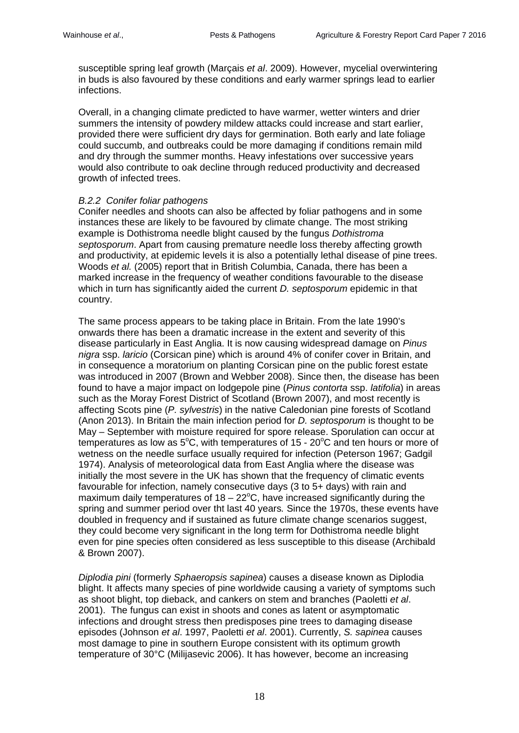susceptible spring leaf growth (Marçais *et al*. 2009). However, mycelial overwintering in buds is also favoured by these conditions and early warmer springs lead to earlier infections.

Overall, in a changing climate predicted to have warmer, wetter winters and drier summers the intensity of powdery mildew attacks could increase and start earlier, provided there were sufficient dry days for germination. Both early and late foliage could succumb, and outbreaks could be more damaging if conditions remain mild and dry through the summer months. Heavy infestations over successive years would also contribute to oak decline through reduced productivity and decreased growth of infected trees.

*B.2.2 Conifer foliar pathogens*

Conifer needles and shoots can also be affected by foliar pathogens and in some instances these are likely to be favoured by climate change. The most striking example is Dothistroma needle blight caused by the fungus *Dothistroma septosporum*. Apart from causing premature needle loss thereby affecting growth and productivity, at epidemic levels it is also a potentially lethal disease of pine trees. Woods *et al.* (2005) report that in British Columbia, Canada, there has been a marked increase in the frequency of weather conditions favourable to the disease which in turn has significantly aided the current *D. septosporum* epidemic in that country.

The same process appears to be taking place in Britain. From the late 1990's onwards there has been a dramatic increase in the extent and severity of this disease particularly in East Anglia. It is now causing widespread damage on *Pinus nigra* ssp. *laricio* (Corsican pine) which is around 4% of conifer cover in Britain, and in consequence a moratorium on planting Corsican pine on the public forest estate was introduced in 2007 (Brown and Webber 2008). Since then, the disease has been found to have a major impact on lodgepole pine (*Pinus contorta* ssp. *latifolia*) in areas such as the Moray Forest District of Scotland (Brown 2007), and most recently is affecting Scots pine (*P. sylvestris*) in the native Caledonian pine forests of Scotland (Anon 2013). In Britain the main infection period for *D. septosporum* is thought to be May – September with moisture required for spore release. Sporulation can occur at temperatures as low as 5$^{o}$C, with temperatures of 15 - 20$^{o}$C and ten hours or more of wetness on the needle surface usually required for infection (Peterson 1967; Gadgil 1974). Analysis of meteorological data from East Anglia where the disease was initially the most severe in the UK has shown that the frequency of climatic events favourable for infection, namely consecutive days (3 to 5+ days) with rain and maximum daily temperatures of 18 – 22$^{o}$C, have increased significantly during the spring and summer period over tht last 40 years*.* Since the 1970s, these events have doubled in frequency and if sustained as future climate change scenarios suggest, they could become very significant in the long term for Dothistroma needle blight even for pine species often considered as less susceptible to this disease (Archibald & Brown 2007).

*Diplodia pini* (formerly *Sphaeropsis sapinea*) causes a disease known as Diplodia blight. It affects many species of pine worldwide causing a variety of symptoms such as shoot blight, top dieback, and cankers on stem and branches (Paoletti *et al*. 2001). The fungus can exist in shoots and cones as latent or asymptomatic infections and drought stress then predisposes pine trees to damaging disease episodes (Johnson *et al*. 1997, Paoletti *et al*. 2001). Currently, *S. sapinea* causes most damage to pine in southern Europe consistent with its optimum growth temperature of 30°C (Milijasevic 2006). It has however, become an increasing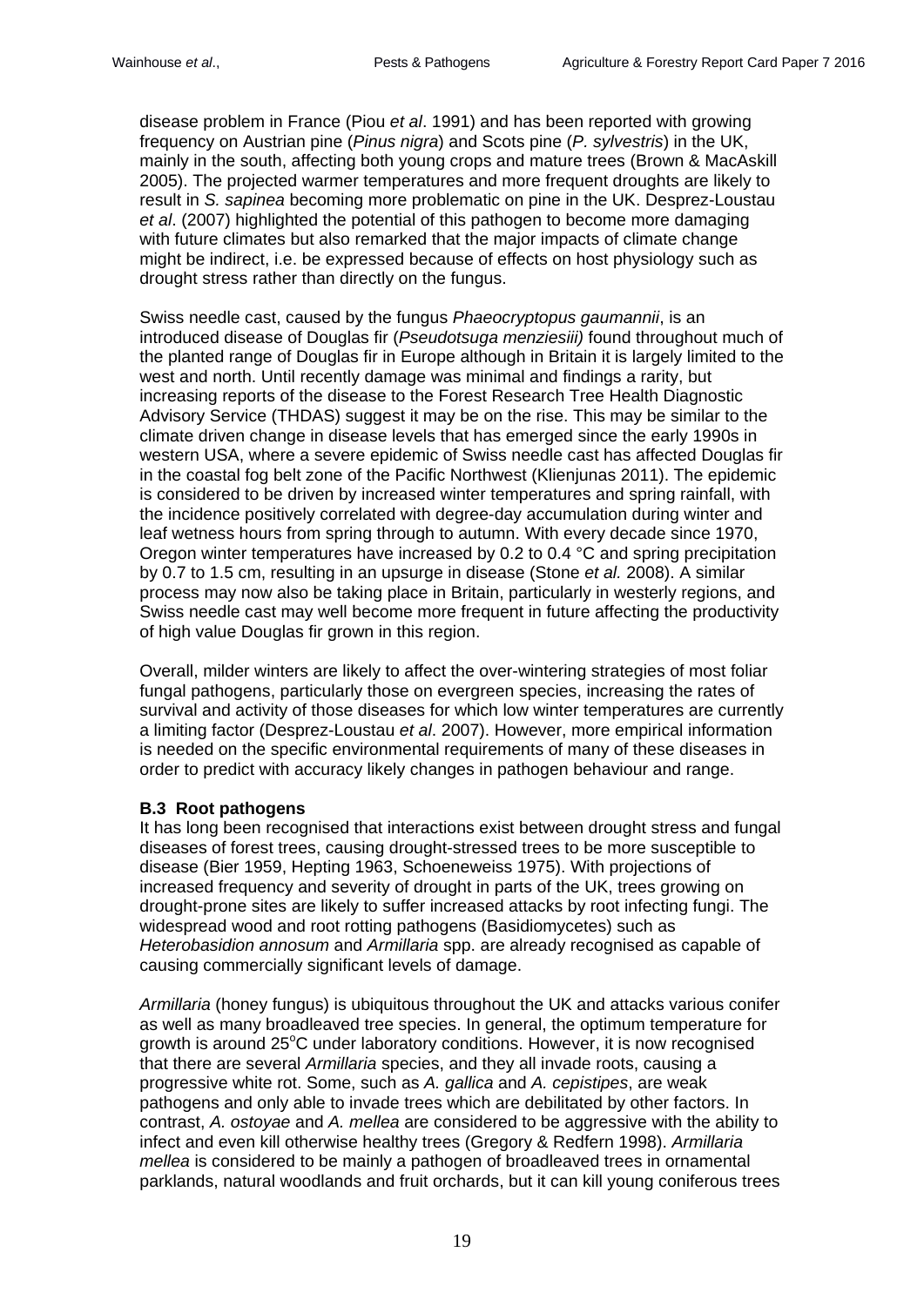disease problem in France (Piou *et al*. 1991) and has been reported with growing frequency on Austrian pine (*Pinus nigra*) and Scots pine (*P. sylvestris*) in the UK, mainly in the south, affecting both young crops and mature trees (Brown & MacAskill 2005). The projected warmer temperatures and more frequent droughts are likely to result in *S. sapinea* becoming more problematic on pine in the UK. Desprez-Loustau *et al*. (2007) highlighted the potential of this pathogen to become more damaging with future climates but also remarked that the major impacts of climate change might be indirect, i.e. be expressed because of effects on host physiology such as drought stress rather than directly on the fungus.

Swiss needle cast, caused by the fungus *Phaeocryptopus gaumannii*, is an introduced disease of Douglas fir (*Pseudotsuga menziesiii)* found throughout much of the planted range of Douglas fir in Europe although in Britain it is largely limited to the west and north. Until recently damage was minimal and findings a rarity, but increasing reports of the disease to the Forest Research Tree Health Diagnostic Advisory Service (THDAS) suggest it may be on the rise. This may be similar to the climate driven change in disease levels that has emerged since the early 1990s in western USA, where a severe epidemic of Swiss needle cast has affected Douglas fir in the coastal fog belt zone of the Pacific Northwest (Klienjunas 2011). The epidemic is considered to be driven by increased winter temperatures and spring rainfall, with the incidence positively correlated with degree-day accumulation during winter and leaf wetness hours from spring through to autumn. With every decade since 1970, Oregon winter temperatures have increased by 0.2 to 0.4 °C and spring precipitation by 0.7 to 1.5 cm, resulting in an upsurge in disease (Stone *et al.* 2008). A similar process may now also be taking place in Britain, particularly in westerly regions, and Swiss needle cast may well become more frequent in future affecting the productivity of high value Douglas fir grown in this region.

Overall, milder winters are likely to affect the over-wintering strategies of most foliar fungal pathogens, particularly those on evergreen species, increasing the rates of survival and activity of those diseases for which low winter temperatures are currently a limiting factor (Desprez-Loustau *et al*. 2007). However, more empirical information is needed on the specific environmental requirements of many of these diseases in order to predict with accuracy likely changes in pathogen behaviour and range.

### B.3 Root pathogens

It has long been recognised that interactions exist between drought stress and fungal diseases of forest trees, causing drought-stressed trees to be more susceptible to disease (Bier 1959, Hepting 1963, Schoeneweiss 1975). With projections of increased frequency and severity of drought in parts of the UK, trees growing on drought-prone sites are likely to suffer increased attacks by root infecting fungi. The widespread wood and root rotting pathogens (Basidiomycetes) such as *Heterobasidion annosum* and *Armillaria* spp. are already recognised as capable of causing commercially significant levels of damage.

*Armillaria* (honey fungus) is ubiquitous throughout the UK and attacks various conifer as well as many broadleaved tree species. In general, the optimum temperature for growth is around 25°C under laboratory conditions. However, it is now recognised that there are several *Armillaria* species, and they all invade roots, causing a progressive white rot. Some, such as *A. gallica* and *A. cepistipes*, are weak pathogens and only able to invade trees which are debilitated by other factors. In contrast, *A. ostoyae* and *A. mellea* are considered to be aggressive with the ability to infect and even kill otherwise healthy trees (Gregory & Redfern 1998). *Armillaria mellea* is considered to be mainly a pathogen of broadleaved trees in ornamental parklands, natural woodlands and fruit orchards, but it can kill young coniferous trees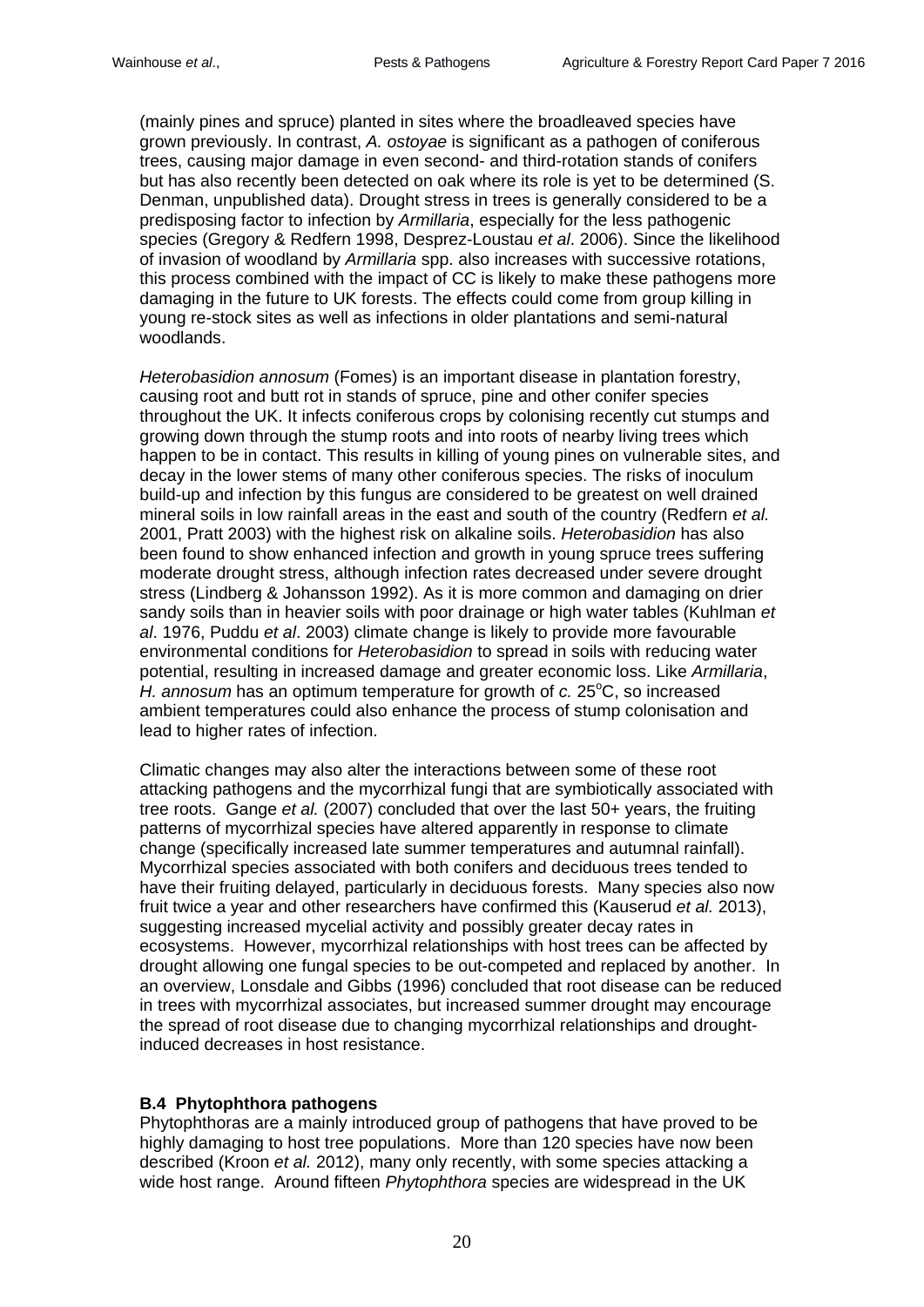(mainly pines and spruce) planted in sites where the broadleaved species have grown previously. In contrast, *A. ostoyae* is significant as a pathogen of coniferous trees, causing major damage in even second- and third-rotation stands of conifers but has also recently been detected on oak where its role is yet to be determined (S. Denman, unpublished data). Drought stress in trees is generally considered to be a predisposing factor to infection by *Armillaria*, especially for the less pathogenic species (Gregory & Redfern 1998, Desprez-Loustau *et al*. 2006). Since the likelihood of invasion of woodland by *Armillaria* spp. also increases with successive rotations, this process combined with the impact of CC is likely to make these pathogens more damaging in the future to UK forests. The effects could come from group killing in young re-stock sites as well as infections in older plantations and semi-natural woodlands.

*Heterobasidion annosum* (Fomes) is an important disease in plantation forestry, causing root and butt rot in stands of spruce, pine and other conifer species throughout the UK. It infects coniferous crops by colonising recently cut stumps and growing down through the stump roots and into roots of nearby living trees which happen to be in contact. This results in killing of young pines on vulnerable sites, and decay in the lower stems of many other coniferous species. The risks of inoculum build-up and infection by this fungus are considered to be greatest on well drained mineral soils in low rainfall areas in the east and south of the country (Redfern *et al.* 2001, Pratt 2003) with the highest risk on alkaline soils. *Heterobasidion* has also been found to show enhanced infection and growth in young spruce trees suffering moderate drought stress, although infection rates decreased under severe drought stress (Lindberg & Johansson 1992). As it is more common and damaging on drier sandy soils than in heavier soils with poor drainage or high water tables (Kuhlman *et al*. 1976, Puddu *et al*. 2003) climate change is likely to provide more favourable environmental conditions for *Heterobasidion* to spread in soils with reducing water potential, resulting in increased damage and greater economic loss. Like *Armillaria*, *H. annosum* has an optimum temperature for growth of *c.* 25°C, so increased ambient temperatures could also enhance the process of stump colonisation and lead to higher rates of infection.

Climatic changes may also alter the interactions between some of these root attacking pathogens and the mycorrhizal fungi that are symbiotically associated with tree roots. Gange *et al.* (2007) concluded that over the last 50+ years, the fruiting patterns of mycorrhizal species have altered apparently in response to climate change (specifically increased late summer temperatures and autumnal rainfall). Mycorrhizal species associated with both conifers and deciduous trees tended to have their fruiting delayed, particularly in deciduous forests. Many species also now fruit twice a year and other researchers have confirmed this (Kauserud *et al.* 2013), suggesting increased mycelial activity and possibly greater decay rates in ecosystems. However, mycorrhizal relationships with host trees can be affected by drought allowing one fungal species to be out-competed and replaced by another. In an overview, Lonsdale and Gibbs (1996) concluded that root disease can be reduced in trees with mycorrhizal associates, but increased summer drought may encourage the spread of root disease due to changing mycorrhizal relationships and drought-induced decreases in host resistance.

### B.4 Phytophthora pathogens

Phytophthoras are a mainly introduced group of pathogens that have proved to be highly damaging to host tree populations. More than 120 species have now been described (Kroon *et al.* 2012), many only recently, with some species attacking a wide host range. Around fifteen *Phytophthora* species are widespread in the UK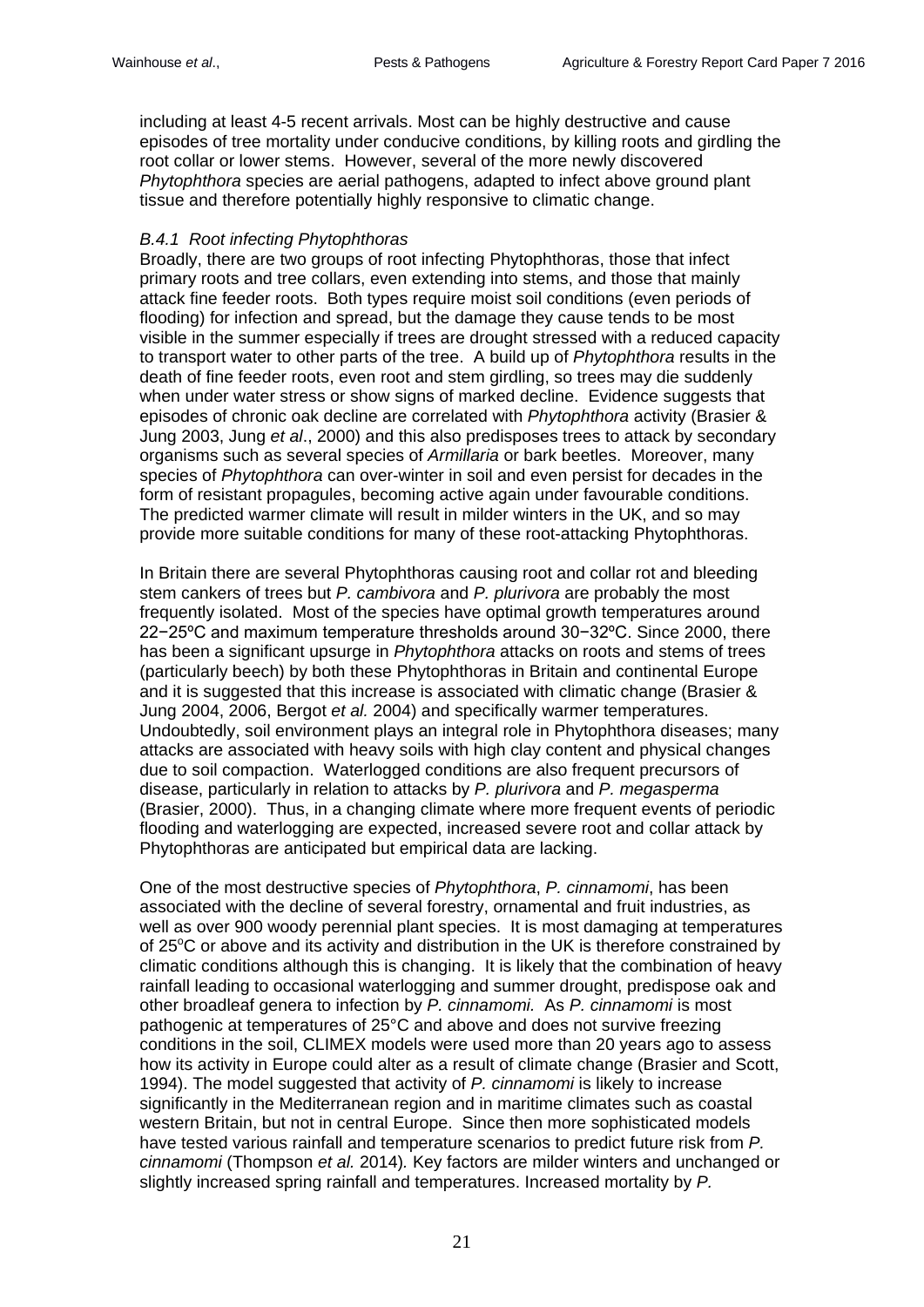including at least 4-5 recent arrivals. Most can be highly destructive and cause episodes of tree mortality under conducive conditions, by killing roots and girdling the root collar or lower stems. However, several of the more newly discovered *Phytophthora* species are aerial pathogens, adapted to infect above ground plant tissue and therefore potentially highly responsive to climatic change.

### *B.4.1 Root infecting Phytophthoras*

Broadly, there are two groups of root infecting Phytophthoras, those that infect primary roots and tree collars, even extending into stems, and those that mainly attack fine feeder roots. Both types require moist soil conditions (even periods of flooding) for infection and spread, but the damage they cause tends to be most visible in the summer especially if trees are drought stressed with a reduced capacity to transport water to other parts of the tree. A build up of *Phytophthora* results in the death of fine feeder roots, even root and stem girdling, so trees may die suddenly when under water stress or show signs of marked decline. Evidence suggests that episodes of chronic oak decline are correlated with *Phytophthora* activity (Brasier & Jung 2003, Jung *et al*., 2000) and this also predisposes trees to attack by secondary organisms such as several species of *Armillaria* or bark beetles. Moreover, many species of *Phytophthora* can over-winter in soil and even persist for decades in the form of resistant propagules, becoming active again under favourable conditions. The predicted warmer climate will result in milder winters in the UK, and so may provide more suitable conditions for many of these root-attacking Phytophthoras.

In Britain there are several Phytophthoras causing root and collar rot and bleeding stem cankers of trees but *P. cambivora* and *P. plurivora* are probably the most frequently isolated. Most of the species have optimal growth temperatures around 22−25ºC and maximum temperature thresholds around 30−32ºC. Since 2000, there has been a significant upsurge in *Phytophthora* attacks on roots and stems of trees (particularly beech) by both these Phytophthoras in Britain and continental Europe and it is suggested that this increase is associated with climatic change (Brasier & Jung 2004, 2006, Bergot *et al.* 2004) and specifically warmer temperatures. Undoubtedly, soil environment plays an integral role in Phytophthora diseases; many attacks are associated with heavy soils with high clay content and physical changes due to soil compaction. Waterlogged conditions are also frequent precursors of disease, particularly in relation to attacks by *P. plurivora* and *P. megasperma* (Brasier, 2000). Thus, in a changing climate where more frequent events of periodic flooding and waterlogging are expected, increased severe root and collar attack by Phytophthoras are anticipated but empirical data are lacking.

One of the most destructive species of *Phytophthora*, *P. cinnamomi*, has been associated with the decline of several forestry, ornamental and fruit industries, as well as over 900 woody perennial plant species. It is most damaging at temperatures of 25$^{o}$C or above and its activity and distribution in the UK is therefore constrained by climatic conditions although this is changing. It is likely that the combination of heavy rainfall leading to occasional waterlogging and summer drought, predispose oak and other broadleaf genera to infection by *P. cinnamomi.* As *P. cinnamomi* is most pathogenic at temperatures of 25°C and above and does not survive freezing conditions in the soil, CLIMEX models were used more than 20 years ago to assess how its activity in Europe could alter as a result of climate change (Brasier and Scott, 1994). The model suggested that activity of *P. cinnamomi* is likely to increase significantly in the Mediterranean region and in maritime climates such as coastal western Britain, but not in central Europe. Since then more sophisticated models have tested various rainfall and temperature scenarios to predict future risk from *P. cinnamomi* (Thompson *et al.* 2014)*.* Key factors are milder winters and unchanged or slightly increased spring rainfall and temperatures. Increased mortality by *P.*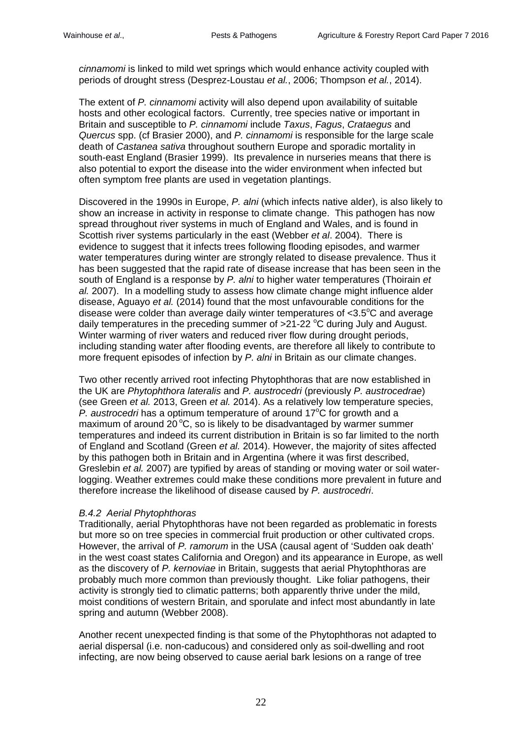*cinnamomi* is linked to mild wet springs which would enhance activity coupled with periods of drought stress (Desprez-Loustau *et al.*, 2006; Thompson *et al.*, 2014).

The extent of *P. cinnamomi* activity will also depend upon availability of suitable hosts and other ecological factors. Currently, tree species native or important in Britain and susceptible to *P. cinnamomi* include *Taxus*, *Fagus*, *Crataegus* and *Quercus* spp. (cf Brasier 2000), and *P. cinnamomi* is responsible for the large scale death of *Castanea sativa* throughout southern Europe and sporadic mortality in south-east England (Brasier 1999). Its prevalence in nurseries means that there is also potential to export the disease into the wider environment when infected but often symptom free plants are used in vegetation plantings.

Discovered in the 1990s in Europe, *P. alni* (which infects native alder), is also likely to show an increase in activity in response to climate change. This pathogen has now spread throughout river systems in much of England and Wales, and is found in Scottish river systems particularly in the east (Webber *et al*. 2004). There is evidence to suggest that it infects trees following flooding episodes, and warmer water temperatures during winter are strongly related to disease prevalence. Thus it has been suggested that the rapid rate of disease increase that has been seen in the south of England is a response by *P. alni* to higher water temperatures (Thoirain *et al.* 2007). In a modelling study to assess how climate change might influence alder disease, Aguayo *et al.* (2014) found that the most unfavourable conditions for the disease were colder than average daily winter temperatures of <3.5$^{o}$C and average daily temperatures in the preceding summer of >21-22 $^{o}$C during July and August. Winter warming of river waters and reduced river flow during drought periods, including standing water after flooding events, are therefore all likely to contribute to more frequent episodes of infection by *P. alni* in Britain as our climate changes.

Two other recently arrived root infecting Phytophthoras that are now established in the UK are *Phytophthora lateralis* and *P. austrocedri* (previously *P. austrocedrae*) (see Green *et al.* 2013, Green *et al.* 2014). As a relatively low temperature species, *P. austrocedri* has a optimum temperature of around 17$^{o}$C for growth and a maximum of around 20 $^{o}$C, so is likely to be disadvantaged by warmer summer temperatures and indeed its current distribution in Britain is so far limited to the north of England and Scotland (Green *et al.* 2014). However, the majority of sites affected by this pathogen both in Britain and in Argentina (where it was first described, Greslebin *et al.* 2007) are typified by areas of standing or moving water or soil water-logging. Weather extremes could make these conditions more prevalent in future and therefore increase the likelihood of disease caused by *P. austrocedri*.

*B.4.2 Aerial Phytophthoras*

Traditionally, aerial Phytophthoras have not been regarded as problematic in forests but more so on tree species in commercial fruit production or other cultivated crops. However, the arrival of *P. ramorum* in the USA (causal agent of 'Sudden oak death' in the west coast states California and Oregon) and its appearance in Europe, as well as the discovery of *P. kernoviae* in Britain, suggests that aerial Phytophthoras are probably much more common than previously thought. Like foliar pathogens, their activity is strongly tied to climatic patterns; both apparently thrive under the mild, moist conditions of western Britain, and sporulate and infect most abundantly in late spring and autumn (Webber 2008).

Another recent unexpected finding is that some of the Phytophthoras not adapted to aerial dispersal (i.e. non-caducous) and considered only as soil-dwelling and root infecting, are now being observed to cause aerial bark lesions on a range of tree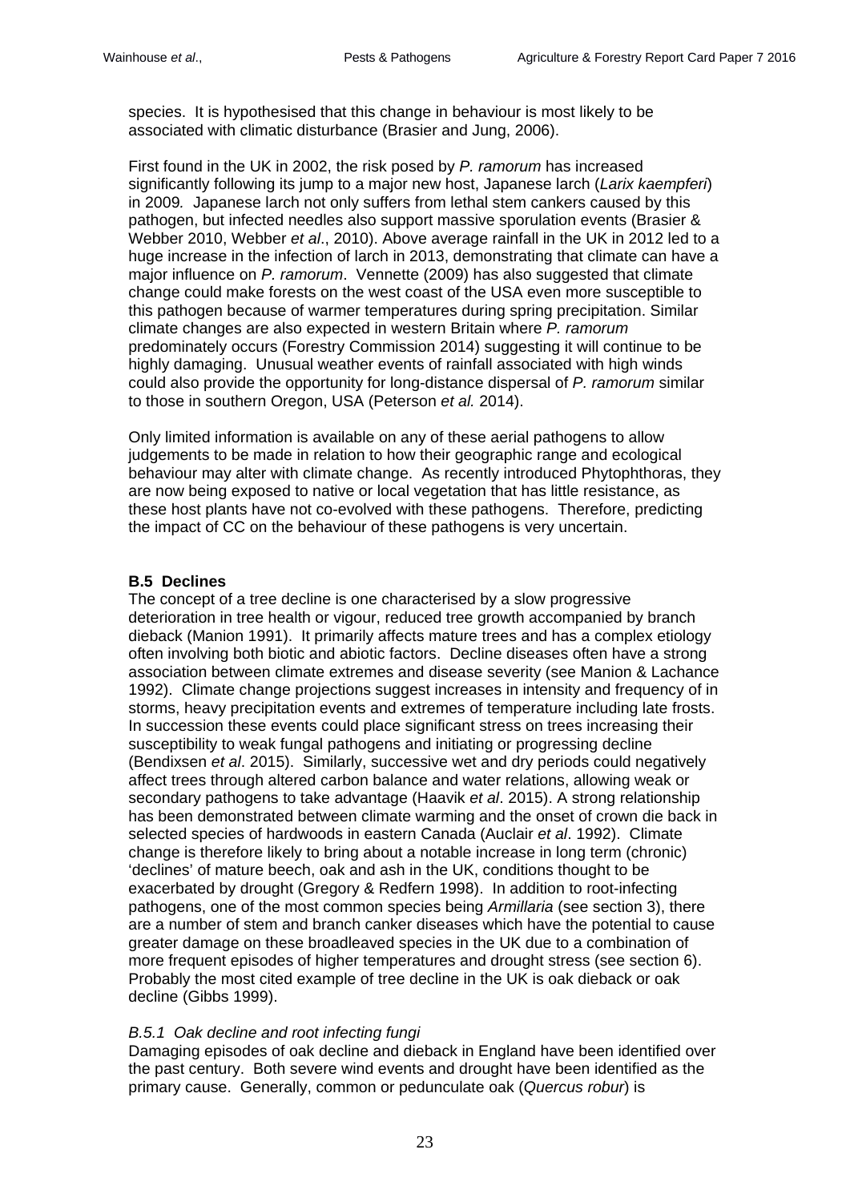species. It is hypothesised that this change in behaviour is most likely to be associated with climatic disturbance (Brasier and Jung, 2006).

First found in the UK in 2002, the risk posed by *P. ramorum* has increased significantly following its jump to a major new host, Japanese larch (*Larix kaempferi*) in 2009*.* Japanese larch not only suffers from lethal stem cankers caused by this pathogen, but infected needles also support massive sporulation events (Brasier & Webber 2010, Webber *et al*., 2010). Above average rainfall in the UK in 2012 led to a huge increase in the infection of larch in 2013, demonstrating that climate can have a major influence on *P. ramorum*. Vennette (2009) has also suggested that climate change could make forests on the west coast of the USA even more susceptible to this pathogen because of warmer temperatures during spring precipitation. Similar climate changes are also expected in western Britain where *P. ramorum* predominately occurs (Forestry Commission 2014) suggesting it will continue to be highly damaging. Unusual weather events of rainfall associated with high winds could also provide the opportunity for long-distance dispersal of *P. ramorum* similar to those in southern Oregon, USA (Peterson *et al.* 2014).

Only limited information is available on any of these aerial pathogens to allow judgements to be made in relation to how their geographic range and ecological behaviour may alter with climate change. As recently introduced Phytophthoras, they are now being exposed to native or local vegetation that has little resistance, as these host plants have not co-evolved with these pathogens. Therefore, predicting the impact of CC on the behaviour of these pathogens is very uncertain.

**B.5 Declines**

The concept of a tree decline is one characterised by a slow progressive deterioration in tree health or vigour, reduced tree growth accompanied by branch dieback (Manion 1991). It primarily affects mature trees and has a complex etiology often involving both biotic and abiotic factors. Decline diseases often have a strong association between climate extremes and disease severity (see Manion & Lachance 1992). Climate change projections suggest increases in intensity and frequency of in storms, heavy precipitation events and extremes of temperature including late frosts. In succession these events could place significant stress on trees increasing their susceptibility to weak fungal pathogens and initiating or progressing decline (Bendixsen *et al*. 2015). Similarly, successive wet and dry periods could negatively affect trees through altered carbon balance and water relations, allowing weak or secondary pathogens to take advantage (Haavik *et al*. 2015). A strong relationship has been demonstrated between climate warming and the onset of crown die back in selected species of hardwoods in eastern Canada (Auclair *et al*. 1992). Climate change is therefore likely to bring about a notable increase in long term (chronic) 'declines' of mature beech, oak and ash in the UK, conditions thought to be exacerbated by drought (Gregory & Redfern 1998). In addition to root-infecting pathogens, one of the most common species being *Armillaria* (see section 3), there are a number of stem and branch canker diseases which have the potential to cause greater damage on these broadleaved species in the UK due to a combination of more frequent episodes of higher temperatures and drought stress (see section 6). Probably the most cited example of tree decline in the UK is oak dieback or oak decline (Gibbs 1999).

*B.5.1 Oak decline and root infecting fungi*

Damaging episodes of oak decline and dieback in England have been identified over the past century. Both severe wind events and drought have been identified as the primary cause. Generally, common or pedunculate oak (*Quercus robur*) is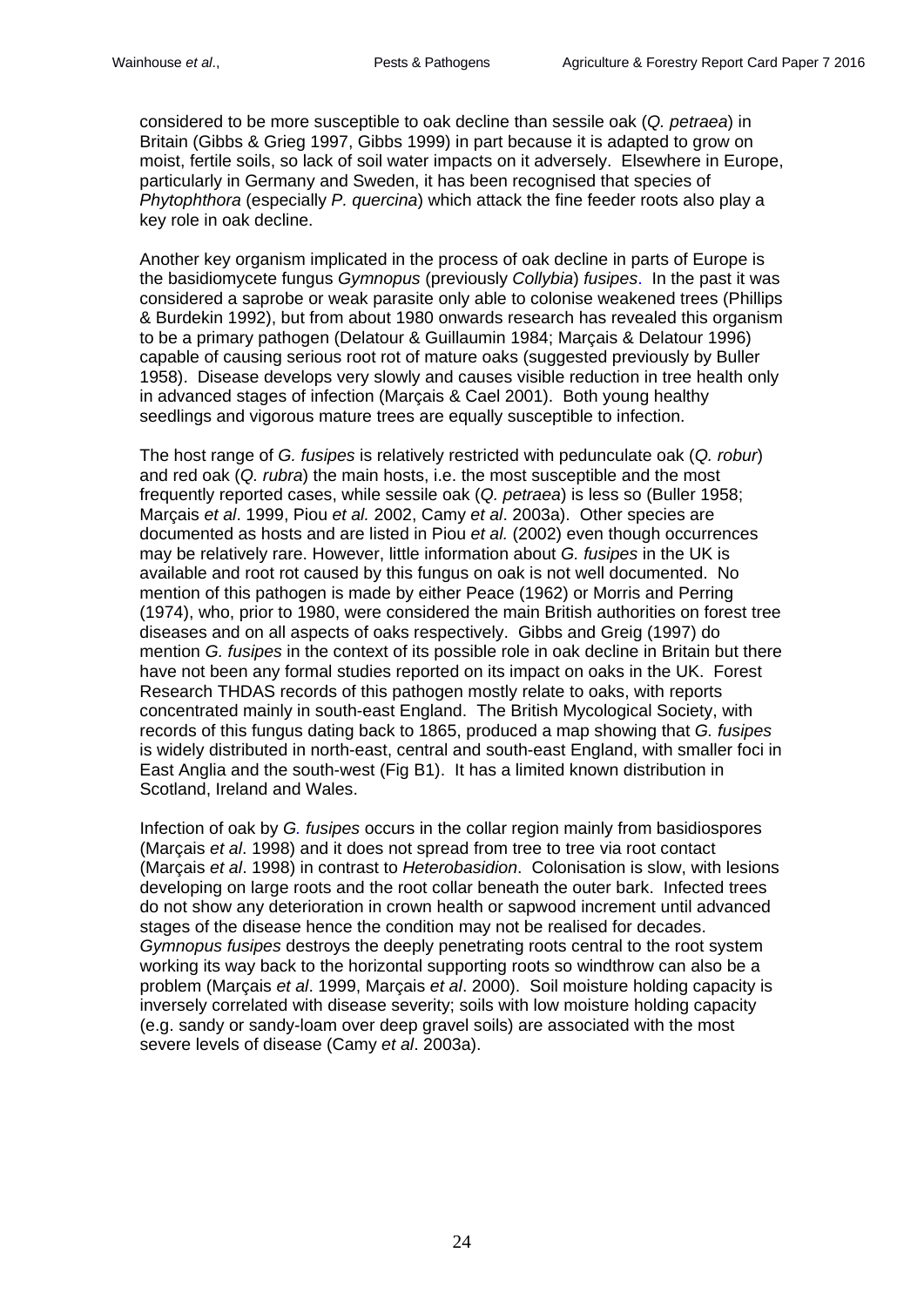considered to be more susceptible to oak decline than sessile oak (*Q. petraea*) in Britain (Gibbs & Grieg 1997, Gibbs 1999) in part because it is adapted to grow on moist, fertile soils, so lack of soil water impacts on it adversely. Elsewhere in Europe, particularly in Germany and Sweden, it has been recognised that species of *Phytophthora* (especially *P. quercina*) which attack the fine feeder roots also play a key role in oak decline.

Another key organism implicated in the process of oak decline in parts of Europe is the basidiomycete fungus *Gymnopus* (previously *Collybia*) *fusipes*. In the past it was considered a saprobe or weak parasite only able to colonise weakened trees (Phillips & Burdekin 1992), but from about 1980 onwards research has revealed this organism to be a primary pathogen (Delatour & Guillaumin 1984; Marçais & Delatour 1996) capable of causing serious root rot of mature oaks (suggested previously by Buller 1958). Disease develops very slowly and causes visible reduction in tree health only in advanced stages of infection (Marçais & Cael 2001). Both young healthy seedlings and vigorous mature trees are equally susceptible to infection.

The host range of *G. fusipes* is relatively restricted with pedunculate oak (*Q. robur*) and red oak (*Q. rubra*) the main hosts, i.e. the most susceptible and the most frequently reported cases, while sessile oak (*Q. petraea*) is less so (Buller 1958; Marçais *et al*. 1999, Piou *et al.* 2002, Camy *et al*. 2003a). Other species are documented as hosts and are listed in Piou *et al.* (2002) even though occurrences may be relatively rare. However, little information about *G. fusipes* in the UK is available and root rot caused by this fungus on oak is not well documented. No mention of this pathogen is made by either Peace (1962) or Morris and Perring (1974), who, prior to 1980, were considered the main British authorities on forest tree diseases and on all aspects of oaks respectively. Gibbs and Greig (1997) do mention *G. fusipes* in the context of its possible role in oak decline in Britain but there have not been any formal studies reported on its impact on oaks in the UK. Forest Research THDAS records of this pathogen mostly relate to oaks, with reports concentrated mainly in south-east England. The British Mycological Society, with records of this fungus dating back to 1865, produced a map showing that *G. fusipes* is widely distributed in north-east, central and south-east England, with smaller foci in East Anglia and the south-west (Fig B1). It has a limited known distribution in Scotland, Ireland and Wales.

Infection of oak by *G. fusipes* occurs in the collar region mainly from basidiospores (Marçais *et al*. 1998) and it does not spread from tree to tree via root contact (Marçais *et al*. 1998) in contrast to *Heterobasidion*. Colonisation is slow, with lesions developing on large roots and the root collar beneath the outer bark. Infected trees do not show any deterioration in crown health or sapwood increment until advanced stages of the disease hence the condition may not be realised for decades. *Gymnopus fusipes* destroys the deeply penetrating roots central to the root system working its way back to the horizontal supporting roots so windthrow can also be a problem (Marçais *et al*. 1999, Marçais *et al*. 2000). Soil moisture holding capacity is inversely correlated with disease severity; soils with low moisture holding capacity (e.g. sandy or sandy-loam over deep gravel soils) are associated with the most severe levels of disease (Camy *et al*. 2003a).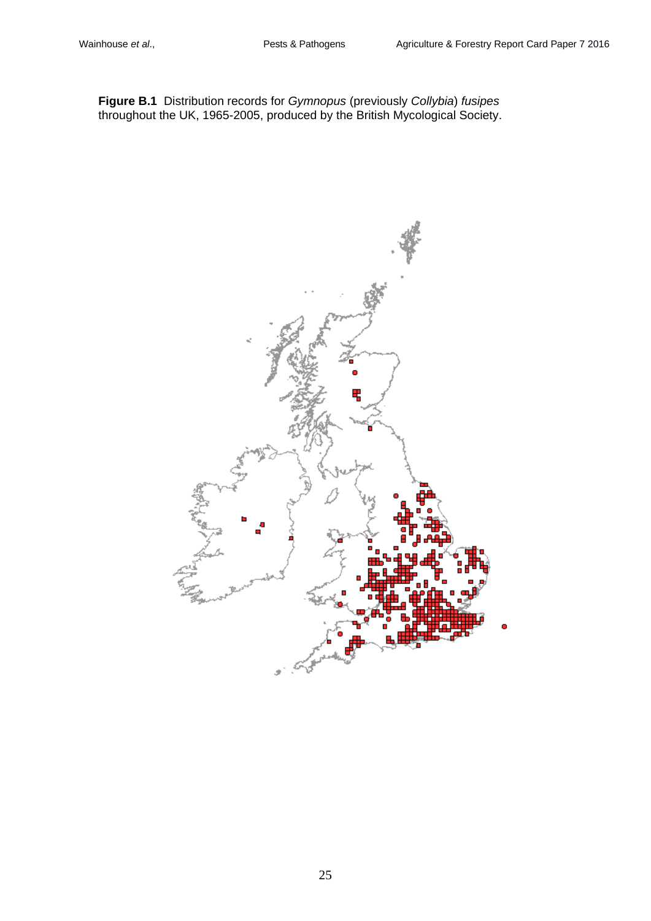**Figure B.1** Distribution records for *Gymnopus* (previously *Collybia*) *fusipes* throughout the UK, 1965-2005, produced by the British Mycological Society.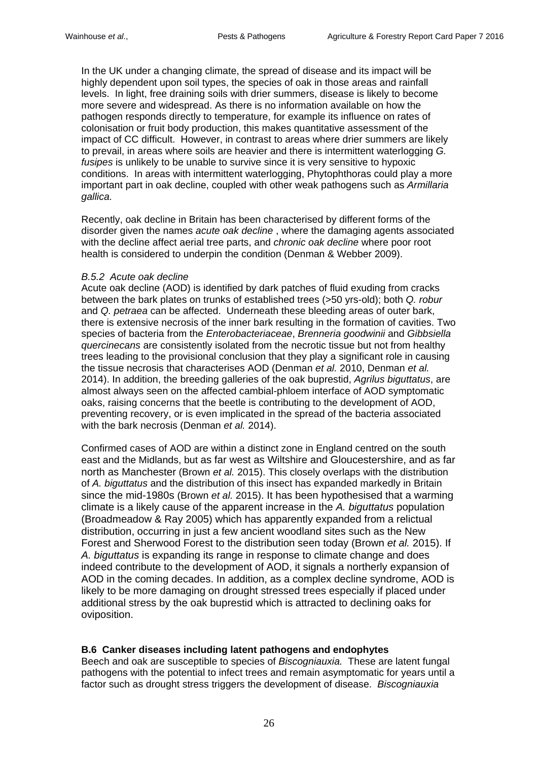In the UK under a changing climate, the spread of disease and its impact will be highly dependent upon soil types, the species of oak in those areas and rainfall levels. In light, free draining soils with drier summers, disease is likely to become more severe and widespread. As there is no information available on how the pathogen responds directly to temperature, for example its influence on rates of colonisation or fruit body production, this makes quantitative assessment of the impact of CC difficult. However, in contrast to areas where drier summers are likely to prevail, in areas where soils are heavier and there is intermittent waterlogging *G. fusipes* is unlikely to be unable to survive since it is very sensitive to hypoxic conditions. In areas with intermittent waterlogging, Phytophthoras could play a more important part in oak decline, coupled with other weak pathogens such as *Armillaria gallica.*

Recently, oak decline in Britain has been characterised by different forms of the disorder given the names *acute oak decline* , where the damaging agents associated with the decline affect aerial tree parts, and *chronic oak decline* where poor root health is considered to underpin the condition (Denman & Webber 2009).

*B.5.2 Acute oak decline*

Acute oak decline (AOD) is identified by dark patches of fluid exuding from cracks between the bark plates on trunks of established trees (>50 yrs-old); both *Q. robur* and *Q. petraea* can be affected. Underneath these bleeding areas of outer bark, there is extensive necrosis of the inner bark resulting in the formation of cavities. Two species of bacteria from the *Enterobacteriaceae*, *Brenneria goodwinii* and *Gibbsiella quercinecans* are consistently isolated from the necrotic tissue but not from healthy trees leading to the provisional conclusion that they play a significant role in causing the tissue necrosis that characterises AOD (Denman *et al.* 2010, Denman *et al.* 2014). In addition, the breeding galleries of the oak buprestid, *Agrilus biguttatus*, are almost always seen on the affected cambial-phloem interface of AOD symptomatic oaks, raising concerns that the beetle is contributing to the development of AOD, preventing recovery, or is even implicated in the spread of the bacteria associated with the bark necrosis (Denman *et al.* 2014).

Confirmed cases of AOD are within a distinct zone in England centred on the south east and the Midlands, but as far west as Wiltshire and Gloucestershire, and as far north as Manchester (Brown *et al.* 2015). This closely overlaps with the distribution of *A. biguttatus* and the distribution of this insect has expanded markedly in Britain since the mid-1980s (Brown *et al.* 2015). It has been hypothesised that a warming climate is a likely cause of the apparent increase in the *A. biguttatus* population (Broadmeadow & Ray 2005) which has apparently expanded from a relictual distribution, occurring in just a few ancient woodland sites such as the New Forest and Sherwood Forest to the distribution seen today (Brown *et al.* 2015). If *A. biguttatus* is expanding its range in response to climate change and does indeed contribute to the development of AOD, it signals a northerly expansion of AOD in the coming decades. In addition, as a complex decline syndrome, AOD is likely to be more damaging on drought stressed trees especially if placed under additional stress by the oak buprestid which is attracted to declining oaks for oviposition.

**B.6 Canker diseases including latent pathogens and endophytes**

Beech and oak are susceptible to species of *Biscogniauxia.* These are latent fungal pathogens with the potential to infect trees and remain asymptomatic for years until a factor such as drought stress triggers the development of disease. *Biscogniauxia*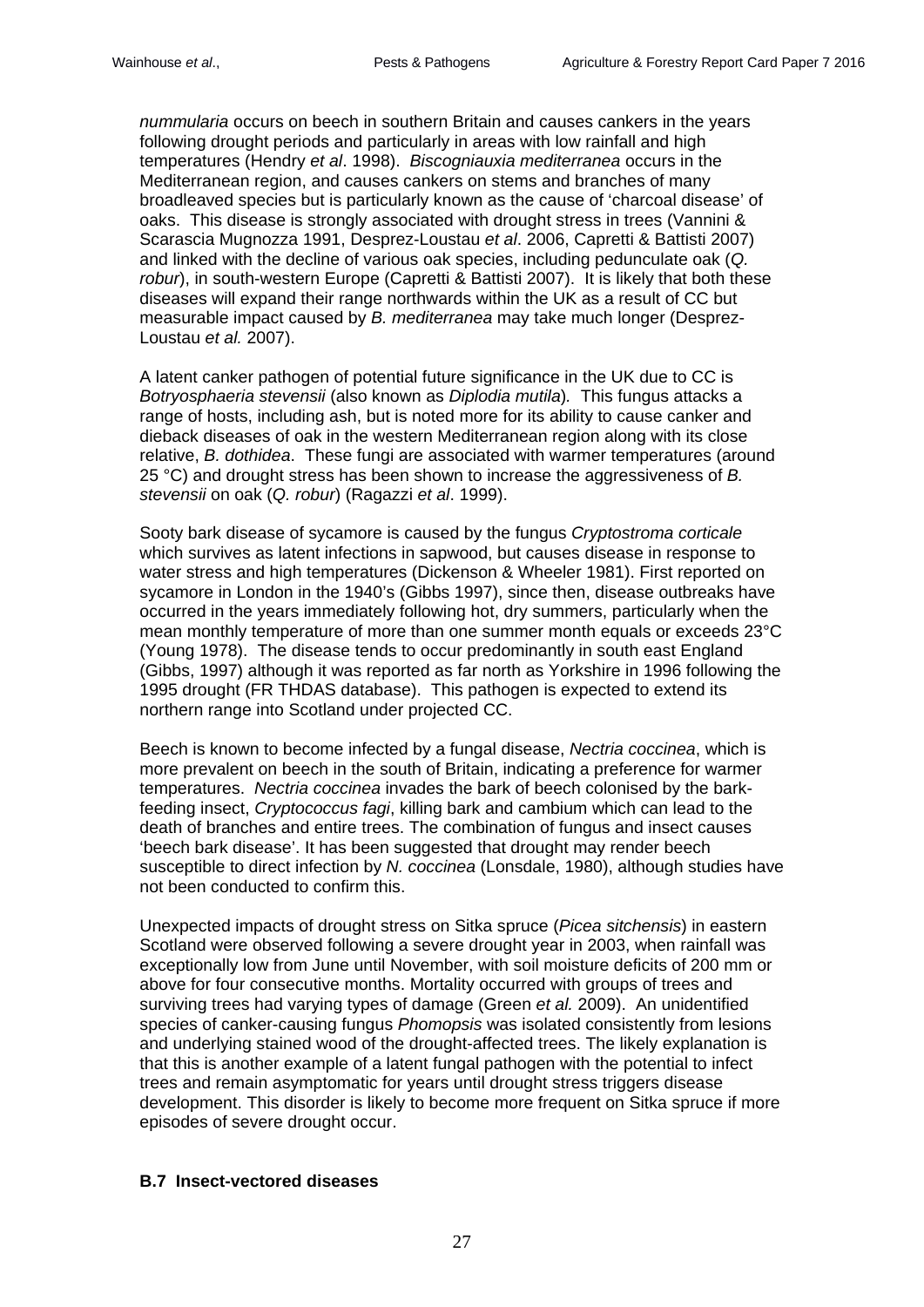*nummularia* occurs on beech in southern Britain and causes cankers in the years following drought periods and particularly in areas with low rainfall and high temperatures (Hendry *et al*. 1998). *Biscogniauxia mediterranea* occurs in the Mediterranean region, and causes cankers on stems and branches of many broadleaved species but is particularly known as the cause of 'charcoal disease' of oaks. This disease is strongly associated with drought stress in trees (Vannini & Scarascia Mugnozza 1991, Desprez-Loustau *et al*. 2006, Capretti & Battisti 2007) and linked with the decline of various oak species, including pedunculate oak (*Q. robur*), in south-western Europe (Capretti & Battisti 2007). It is likely that both these diseases will expand their range northwards within the UK as a result of CC but measurable impact caused by *B. mediterranea* may take much longer (Desprez-Loustau *et al.* 2007).

A latent canker pathogen of potential future significance in the UK due to CC is *Botryosphaeria stevensii* (also known as *Diplodia mutila*). This fungus attacks a range of hosts, including ash, but is noted more for its ability to cause canker and dieback diseases of oak in the western Mediterranean region along with its close relative, *B. dothidea*. These fungi are associated with warmer temperatures (around 25 °C) and drought stress has been shown to increase the aggressiveness of *B. stevensii* on oak (*Q. robur*) (Ragazzi *et al*. 1999).

Sooty bark disease of sycamore is caused by the fungus *Cryptostroma corticale* which survives as latent infections in sapwood, but causes disease in response to water stress and high temperatures (Dickenson & Wheeler 1981). First reported on sycamore in London in the 1940's (Gibbs 1997), since then, disease outbreaks have occurred in the years immediately following hot, dry summers, particularly when the mean monthly temperature of more than one summer month equals or exceeds 23°C (Young 1978). The disease tends to occur predominantly in south east England (Gibbs, 1997) although it was reported as far north as Yorkshire in 1996 following the 1995 drought (FR THDAS database). This pathogen is expected to extend its northern range into Scotland under projected CC.

Beech is known to become infected by a fungal disease, *Nectria coccinea*, which is more prevalent on beech in the south of Britain, indicating a preference for warmer temperatures. *Nectria coccinea* invades the bark of beech colonised by the bark-feeding insect, *Cryptococcus fagi*, killing bark and cambium which can lead to the death of branches and entire trees. The combination of fungus and insect causes 'beech bark disease'. It has been suggested that drought may render beech susceptible to direct infection by *N. coccinea* (Lonsdale, 1980), although studies have not been conducted to confirm this.

Unexpected impacts of drought stress on Sitka spruce (*Picea sitchensis*) in eastern Scotland were observed following a severe drought year in 2003, when rainfall was exceptionally low from June until November, with soil moisture deficits of 200 mm or above for four consecutive months. Mortality occurred with groups of trees and surviving trees had varying types of damage (Green *et al.* 2009). An unidentified species of canker-causing fungus *Phomopsis* was isolated consistently from lesions and underlying stained wood of the drought-affected trees. The likely explanation is that this is another example of a latent fungal pathogen with the potential to infect trees and remain asymptomatic for years until drought stress triggers disease development. This disorder is likely to become more frequent on Sitka spruce if more episodes of severe drought occur.

### B.7 Insect-vectored diseases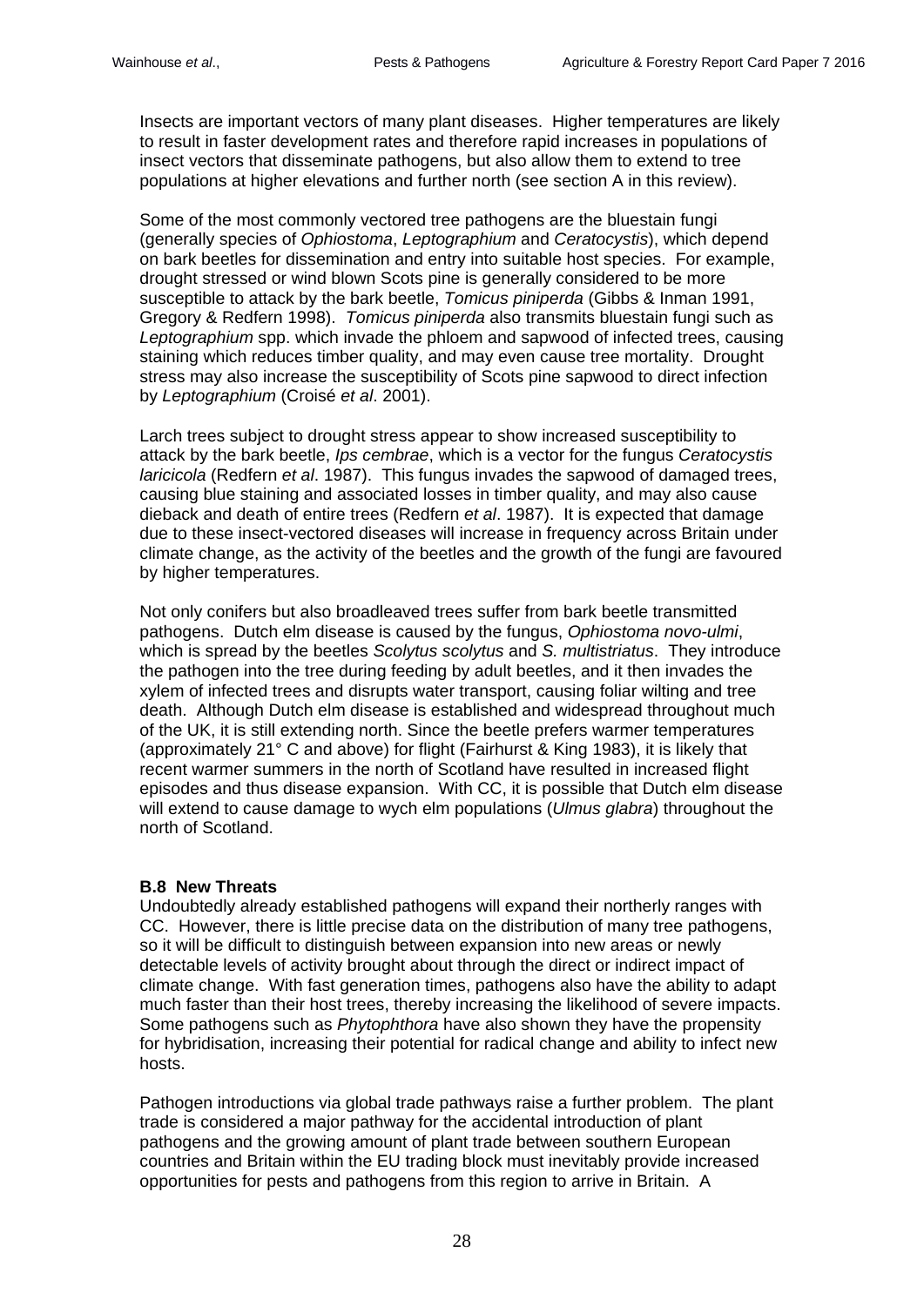Insects are important vectors of many plant diseases. Higher temperatures are likely to result in faster development rates and therefore rapid increases in populations of insect vectors that disseminate pathogens, but also allow them to extend to tree populations at higher elevations and further north (see section A in this review).

Some of the most commonly vectored tree pathogens are the bluestain fungi (generally species of *Ophiostoma*, *Leptographium* and *Ceratocystis*), which depend on bark beetles for dissemination and entry into suitable host species. For example, drought stressed or wind blown Scots pine is generally considered to be more susceptible to attack by the bark beetle, *Tomicus piniperda* (Gibbs & Inman 1991, Gregory & Redfern 1998). *Tomicus piniperda* also transmits bluestain fungi such as *Leptographium* spp. which invade the phloem and sapwood of infected trees, causing staining which reduces timber quality, and may even cause tree mortality. Drought stress may also increase the susceptibility of Scots pine sapwood to direct infection by *Leptographium* (Croisé *et al*. 2001).

Larch trees subject to drought stress appear to show increased susceptibility to attack by the bark beetle, *Ips cembrae*, which is a vector for the fungus *Ceratocystis laricicola* (Redfern *et al*. 1987). This fungus invades the sapwood of damaged trees, causing blue staining and associated losses in timber quality, and may also cause dieback and death of entire trees (Redfern *et al*. 1987). It is expected that damage due to these insect-vectored diseases will increase in frequency across Britain under climate change, as the activity of the beetles and the growth of the fungi are favoured by higher temperatures.

Not only conifers but also broadleaved trees suffer from bark beetle transmitted pathogens. Dutch elm disease is caused by the fungus, *Ophiostoma novo-ulmi*, which is spread by the beetles *Scolytus scolytus* and *S. multistriatus*. They introduce the pathogen into the tree during feeding by adult beetles, and it then invades the xylem of infected trees and disrupts water transport, causing foliar wilting and tree death. Although Dutch elm disease is established and widespread throughout much of the UK, it is still extending north. Since the beetle prefers warmer temperatures (approximately 21° C and above) for flight (Fairhurst & King 1983), it is likely that recent warmer summers in the north of Scotland have resulted in increased flight episodes and thus disease expansion. With CC, it is possible that Dutch elm disease will extend to cause damage to wych elm populations (*Ulmus glabra*) throughout the north of Scotland.

### B.8 New Threats

Undoubtedly already established pathogens will expand their northerly ranges with CC. However, there is little precise data on the distribution of many tree pathogens, so it will be difficult to distinguish between expansion into new areas or newly detectable levels of activity brought about through the direct or indirect impact of climate change. With fast generation times, pathogens also have the ability to adapt much faster than their host trees, thereby increasing the likelihood of severe impacts. Some pathogens such as *Phytophthora* have also shown they have the propensity for hybridisation, increasing their potential for radical change and ability to infect new hosts.

Pathogen introductions via global trade pathways raise a further problem. The plant trade is considered a major pathway for the accidental introduction of plant pathogens and the growing amount of plant trade between southern European countries and Britain within the EU trading block must inevitably provide increased opportunities for pests and pathogens from this region to arrive in Britain. A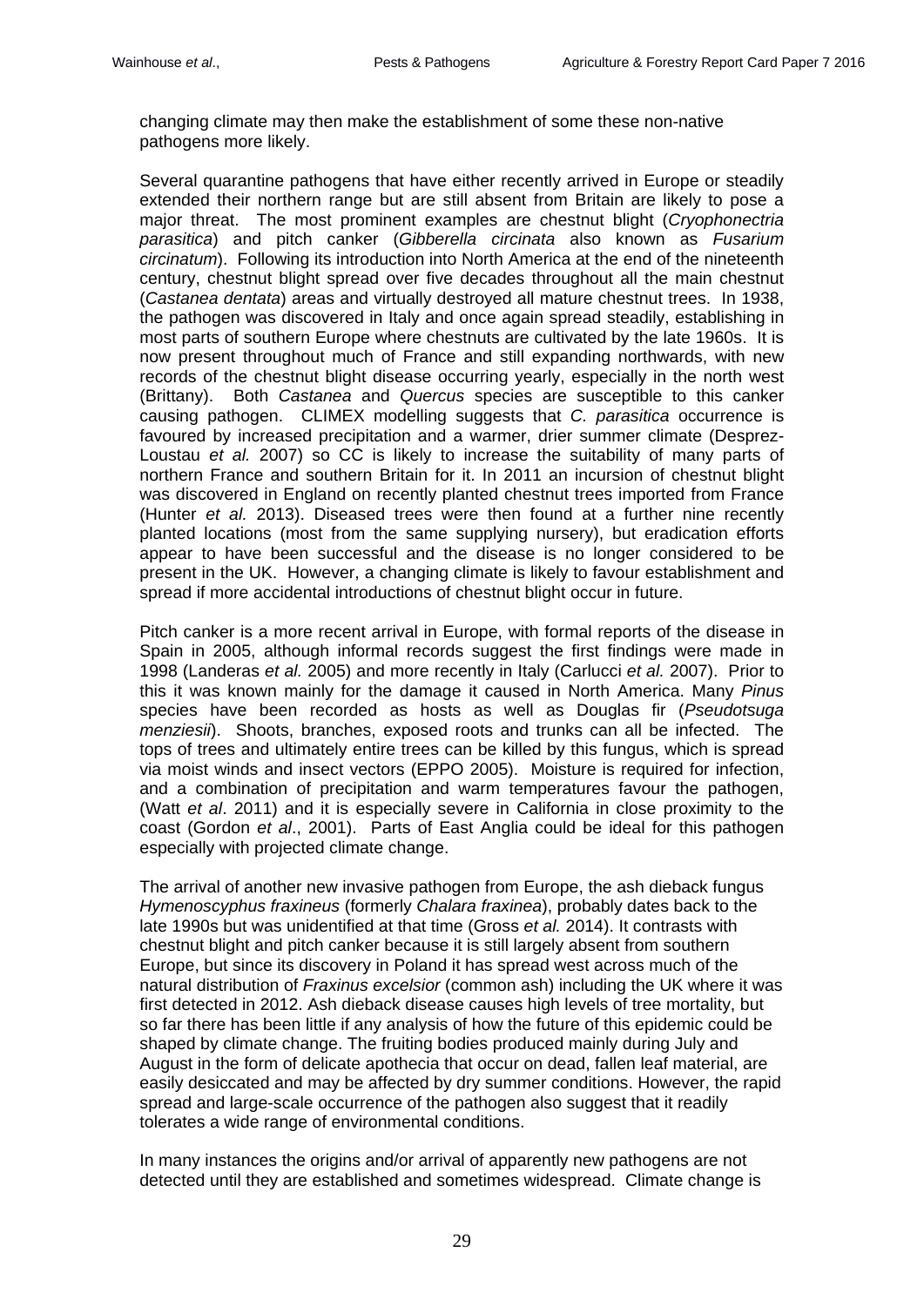changing climate may then make the establishment of some these non-native pathogens more likely.

Several quarantine pathogens that have either recently arrived in Europe or steadily extended their northern range but are still absent from Britain are likely to pose a major threat. The most prominent examples are chestnut blight (*Cryophonectria parasitica*) and pitch canker (*Gibberella circinata* also known as *Fusarium circinatum*). Following its introduction into North America at the end of the nineteenth century, chestnut blight spread over five decades throughout all the main chestnut (*Castanea dentata*) areas and virtually destroyed all mature chestnut trees. In 1938, the pathogen was discovered in Italy and once again spread steadily, establishing in most parts of southern Europe where chestnuts are cultivated by the late 1960s. It is now present throughout much of France and still expanding northwards, with new records of the chestnut blight disease occurring yearly, especially in the north west (Brittany). Both *Castanea* and *Quercus* species are susceptible to this canker causing pathogen. CLIMEX modelling suggests that *C. parasitica* occurrence is favoured by increased precipitation and a warmer, drier summer climate (Desprez-Loustau *et al.* 2007) so CC is likely to increase the suitability of many parts of northern France and southern Britain for it. In 2011 an incursion of chestnut blight was discovered in England on recently planted chestnut trees imported from France (Hunter *et al.* 2013). Diseased trees were then found at a further nine recently planted locations (most from the same supplying nursery), but eradication efforts appear to have been successful and the disease is no longer considered to be present in the UK. However, a changing climate is likely to favour establishment and spread if more accidental introductions of chestnut blight occur in future.

Pitch canker is a more recent arrival in Europe, with formal reports of the disease in Spain in 2005, although informal records suggest the first findings were made in 1998 (Landeras *et al.* 2005) and more recently in Italy (Carlucci *et al.* 2007). Prior to this it was known mainly for the damage it caused in North America. Many *Pinus* species have been recorded as hosts as well as Douglas fir (*Pseudotsuga menziesii*). Shoots, branches, exposed roots and trunks can all be infected. The tops of trees and ultimately entire trees can be killed by this fungus, which is spread via moist winds and insect vectors (EPPO 2005). Moisture is required for infection, and a combination of precipitation and warm temperatures favour the pathogen, (Watt *et al*. 2011) and it is especially severe in California in close proximity to the coast (Gordon *et al*., 2001). Parts of East Anglia could be ideal for this pathogen especially with projected climate change.

The arrival of another new invasive pathogen from Europe, the ash dieback fungus *Hymenoscyphus fraxineus* (formerly *Chalara fraxinea*), probably dates back to the late 1990s but was unidentified at that time (Gross *et al.* 2014). It contrasts with chestnut blight and pitch canker because it is still largely absent from southern Europe, but since its discovery in Poland it has spread west across much of the natural distribution of *Fraxinus excelsior* (common ash) including the UK where it was first detected in 2012. Ash dieback disease causes high levels of tree mortality, but so far there has been little if any analysis of how the future of this epidemic could be shaped by climate change. The fruiting bodies produced mainly during July and August in the form of delicate apothecia that occur on dead, fallen leaf material, are easily desiccated and may be affected by dry summer conditions. However, the rapid spread and large-scale occurrence of the pathogen also suggest that it readily tolerates a wide range of environmental conditions.

In many instances the origins and/or arrival of apparently new pathogens are not detected until they are established and sometimes widespread. Climate change is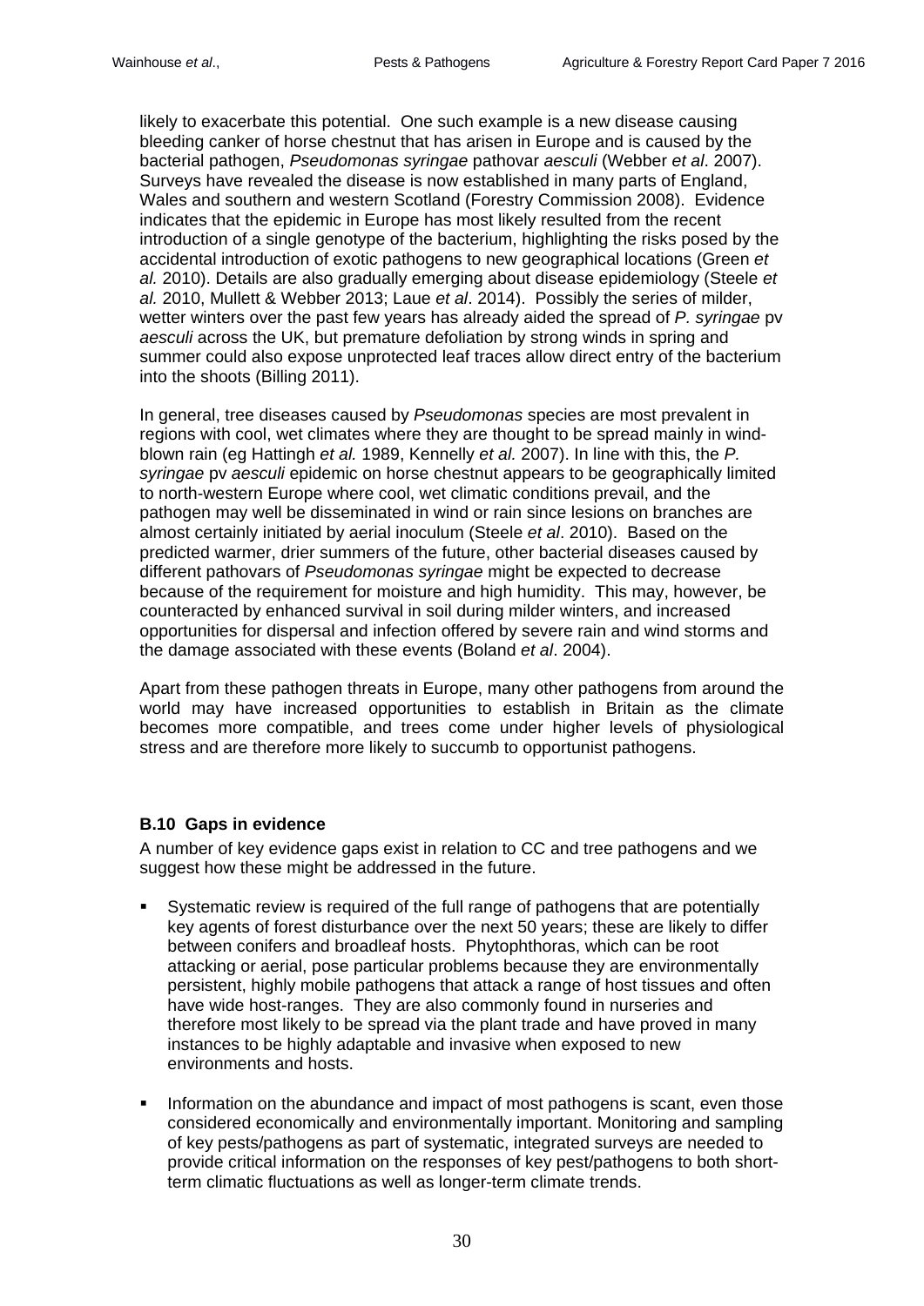likely to exacerbate this potential. One such example is a new disease causing bleeding canker of horse chestnut that has arisen in Europe and is caused by the bacterial pathogen, *Pseudomonas syringae* pathovar *aesculi* (Webber *et al*. 2007). Surveys have revealed the disease is now established in many parts of England, Wales and southern and western Scotland (Forestry Commission 2008). Evidence indicates that the epidemic in Europe has most likely resulted from the recent introduction of a single genotype of the bacterium, highlighting the risks posed by the accidental introduction of exotic pathogens to new geographical locations (Green *et al.* 2010). Details are also gradually emerging about disease epidemiology (Steele *et al.* 2010, Mullett & Webber 2013; Laue *et al*. 2014). Possibly the series of milder, wetter winters over the past few years has already aided the spread of *P. syringae* pv *aesculi* across the UK, but premature defoliation by strong winds in spring and summer could also expose unprotected leaf traces allow direct entry of the bacterium into the shoots (Billing 2011).

In general, tree diseases caused by *Pseudomonas* species are most prevalent in regions with cool, wet climates where they are thought to be spread mainly in wind-blown rain (eg Hattingh *et al.* 1989, Kennelly *et al.* 2007). In line with this, the *P. syringae* pv *aesculi* epidemic on horse chestnut appears to be geographically limited to north-western Europe where cool, wet climatic conditions prevail, and the pathogen may well be disseminated in wind or rain since lesions on branches are almost certainly initiated by aerial inoculum (Steele *et al*. 2010). Based on the predicted warmer, drier summers of the future, other bacterial diseases caused by different pathovars of *Pseudomonas syringae* might be expected to decrease because of the requirement for moisture and high humidity. This may, however, be counteracted by enhanced survival in soil during milder winters, and increased opportunities for dispersal and infection offered by severe rain and wind storms and the damage associated with these events (Boland *et al*. 2004).

Apart from these pathogen threats in Europe, many other pathogens from around the world may have increased opportunities to establish in Britain as the climate becomes more compatible, and trees come under higher levels of physiological stress and are therefore more likely to succumb to opportunist pathogens.

### B.10 Gaps in evidence

A number of key evidence gaps exist in relation to CC and tree pathogens and we suggest how these might be addressed in the future.

- Systematic review is required of the full range of pathogens that are potentially key agents of forest disturbance over the next 50 years; these are likely to differ between conifers and broadleaf hosts. Phytophthoras, which can be root attacking or aerial, pose particular problems because they are environmentally persistent, highly mobile pathogens that attack a range of host tissues and often have wide host-ranges. They are also commonly found in nurseries and therefore most likely to be spread via the plant trade and have proved in many instances to be highly adaptable and invasive when exposed to new environments and hosts.
- Information on the abundance and impact of most pathogens is scant, even those considered economically and environmentally important. Monitoring and sampling of key pests/pathogens as part of systematic, integrated surveys are needed to provide critical information on the responses of key pest/pathogens to both short-term climatic fluctuations as well as longer-term climate trends.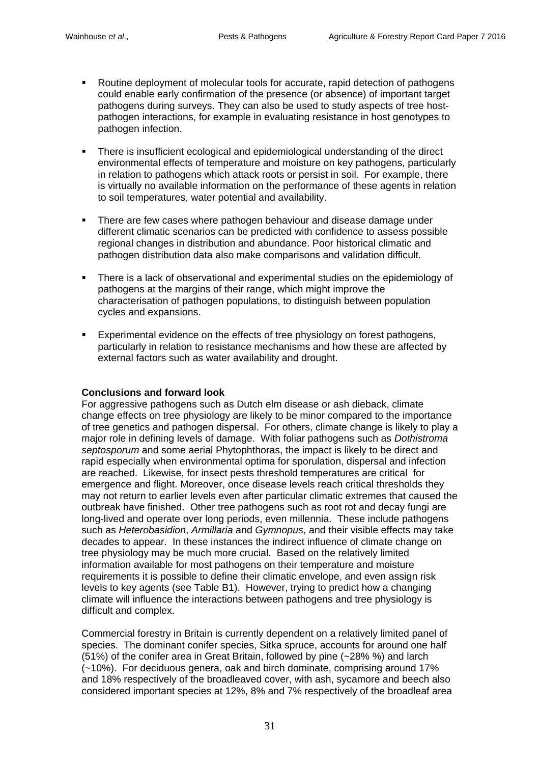- Routine deployment of molecular tools for accurate, rapid detection of pathogens could enable early confirmation of the presence (or absence) of important target pathogens during surveys. They can also be used to study aspects of tree host-pathogen interactions, for example in evaluating resistance in host genotypes to pathogen infection.

- There is insufficient ecological and epidemiological understanding of the direct environmental effects of temperature and moisture on key pathogens, particularly in relation to pathogens which attack roots or persist in soil. For example, there is virtually no available information on the performance of these agents in relation to soil temperatures, water potential and availability.

- There are few cases where pathogen behaviour and disease damage under different climatic scenarios can be predicted with confidence to assess possible regional changes in distribution and abundance. Poor historical climatic and pathogen distribution data also make comparisons and validation difficult.

- There is a lack of observational and experimental studies on the epidemiology of pathogens at the margins of their range, which might improve the characterisation of pathogen populations, to distinguish between population cycles and expansions.

- Experimental evidence on the effects of tree physiology on forest pathogens, particularly in relation to resistance mechanisms and how these are affected by external factors such as water availability and drought.

**Conclusions and forward look**

For aggressive pathogens such as Dutch elm disease or ash dieback, climate change effects on tree physiology are likely to be minor compared to the importance of tree genetics and pathogen dispersal. For others, climate change is likely to play a major role in defining levels of damage. With foliar pathogens such as *Dothistroma septosporum* and some aerial Phytophthoras, the impact is likely to be direct and rapid especially when environmental optima for sporulation, dispersal and infection are reached. Likewise, for insect pests threshold temperatures are critical for emergence and flight. Moreover, once disease levels reach critical thresholds they may not return to earlier levels even after particular climatic extremes that caused the outbreak have finished. Other tree pathogens such as root rot and decay fungi are long-lived and operate over long periods, even millennia. These include pathogens such as *Heterobasidion*, *Armillaria* and *Gymnopus*, and their visible effects may take decades to appear. In these instances the indirect influence of climate change on tree physiology may be much more crucial. Based on the relatively limited information available for most pathogens on their temperature and moisture requirements it is possible to define their climatic envelope, and even assign risk levels to key agents (see Table B1). However, trying to predict how a changing climate will influence the interactions between pathogens and tree physiology is difficult and complex.

Commercial forestry in Britain is currently dependent on a relatively limited panel of species. The dominant conifer species, Sitka spruce, accounts for around one half (51%) of the conifer area in Great Britain, followed by pine (~28% %) and larch (~10%). For deciduous genera, oak and birch dominate, comprising around 17% and 18% respectively of the broadleaved cover, with ash, sycamore and beech also considered important species at 12%, 8% and 7% respectively of the broadleaf area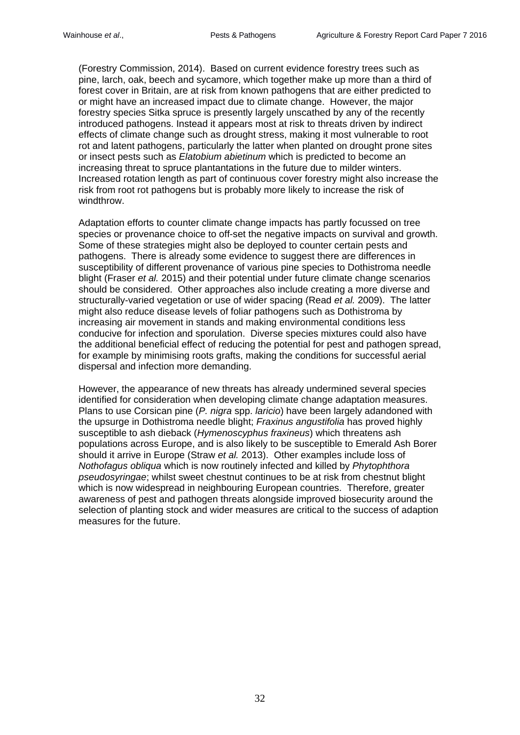(Forestry Commission, 2014). Based on current evidence forestry trees such as pine, larch, oak, beech and sycamore, which together make up more than a third of forest cover in Britain, are at risk from known pathogens that are either predicted to or might have an increased impact due to climate change. However, the major forestry species Sitka spruce is presently largely unscathed by any of the recently introduced pathogens. Instead it appears most at risk to threats driven by indirect effects of climate change such as drought stress, making it most vulnerable to root rot and latent pathogens, particularly the latter when planted on drought prone sites or insect pests such as *Elatobium abietinum* which is predicted to become an increasing threat to spruce plantantations in the future due to milder winters. Increased rotation length as part of continuous cover forestry might also increase the risk from root rot pathogens but is probably more likely to increase the risk of windthrow.

Adaptation efforts to counter climate change impacts has partly focussed on tree species or provenance choice to off-set the negative impacts on survival and growth. Some of these strategies might also be deployed to counter certain pests and pathogens. There is already some evidence to suggest there are differences in susceptibility of different provenance of various pine species to Dothistroma needle blight (Fraser *et al.* 2015) and their potential under future climate change scenarios should be considered. Other approaches also include creating a more diverse and structurally-varied vegetation or use of wider spacing (Read *et al.* 2009). The latter might also reduce disease levels of foliar pathogens such as Dothistroma by increasing air movement in stands and making environmental conditions less conducive for infection and sporulation. Diverse species mixtures could also have the additional beneficial effect of reducing the potential for pest and pathogen spread, for example by minimising roots grafts, making the conditions for successful aerial dispersal and infection more demanding.

However, the appearance of new threats has already undermined several species identified for consideration when developing climate change adaptation measures. Plans to use Corsican pine (*P. nigra* spp. *laricio*) have been largely adandoned with the upsurge in Dothistroma needle blight; *Fraxinus angustifolia* has proved highly susceptible to ash dieback (*Hymenoscyphus fraxineus*) which threatens ash populations across Europe, and is also likely to be susceptible to Emerald Ash Borer should it arrive in Europe (Straw *et al.* 2013). Other examples include loss of *Nothofagus obliqua* which is now routinely infected and killed by *Phytophthora pseudosyringae*; whilst sweet chestnut continues to be at risk from chestnut blight which is now widespread in neighbouring European countries. Therefore, greater awareness of pest and pathogen threats alongside improved biosecurity around the selection of planting stock and wider measures are critical to the success of adaption measures for the future.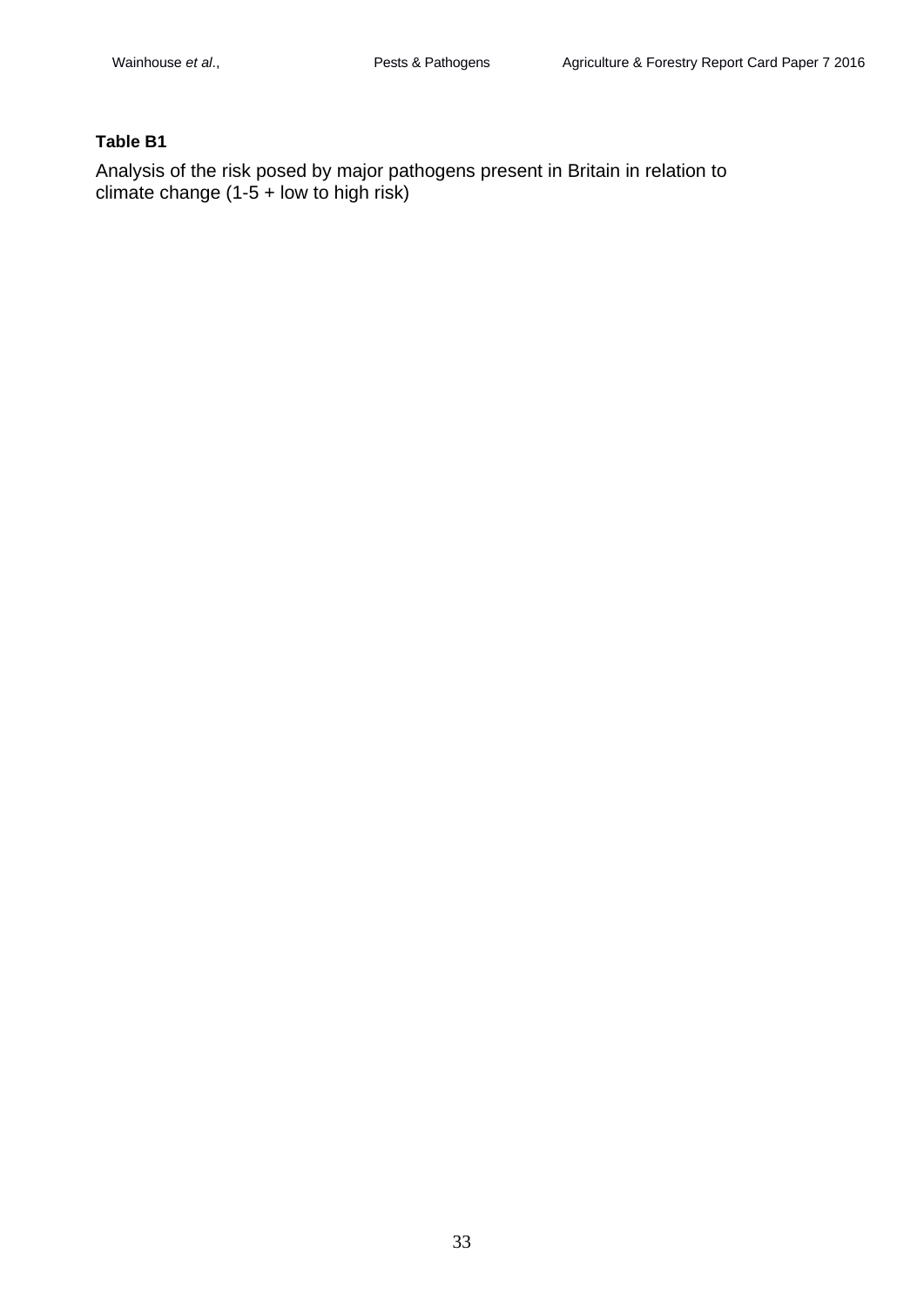**Table B1**

Analysis of the risk posed by major pathogens present in Britain in relation to climate change (1-5 + low to high risk)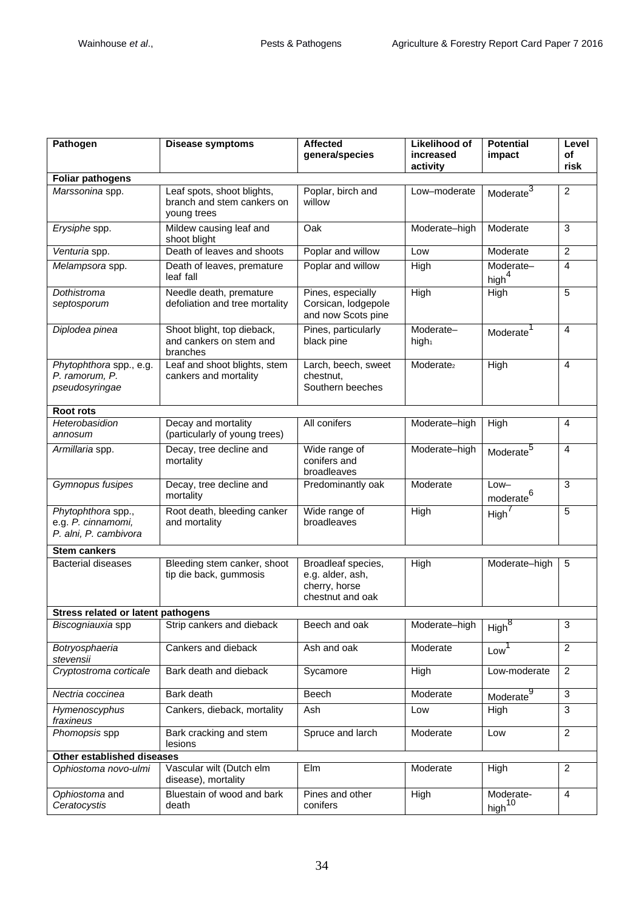| Pathogen | Disease symptoms | Affected genera/species | Likelihood of increased activity | Potential impact | Level of risk |
|---|---|---|---|---|---|
| **Foliar pathogens** | | | | | |
| *Marssonina* spp. | Leaf spots, shoot blights, branch and stem cankers on young trees | Poplar, birch and willow | Low–moderate | Moderate[3] | 2 |
| *Erysiphe* spp. | Mildew causing leaf and shoot blight | Oak | Moderate–high | Moderate | 3 |
| *Venturia* spp. | Death of leaves and shoots | Poplar and willow | Low | Moderate | 2 |
| *Melampsora* spp. | Death of leaves, premature leaf fall | Poplar and willow | High | Moderate–high[4] | 4 |
| *Dothistroma septosporum* | Needle death, premature defoliation and tree mortality | Pines, especially Corsican, lodgepole and now Scots pine | High | High | 5 |
| *Diplodea pinea* | Shoot blight, top dieback, and cankers on stem and branches | Pines, particularly black pine | Moderate–high[1] | Moderate[1] | 4 |
| *Phytophthora* spp., e.g. *P. ramorum, P. pseudosyringae* | Leaf and shoot blights, stem cankers and mortality | Larch, beech, sweet chestnut, Southern beeches | Moderate[2] | High | 4 |
| **Root rots** | | | | | |
| *Heterobasidion annosum* | Decay and mortality (particularly of young trees) | All conifers | Moderate–high | High | 4 |
| *Armillaria* spp. | Decay, tree decline and mortality | Wide range of conifers and broadleaves | Moderate–high | Moderate[5] | 4 |
| *Gymnopus fusipes* | Decay, tree decline and mortality | Predominantly oak | Moderate | Low–moderate[6] | 3 |
| *Phytophthora* spp., e.g. *P. cinnamomi, P. alni, P. cambivora* | Root death, bleeding canker and mortality | Wide range of broadleaves | High | High[7] | 5 |
| **Stem cankers** | | | | | |
| Bacterial diseases | Bleeding stem canker, shoot tip die back, gummosis | Broadleaf species, e.g. alder, ash, cherry, horse chestnut and oak | High | Moderate–high | 5 |
| **Stress related or latent pathogens** | | | | | |
| *Biscogniauxia* spp | Strip cankers and dieback | Beech and oak | Moderate–high | High[8] | 3 |
| *Botryosphaeria stevensii* | Cankers and dieback | Ash and oak | Moderate | Low[1] | 2 |
| *Cryptostroma corticale* | Bark death and dieback | Sycamore | High | Low-moderate | 2 |
| *Nectria coccinea* | Bark death | Beech | Moderate | Moderate[9] | 3 |
| *Hymenoscyphus fraxineus* | Cankers, dieback, mortality | Ash | Low | High | 3 |
| *Phomopsis* spp | Bark cracking and stem lesions | Spruce and larch | Moderate | Low | 2 |
| **Other established diseases** | | | | | |
| *Ophiostoma novo-ulmi* | Vascular wilt (Dutch elm disease), mortality | Elm | Moderate | High | 2 |
| *Ophiostoma* and *Ceratocystis* | Bluestain of wood and bark death | Pines and other conifers | High | Moderate-high[10] | 4 |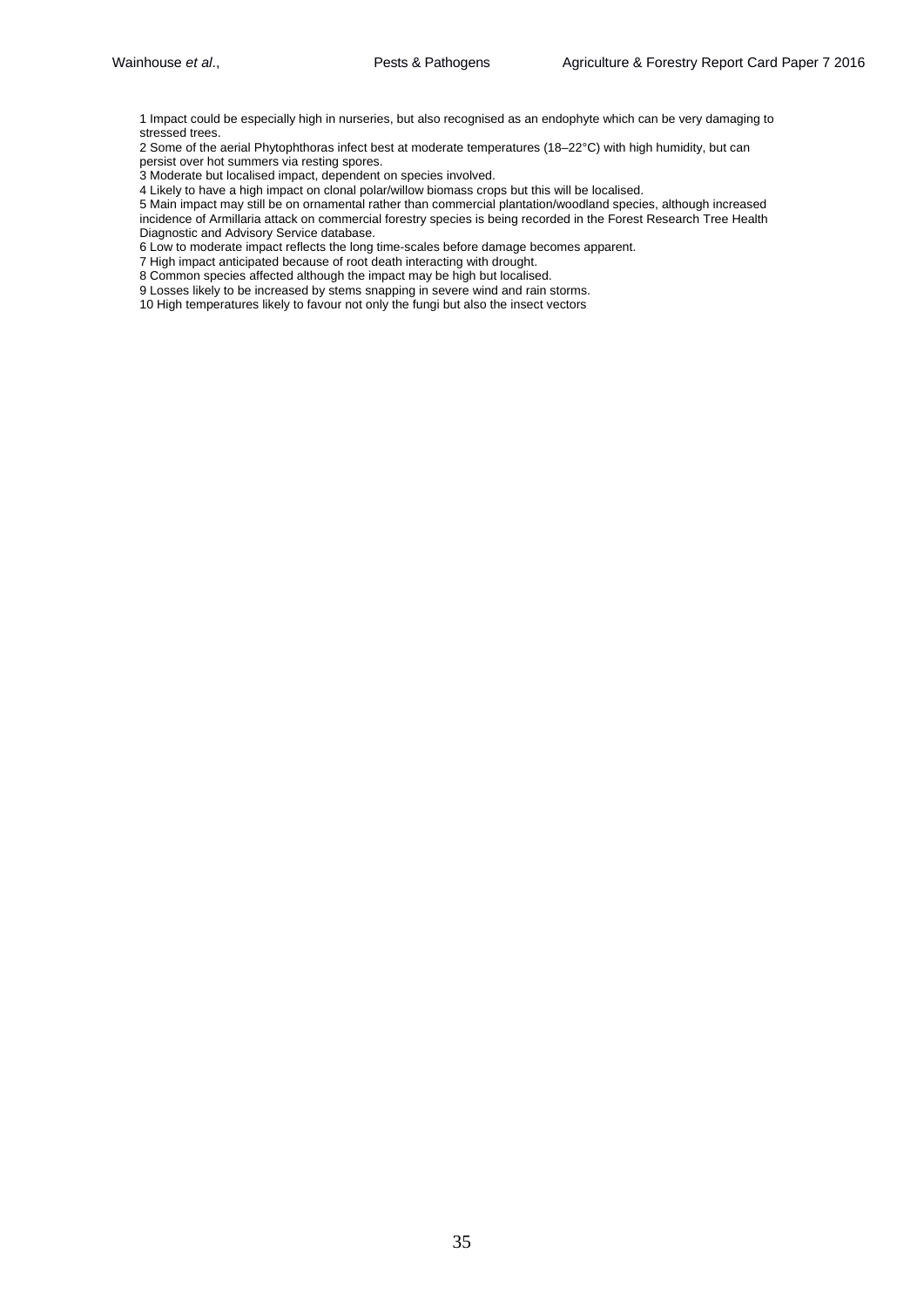1 Impact could be especially high in nurseries, but also recognised as an endophyte which can be very damaging to stressed trees.

2 Some of the aerial Phytophthoras infect best at moderate temperatures (18–22°C) with high humidity, but can persist over hot summers via resting spores.

3 Moderate but localised impact, dependent on species involved.

4 Likely to have a high impact on clonal polar/willow biomass crops but this will be localised.

5 Main impact may still be on ornamental rather than commercial plantation/woodland species, although increased incidence of Armillaria attack on commercial forestry species is being recorded in the Forest Research Tree Health Diagnostic and Advisory Service database.

6 Low to moderate impact reflects the long time-scales before damage becomes apparent.

7 High impact anticipated because of root death interacting with drought.

8 Common species affected although the impact may be high but localised.

9 Losses likely to be increased by stems snapping in severe wind and rain storms.

10 High temperatures likely to favour not only the fungi but also the insect vectors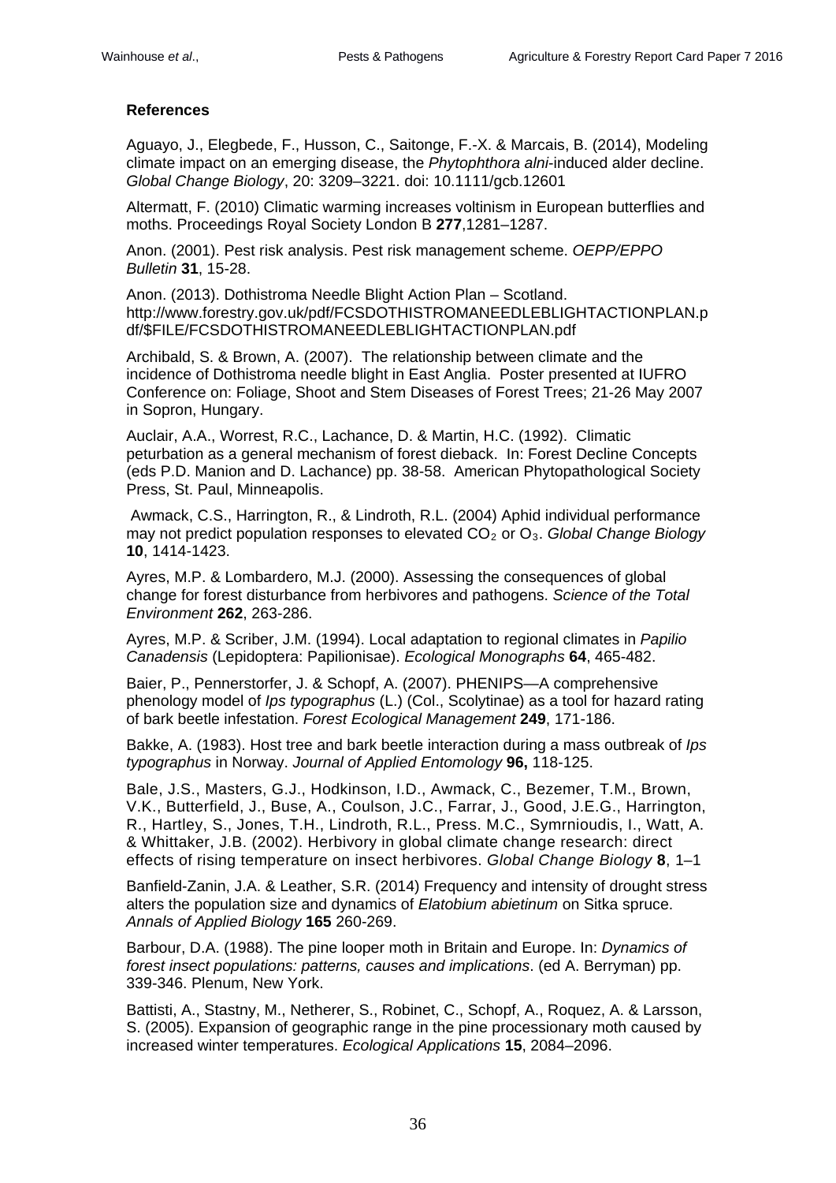### References

Aguayo, J., Elegbede, F., Husson, C., Saitonge, F.-X. & Marcais, B. (2014), Modeling climate impact on an emerging disease, the *Phytophthora alni*-induced alder decline. *Global Change Biology*, 20: 3209–3221. doi: 10.1111/gcb.12601

Altermatt, F. (2010) Climatic warming increases voltinism in European butterflies and moths. Proceedings Royal Society London B **277**,1281–1287.

Anon. (2001). Pest risk analysis. Pest risk management scheme. *OEPP/EPPO Bulletin* **31**, 15-28.

Anon. (2013). Dothistroma Needle Blight Action Plan – Scotland. http://www.forestry.gov.uk/pdf/FCSDOTHISTROMANEEDLEBLIGHTACTIONPLAN.pdf/$FILE/FCSDOTHISTROMANEEDLEBLIGHTACTIONPLAN.pdf

Archibald, S. & Brown, A. (2007). The relationship between climate and the incidence of Dothistroma needle blight in East Anglia. Poster presented at IUFRO Conference on: Foliage, Shoot and Stem Diseases of Forest Trees; 21-26 May 2007 in Sopron, Hungary.

Auclair, A.A., Worrest, R.C., Lachance, D. & Martin, H.C. (1992). Climatic peturbation as a general mechanism of forest dieback. In: Forest Decline Concepts (eds P.D. Manion and D. Lachance) pp. 38-58. American Phytopathological Society Press, St. Paul, Minneapolis.

Awmack, C.S., Harrington, R., & Lindroth, R.L. (2004) Aphid individual performance may not predict population responses to elevated $CO_2$ or $O_3$. *Global Change Biology* **10**, 1414-1423.

Ayres, M.P. & Lombardero, M.J. (2000). Assessing the consequences of global change for forest disturbance from herbivores and pathogens. *Science of the Total Environment* **262**, 263-286.

Ayres, M.P. & Scriber, J.M. (1994). Local adaptation to regional climates in *Papilio Canadensis* (Lepidoptera: Papilionisae). *Ecological Monographs* **64**, 465-482.

Baier, P., Pennerstorfer, J. & Schopf, A. (2007). PHENIPS—A comprehensive phenology model of *Ips typographus* (L.) (Col., Scolytinae) as a tool for hazard rating of bark beetle infestation. *Forest Ecological Management* **249**, 171-186.

Bakke, A. (1983). Host tree and bark beetle interaction during a mass outbreak of *Ips typographus* in Norway. *Journal of Applied Entomology* **96,** 118-125.

Bale, J.S., Masters, G.J., Hodkinson, I.D., Awmack, C., Bezemer, T.M., Brown, V.K., Butterfield, J., Buse, A., Coulson, J.C., Farrar, J., Good, J.E.G., Harrington, R., Hartley, S., Jones, T.H., Lindroth, R.L., Press. M.C., Symrnioudis, I., Watt, A. & Whittaker, J.B. (2002). Herbivory in global climate change research: direct effects of rising temperature on insect herbivores. *Global Change Biology* **8**, 1–1

Banfield-Zanin, J.A. & Leather, S.R. (2014) Frequency and intensity of drought stress alters the population size and dynamics of *Elatobium abietinum* on Sitka spruce. *Annals of Applied Biology* **165** 260-269.

Barbour, D.A. (1988). The pine looper moth in Britain and Europe. In: *Dynamics of forest insect populations: patterns, causes and implications*. (ed A. Berryman) pp. 339-346. Plenum, New York.

Battisti, A., Stastny, M., Netherer, S., Robinet, C., Schopf, A., Roquez, A. & Larsson, S. (2005). Expansion of geographic range in the pine processionary moth caused by increased winter temperatures. *Ecological Applications* **15**, 2084–2096.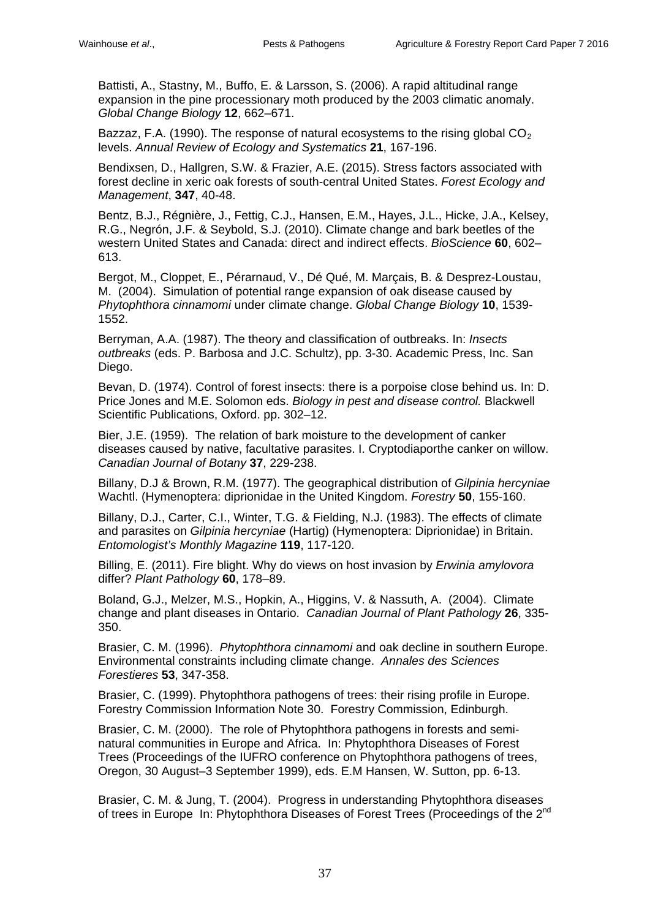Battisti, A., Stastny, M., Buffo, E. & Larsson, S. (2006). A rapid altitudinal range expansion in the pine processionary moth produced by the 2003 climatic anomaly. *Global Change Biology* **12**, 662–671.

Bazzaz, F.A. (1990). The response of natural ecosystems to the rising global $CO_2$ levels. *Annual Review of Ecology and Systematics* **21**, 167-196.

Bendixsen, D., Hallgren, S.W. & Frazier, A.E. (2015). Stress factors associated with forest decline in xeric oak forests of south-central United States. *Forest Ecology and Management*, **347**, 40-48.

Bentz, B.J., Régnière, J., Fettig, C.J., Hansen, E.M., Hayes, J.L., Hicke, J.A., Kelsey, R.G., Negrón, J.F. & Seybold, S.J. (2010). Climate change and bark beetles of the western United States and Canada: direct and indirect effects. *BioScience* **60**, 602–613.

Bergot, M., Cloppet, E., Pérarnaud, V., Dé Qué, M. Marçais, B. & Desprez-Loustau, M. (2004). Simulation of potential range expansion of oak disease caused by *Phytophthora cinnamomi* under climate change. *Global Change Biology* **10**, 1539-1552.

Berryman, A.A. (1987). The theory and classification of outbreaks. In: *Insects outbreaks* (eds. P. Barbosa and J.C. Schultz), pp. 3-30. Academic Press, Inc. San Diego.

Bevan, D. (1974). Control of forest insects: there is a porpoise close behind us. In: D. Price Jones and M.E. Solomon eds. *Biology in pest and disease control.* Blackwell Scientific Publications, Oxford. pp. 302–12.

Bier, J.E. (1959). The relation of bark moisture to the development of canker diseases caused by native, facultative parasites. I. Cryptodiaporthe canker on willow. *Canadian Journal of Botany* **37**, 229-238.

Billany, D.J & Brown, R.M. (1977). The geographical distribution of *Gilpinia hercyniae* Wachtl. (Hymenoptera: diprionidae in the United Kingdom. *Forestry* **50**, 155-160.

Billany, D.J., Carter, C.I., Winter, T.G. & Fielding, N.J. (1983). The effects of climate and parasites on *Gilpinia hercyniae* (Hartig) (Hymenoptera: Diprionidae) in Britain. *Entomologist's Monthly Magazine* **119**, 117-120.

Billing, E. (2011). Fire blight. Why do views on host invasion by *Erwinia amylovora* differ? *Plant Pathology* **60**, 178–89.

Boland, G.J., Melzer, M.S., Hopkin, A., Higgins, V. & Nassuth, A. (2004). Climate change and plant diseases in Ontario. *Canadian Journal of Plant Pathology* **26**, 335-350.

Brasier, C. M. (1996). *Phytophthora cinnamomi* and oak decline in southern Europe. Environmental constraints including climate change. *Annales des Sciences Forestieres* **53**, 347-358.

Brasier, C. (1999). Phytophthora pathogens of trees: their rising profile in Europe. Forestry Commission Information Note 30. Forestry Commission, Edinburgh.

Brasier, C. M. (2000). The role of Phytophthora pathogens in forests and semi-natural communities in Europe and Africa. In: Phytophthora Diseases of Forest Trees (Proceedings of the IUFRO conference on Phytophthora pathogens of trees, Oregon, 30 August–3 September 1999), eds. E.M Hansen, W. Sutton, pp. 6-13.

Brasier, C. M. & Jung, T. (2004). Progress in understanding Phytophthora diseases of trees in Europe In: Phytophthora Diseases of Forest Trees (Proceedings of the 2nd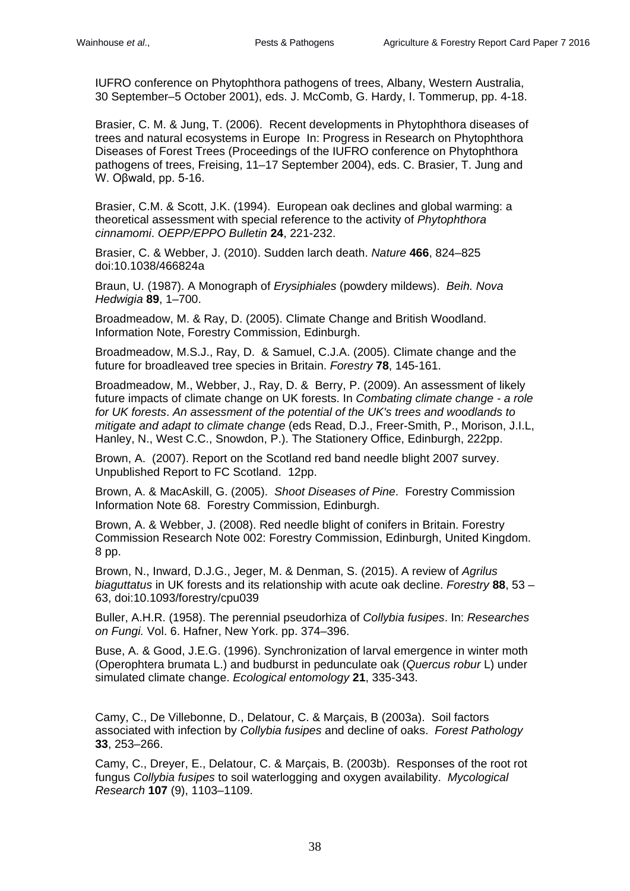IUFRO conference on Phytophthora pathogens of trees, Albany, Western Australia, 30 September–5 October 2001), eds. J. McComb, G. Hardy, I. Tommerup, pp. 4-18.

Brasier, C. M. & Jung, T. (2006). Recent developments in Phytophthora diseases of trees and natural ecosystems in Europe In: Progress in Research on Phytophthora Diseases of Forest Trees (Proceedings of the IUFRO conference on Phytophthora pathogens of trees, Freising, 11–17 September 2004), eds. C. Brasier, T. Jung and W. Oβwald, pp. 5-16.

Brasier, C.M. & Scott, J.K. (1994). European oak declines and global warming: a theoretical assessment with special reference to the activity of *Phytophthora cinnamomi*. *OEPP/EPPO Bulletin* **24**, 221-232.

Brasier, C. & Webber, J. (2010). Sudden larch death. *Nature* **466**, 824–825 doi:10.1038/466824a

Braun, U. (1987). A Monograph of *Erysiphiales* (powdery mildews). *Beih. Nova Hedwigia* **89**, 1–700.

Broadmeadow, M. & Ray, D. (2005). Climate Change and British Woodland. Information Note, Forestry Commission, Edinburgh.

Broadmeadow, M.S.J., Ray, D. & Samuel, C.J.A. (2005). Climate change and the future for broadleaved tree species in Britain. *Forestry* **78**, 145-161.

Broadmeadow, M., Webber, J., Ray, D. & Berry, P. (2009). An assessment of likely future impacts of climate change on UK forests. In *Combating climate change - a role for UK forests*. *An assessment of the potential of the UK's trees and woodlands to mitigate and adapt to climate change* (eds Read, D.J., Freer-Smith, P., Morison, J.I.L, Hanley, N., West C.C., Snowdon, P.). The Stationery Office, Edinburgh, 222pp.

Brown, A. (2007). Report on the Scotland red band needle blight 2007 survey. Unpublished Report to FC Scotland. 12pp.

Brown, A. & MacAskill, G. (2005). *Shoot Diseases of Pine*. Forestry Commission Information Note 68. Forestry Commission, Edinburgh.

Brown, A. & Webber, J. (2008). Red needle blight of conifers in Britain. Forestry Commission Research Note 002: Forestry Commission, Edinburgh, United Kingdom. 8 pp.

Brown, N., Inward, D.J.G., Jeger, M. & Denman, S. (2015). A review of *Agrilus biaguttatus* in UK forests and its relationship with acute oak decline. *Forestry* **88**, 53 – 63, doi:10.1093/forestry/cpu039

Buller, A.H.R. (1958). The perennial pseudorhiza of *Collybia fusipes*. In: *Researches on Fungi.* Vol. 6. Hafner, New York. pp. 374–396.

Buse, A. & Good, J.E.G. (1996). Synchronization of larval emergence in winter moth (Operophtera brumata L.) and budburst in pedunculate oak (*Quercus robur* L) under simulated climate change. *Ecological entomology* **21**, 335-343.

Camy, C., De Villebonne, D., Delatour, C. & Marçais, B (2003a). Soil factors associated with infection by *Collybia fusipes* and decline of oaks. *Forest Pathology* **33**, 253–266.

Camy, C., Dreyer, E., Delatour, C. & Marçais, B. (2003b). Responses of the root rot fungus *Collybia fusipes* to soil waterlogging and oxygen availability. *Mycological Research* **107** (9), 1103–1109.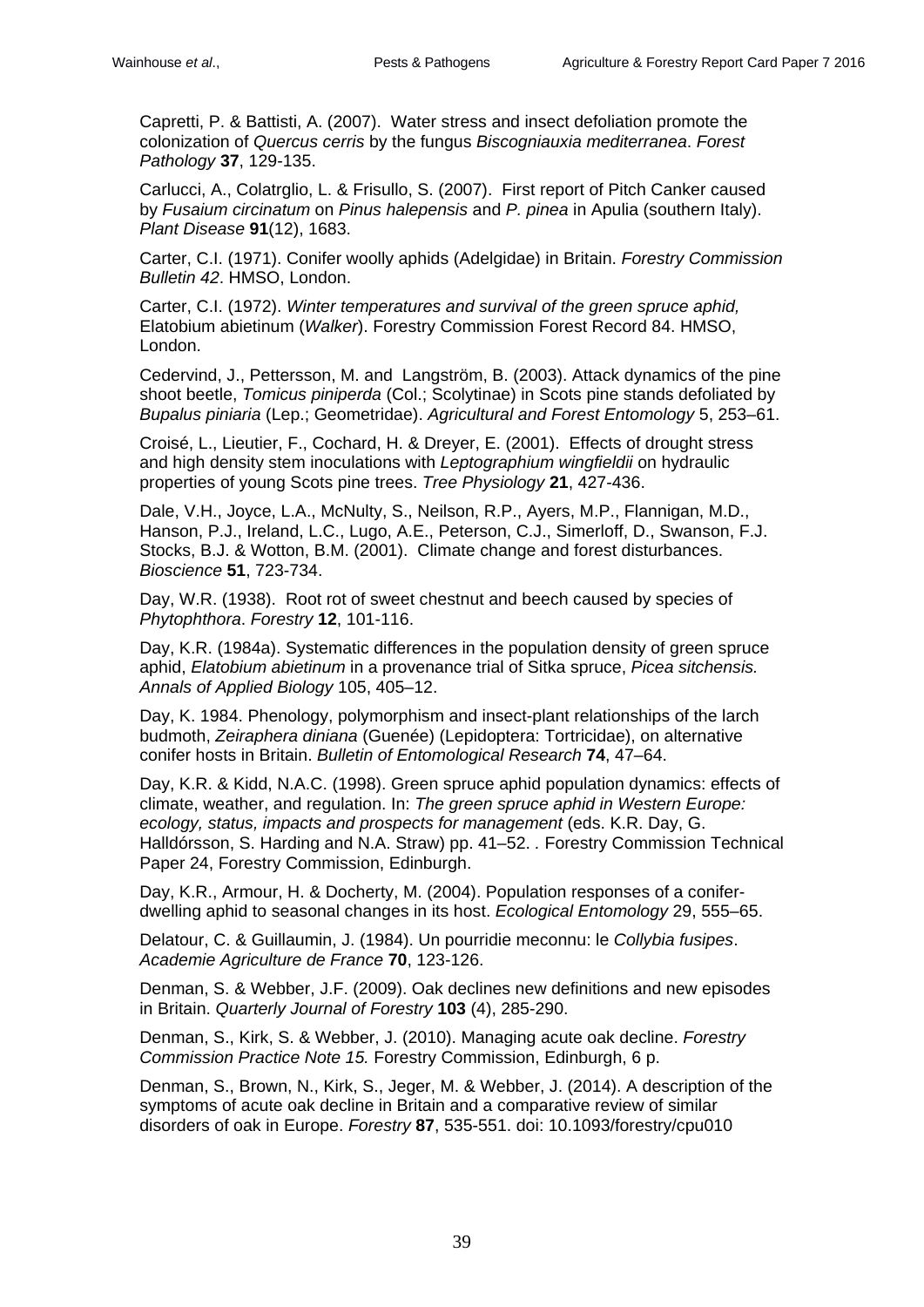Capretti, P. & Battisti, A. (2007). Water stress and insect defoliation promote the colonization of *Quercus cerris* by the fungus *Biscogniauxia mediterranea*. *Forest Pathology* **37**, 129-135.

Carlucci, A., Colatrglio, L. & Frisullo, S. (2007). First report of Pitch Canker caused by *Fusaium circinatum* on *Pinus halepensis* and *P. pinea* in Apulia (southern Italy). *Plant Disease* **91**(12), 1683.

Carter, C.I. (1971). Conifer woolly aphids (Adelgidae) in Britain. *Forestry Commission Bulletin 42*. HMSO, London.

Carter, C.I. (1972). *Winter temperatures and survival of the green spruce aphid,* Elatobium abietinum (*Walker*). Forestry Commission Forest Record 84. HMSO, London.

Cedervind, J., Pettersson, M. and Langström, B. (2003). Attack dynamics of the pine shoot beetle, *Tomicus piniperda* (Col.; Scolytinae) in Scots pine stands defoliated by *Bupalus piniaria* (Lep.; Geometridae). *Agricultural and Forest Entomology* 5, 253–61.

Croisé, L., Lieutier, F., Cochard, H. & Dreyer, E. (2001). Effects of drought stress and high density stem inoculations with *Leptographium wingfieldii* on hydraulic properties of young Scots pine trees. *Tree Physiology* **21**, 427-436.

Dale, V.H., Joyce, L.A., McNulty, S., Neilson, R.P., Ayers, M.P., Flannigan, M.D., Hanson, P.J., Ireland, L.C., Lugo, A.E., Peterson, C.J., Simerloff, D., Swanson, F.J. Stocks, B.J. & Wotton, B.M. (2001). Climate change and forest disturbances. *Bioscience* **51**, 723-734.

Day, W.R. (1938). Root rot of sweet chestnut and beech caused by species of *Phytophthora*. *Forestry* **12**, 101-116.

Day, K.R. (1984a). Systematic differences in the population density of green spruce aphid, *Elatobium abietinum* in a provenance trial of Sitka spruce, *Picea sitchensis. Annals of Applied Biology* 105, 405–12.

Day, K. 1984. Phenology, polymorphism and insect-plant relationships of the larch budmoth, *Zeiraphera diniana* (Guenée) (Lepidoptera: Tortricidae), on alternative conifer hosts in Britain. *Bulletin of Entomological Research* **74**, 47–64.

Day, K.R. & Kidd, N.A.C. (1998). Green spruce aphid population dynamics: effects of climate, weather, and regulation. In: *The green spruce aphid in Western Europe: ecology, status, impacts and prospects for management* (eds. K.R. Day, G. Halldórsson, S. Harding and N.A. Straw) pp. 41–52. . Forestry Commission Technical Paper 24, Forestry Commission, Edinburgh.

Day, K.R., Armour, H. & Docherty, M. (2004). Population responses of a conifer-dwelling aphid to seasonal changes in its host. *Ecological Entomology* 29, 555–65.

Delatour, C. & Guillaumin, J. (1984). Un pourridie meconnu: le *Collybia fusipes*. *Academie Agriculture de France* **70**, 123-126.

Denman, S. & Webber, J.F. (2009). Oak declines new definitions and new episodes in Britain. *Quarterly Journal of Forestry* **103** (4), 285-290.

Denman, S., Kirk, S. & Webber, J. (2010). Managing acute oak decline. *Forestry Commission Practice Note 15.* Forestry Commission, Edinburgh, 6 p.

Denman, S., Brown, N., Kirk, S., Jeger, M. & Webber, J. (2014). A description of the symptoms of acute oak decline in Britain and a comparative review of similar disorders of oak in Europe. *Forestry* **87**, 535-551. doi: 10.1093/forestry/cpu010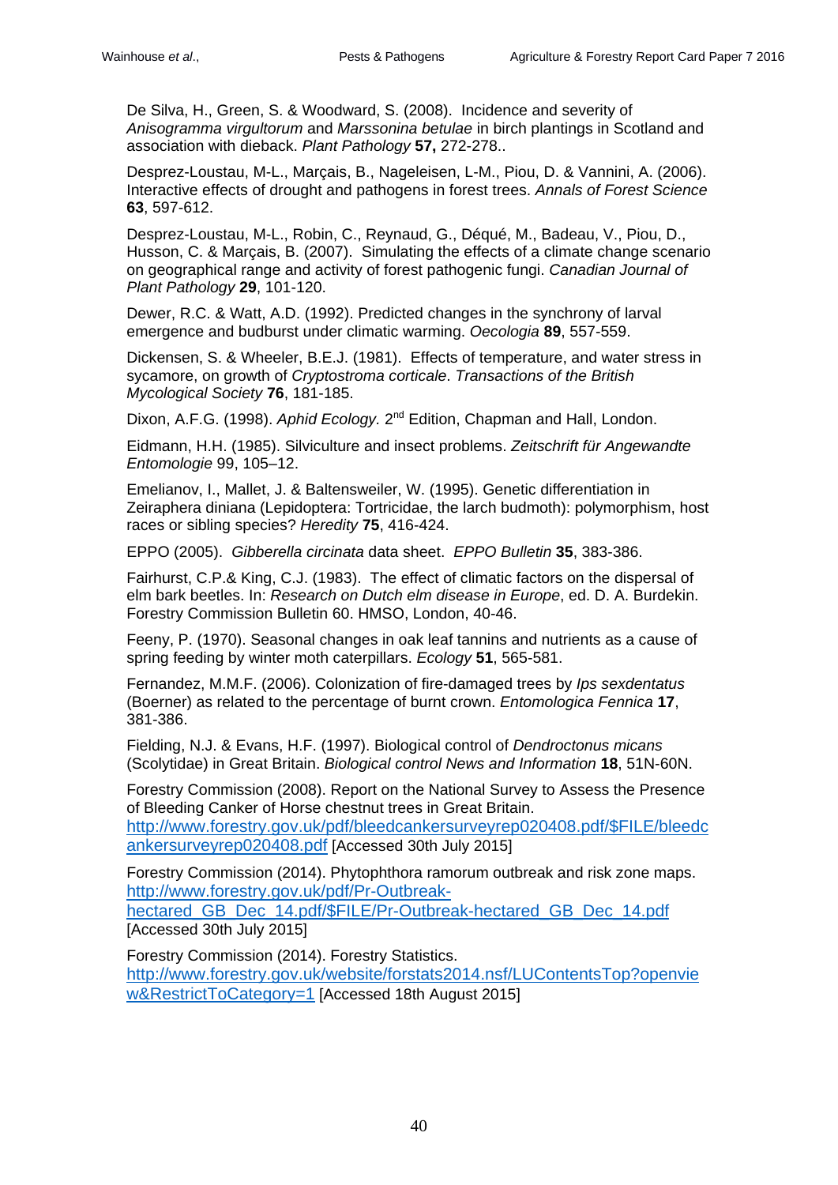De Silva, H., Green, S. & Woodward, S. (2008). Incidence and severity of *Anisogramma virgultorum* and *Marssonina betulae* in birch plantings in Scotland and association with dieback. *Plant Pathology* **57,** 272-278..

Desprez-Loustau, M-L., Marçais, B., Nageleisen, L-M., Piou, D. & Vannini, A. (2006). Interactive effects of drought and pathogens in forest trees. *Annals of Forest Science* **63**, 597-612.

Desprez-Loustau, M-L., Robin, C., Reynaud, G., Déqué, M., Badeau, V., Piou, D., Husson, C. & Marçais, B. (2007). Simulating the effects of a climate change scenario on geographical range and activity of forest pathogenic fungi. *Canadian Journal of Plant Pathology* **29**, 101-120.

Dewer, R.C. & Watt, A.D. (1992). Predicted changes in the synchrony of larval emergence and budburst under climatic warming. *Oecologia* **89**, 557-559.

Dickensen, S. & Wheeler, B.E.J. (1981). Effects of temperature, and water stress in sycamore, on growth of *Cryptostroma corticale*. *Transactions of the British Mycological Society* **76**, 181-185.

Dixon, A.F.G. (1998). *Aphid Ecology.* 2nd Edition, Chapman and Hall, London.

Eidmann, H.H. (1985). Silviculture and insect problems. *Zeitschrift für Angewandte Entomologie* 99, 105–12.

Emelianov, I., Mallet, J. & Baltensweiler, W. (1995). Genetic differentiation in Zeiraphera diniana (Lepidoptera: Tortricidae, the larch budmoth): polymorphism, host races or sibling species? *Heredity* **75**, 416-424.

EPPO (2005). *Gibberella circinata* data sheet. *EPPO Bulletin* **35**, 383-386.

Fairhurst, C.P.& King, C.J. (1983). The effect of climatic factors on the dispersal of elm bark beetles. In: *Research on Dutch elm disease in Europe*, ed. D. A. Burdekin. Forestry Commission Bulletin 60. HMSO, London, 40-46.

Feeny, P. (1970). Seasonal changes in oak leaf tannins and nutrients as a cause of spring feeding by winter moth caterpillars. *Ecology* **51**, 565-581.

Fernandez, M.M.F. (2006). Colonization of fire-damaged trees by *Ips sexdentatus* (Boerner) as related to the percentage of burnt crown. *Entomologica Fennica* **17**, 381-386.

Fielding, N.J. & Evans, H.F. (1997). Biological control of *Dendroctonus micans* (Scolytidae) in Great Britain. *Biological control News and Information* **18**, 51N-60N.

Forestry Commission (2008). Report on the National Survey to Assess the Presence of Bleeding Canker of Horse chestnut trees in Great Britain. http://www.forestry.gov.uk/pdf/bleedcankersurveyrep020408.pdf/$FILE/bleedcankersurveyrep020408.pdf [Accessed 30th July 2015]

Forestry Commission (2014). Phytophthora ramorum outbreak and risk zone maps. http://www.forestry.gov.uk/pdf/Pr-Outbreak-hectared_GB_Dec_14.pdf/$FILE/Pr-Outbreak-hectared_GB_Dec_14.pdf [Accessed 30th July 2015]

Forestry Commission (2014). Forestry Statistics. http://www.forestry.gov.uk/website/forstats2014.nsf/LUContentsTop?openview&RestrictToCategory=1 [Accessed 18th August 2015]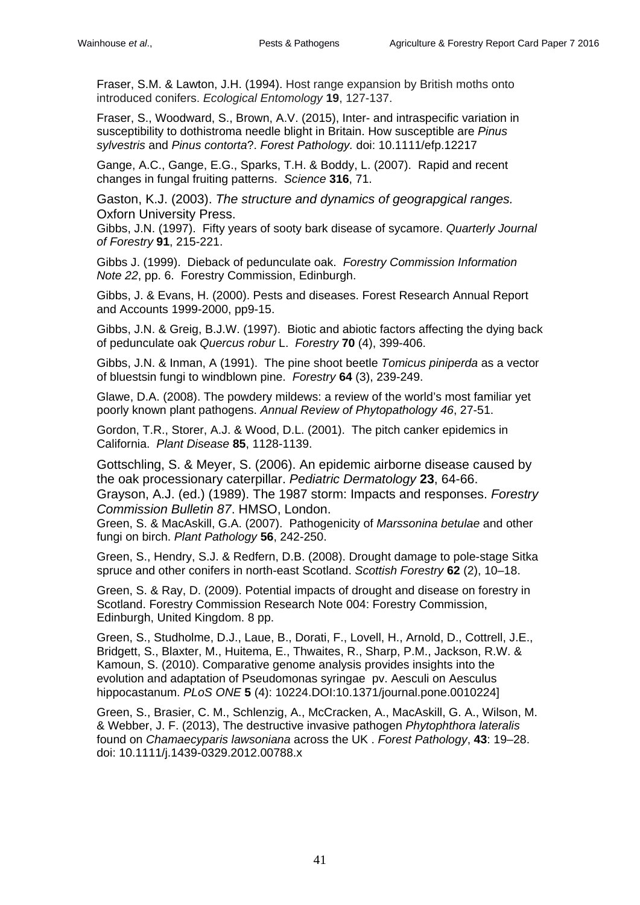Fraser, S.M. & Lawton, J.H. (1994). Host range expansion by British moths onto introduced conifers. *Ecological Entomology* **19**, 127-137.

Fraser, S., Woodward, S., Brown, A.V. (2015), Inter- and intraspecific variation in susceptibility to dothistroma needle blight in Britain. How susceptible are *Pinus sylvestris* and *Pinus contorta*?. *Forest Pathology.* doi: 10.1111/efp.12217

Gange, A.C., Gange, E.G., Sparks, T.H. & Boddy, L. (2007). Rapid and recent changes in fungal fruiting patterns. *Science* **316**, 71.

Gaston, K.J. (2003). *The structure and dynamics of geograpgical ranges.* Oxforn University Press.

Gibbs, J.N. (1997). Fifty years of sooty bark disease of sycamore. *Quarterly Journal of Forestry* **91**, 215-221.

Gibbs J. (1999). Dieback of pedunculate oak. *Forestry Commission Information Note 22*, pp. 6. Forestry Commission, Edinburgh.

Gibbs, J. & Evans, H. (2000). Pests and diseases. Forest Research Annual Report and Accounts 1999-2000, pp9-15.

Gibbs, J.N. & Greig, B.J.W. (1997). Biotic and abiotic factors affecting the dying back of pedunculate oak *Quercus robur* L. *Forestry* **70** (4), 399-406.

Gibbs, J.N. & Inman, A (1991). The pine shoot beetle *Tomicus piniperda* as a vector of bluestsin fungi to windblown pine. *Forestry* **64** (3), 239-249.

Glawe, D.A. (2008). The powdery mildews: a review of the world's most familiar yet poorly known plant pathogens. *Annual Review of Phytopathology 46*, 27-51.

Gordon, T.R., Storer, A.J. & Wood, D.L. (2001). The pitch canker epidemics in California. *Plant Disease* **85**, 1128-1139.

Gottschling, S. & Meyer, S. (2006). An epidemic airborne disease caused by the oak processionary caterpillar. *Pediatric Dermatology* **23**, 64-66.

Grayson, A.J. (ed.) (1989). The 1987 storm: Impacts and responses. *Forestry Commission Bulletin 87*. HMSO, London.

Green, S. & MacAskill, G.A. (2007). Pathogenicity of *Marssonina betulae* and other fungi on birch. *Plant Pathology* **56**, 242-250.

Green, S., Hendry, S.J. & Redfern, D.B. (2008). Drought damage to pole-stage Sitka spruce and other conifers in north-east Scotland. *Scottish Forestry* **62** (2), 10–18.

Green, S. & Ray, D. (2009). Potential impacts of drought and disease on forestry in Scotland. Forestry Commission Research Note 004: Forestry Commission, Edinburgh, United Kingdom. 8 pp.

Green, S., Studholme, D.J., Laue, B., Dorati, F., Lovell, H., Arnold, D., Cottrell, J.E., Bridgett, S., Blaxter, M., Huitema, E., Thwaites, R., Sharp, P.M., Jackson, R.W. & Kamoun, S. (2010). Comparative genome analysis provides insights into the evolution and adaptation of Pseudomonas syringae pv. Aesculi on Aesculus hippocastanum. *PLoS ONE* **5** (4): 10224.DOI:10.1371/journal.pone.0010224]

Green, S., Brasier, C. M., Schlenzig, A., McCracken, A., MacAskill, G. A., Wilson, M. & Webber, J. F. (2013), The destructive invasive pathogen *Phytophthora lateralis* found on *Chamaecyparis lawsoniana* across the UK . *Forest Pathology*, **43**: 19–28. doi: 10.1111/j.1439-0329.2012.00788.x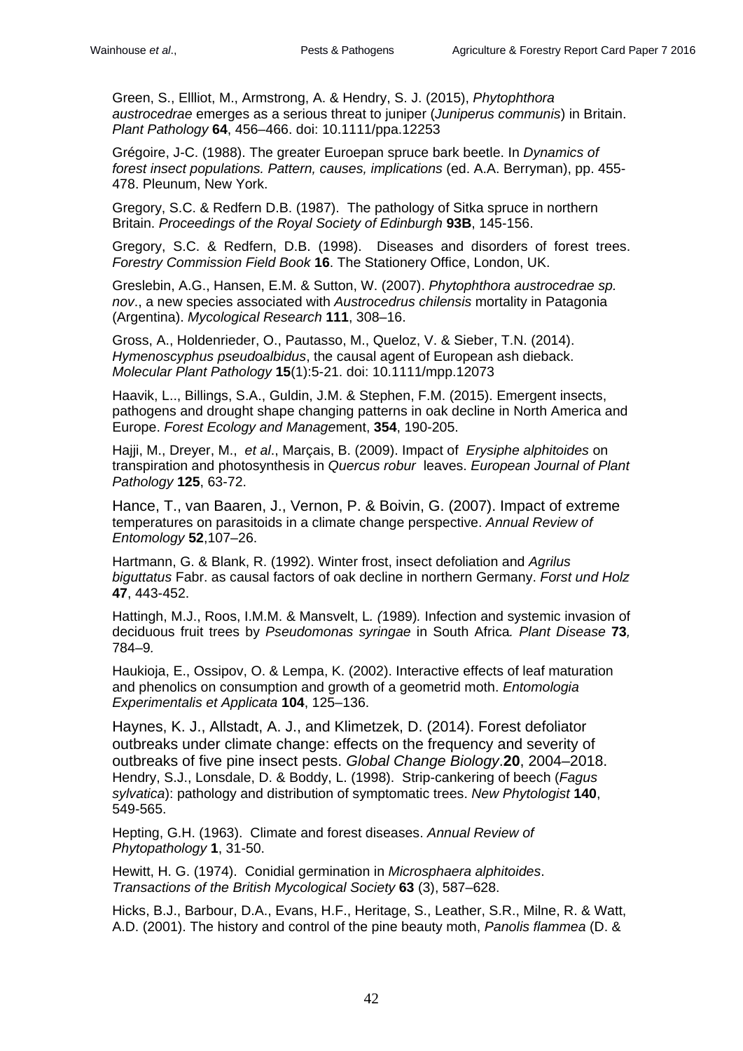Green, S., Ellliot, M., Armstrong, A. & Hendry, S. J. (2015), *Phytophthora austrocedrae* emerges as a serious threat to juniper (*Juniperus communis*) in Britain. *Plant Pathology* **64**, 456–466. doi: 10.1111/ppa.12253

Grégoire, J-C. (1988). The greater Euroepan spruce bark beetle. In *Dynamics of forest insect populations. Pattern, causes, implications* (ed. A.A. Berryman), pp. 455-478. Pleunum, New York.

Gregory, S.C. & Redfern D.B. (1987). The pathology of Sitka spruce in northern Britain. *Proceedings of the Royal Society of Edinburgh* **93B**, 145-156.

Gregory, S.C. & Redfern, D.B. (1998). Diseases and disorders of forest trees. *Forestry Commission Field Book* **16**. The Stationery Office, London, UK.

Greslebin, A.G., Hansen, E.M. & Sutton, W. (2007). *Phytophthora austrocedrae sp. nov*., a new species associated with *Austrocedrus chilensis* mortality in Patagonia (Argentina). *Mycological Research* **111**, 308–16.

Gross, A., Holdenrieder, O., Pautasso, M., Queloz, V. & Sieber, T.N. (2014). *Hymenoscyphus pseudoalbidus*, the causal agent of European ash dieback. *Molecular Plant Pathology* **15**(1):5-21. doi: 10.1111/mpp.12073

Haavik, L.., Billings, S.A., Guldin, J.M. & Stephen, F.M. (2015). Emergent insects, pathogens and drought shape changing patterns in oak decline in North America and Europe. *Forest Ecology and Manage*ment, **354**, 190-205.

Hajji, M., Dreyer, M., *et al*., Marçais, B. (2009). Impact of *Erysiphe alphitoides* on transpiration and photosynthesis in *Quercus robur* leaves. *European Journal of Plant Pathology* **125**, 63-72.

Hance, T., van Baaren, J., Vernon, P. & Boivin, G. (2007). Impact of extreme temperatures on parasitoids in a climate change perspective. *Annual Review of Entomology* **52**,107–26.

Hartmann, G. & Blank, R. (1992). Winter frost, insect defoliation and *Agrilus biguttatus* Fabr. as causal factors of oak decline in northern Germany. *Forst und Holz* **47**, 443-452.

Hattingh, M.J., Roos, I.M.M. & Mansvelt, L*. (*1989*).* Infection and systemic invasion of deciduous fruit trees by *Pseudomonas syringae* in South Africa*. Plant Disease* **73***,* 784–9*.*

Haukioja, E., Ossipov, O. & Lempa, K. (2002). Interactive effects of leaf maturation and phenolics on consumption and growth of a geometrid moth. *Entomologia Experimentalis et Applicata* **104**, 125–136.

Haynes, K. J., Allstadt, A. J., and Klimetzek, D. (2014). Forest defoliator outbreaks under climate change: effects on the frequency and severity of outbreaks of five pine insect pests. *Global Change Biology*.**20**, 2004–2018.

Hendry, S.J., Lonsdale, D. & Boddy, L. (1998). Strip-cankering of beech (*Fagus sylvatica*): pathology and distribution of symptomatic trees. *New Phytologist* **140**, 549-565.

Hepting, G.H. (1963). Climate and forest diseases. *Annual Review of Phytopathology* **1**, 31-50.

Hewitt, H. G. (1974). Conidial germination in *Microsphaera alphitoides*. *Transactions of the British Mycological Society* **63** (3), 587–628.

Hicks, B.J., Barbour, D.A., Evans, H.F., Heritage, S., Leather, S.R., Milne, R. & Watt, A.D. (2001). The history and control of the pine beauty moth, *Panolis flammea* (D. &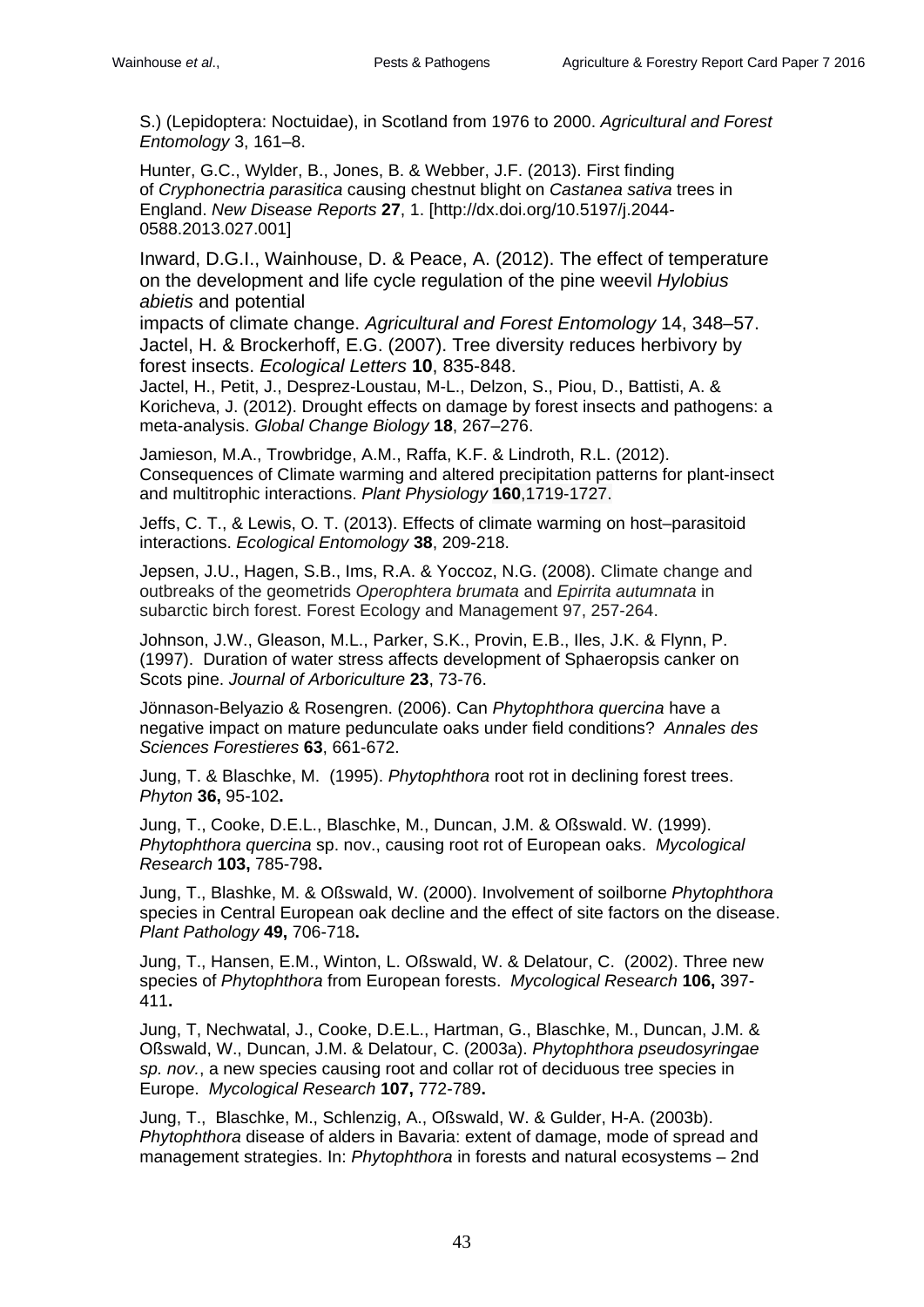S.) (Lepidoptera: Noctuidae), in Scotland from 1976 to 2000. *Agricultural and Forest Entomology* 3, 161–8.

Hunter, G.C., Wylder, B., Jones, B. & Webber, J.F. (2013). First finding of *Cryphonectria parasitica* causing chestnut blight on *Castanea sativa* trees in England. *New Disease Reports* **27**, 1. [http://dx.doi.org/10.5197/j.2044-0588.2013.027.001]

Inward, D.G.I., Wainhouse, D. & Peace, A. (2012). The effect of temperature on the development and life cycle regulation of the pine weevil *Hylobius abietis* and potential impacts of climate change. *Agricultural and Forest Entomology* 14, 348–57.

Jactel, H. & Brockerhoff, E.G. (2007). Tree diversity reduces herbivory by forest insects. *Ecological Letters* **10**, 835-848.

Jactel, H., Petit, J., Desprez-Loustau, M-L., Delzon, S., Piou, D., Battisti, A. & Koricheva, J. (2012). Drought effects on damage by forest insects and pathogens: a meta-analysis. *Global Change Biology* **18**, 267–276.

Jamieson, M.A., Trowbridge, A.M., Raffa, K.F. & Lindroth, R.L. (2012). Consequences of Climate warming and altered precipitation patterns for plant-insect and multitrophic interactions. *Plant Physiology* **160**,1719-1727.

Jeffs, C. T., & Lewis, O. T. (2013). Effects of climate warming on host–parasitoid interactions. *Ecological Entomology* **38**, 209-218.

Jepsen, J.U., Hagen, S.B., Ims, R.A. & Yoccoz, N.G. (2008). Climate change and outbreaks of the geometrids *Operophtera brumata* and *Epirrita autumnata* in subarctic birch forest. Forest Ecology and Management 97, 257-264.

Johnson, J.W., Gleason, M.L., Parker, S.K., Provin, E.B., Iles, J.K. & Flynn, P. (1997). Duration of water stress affects development of Sphaeropsis canker on Scots pine. *Journal of Arboriculture* **23**, 73-76.

Jönnason-Belyazio & Rosengren. (2006). Can *Phytophthora quercina* have a negative impact on mature pedunculate oaks under field conditions? *Annales des Sciences Forestieres* **63**, 661-672.

Jung, T. & Blaschke, M. (1995). *Phytophthora* root rot in declining forest trees. *Phyton* **36,** 95-102**.**

Jung, T., Cooke, D.E.L., Blaschke, M., Duncan, J.M. & Oßswald. W. (1999). *Phytophthora quercina* sp. nov., causing root rot of European oaks. *Mycological Research* **103,** 785-798**.**

Jung, T., Blashke, M. & Oßswald, W. (2000). Involvement of soilborne *Phytophthora* species in Central European oak decline and the effect of site factors on the disease. *Plant Pathology* **49,** 706-718**.**

Jung, T., Hansen, E.M., Winton, L. Oßswald, W. & Delatour, C. (2002). Three new species of *Phytophthora* from European forests. *Mycological Research* **106,** 397-411**.**

Jung, T, Nechwatal, J., Cooke, D.E.L., Hartman, G., Blaschke, M., Duncan, J.M. & Oßswald, W., Duncan, J.M. & Delatour, C. (2003a). *Phytophthora pseudosyringae sp. nov.*, a new species causing root and collar rot of deciduous tree species in Europe. *Mycological Research* **107,** 772-789**.**

Jung, T., Blaschke, M., Schlenzig, A., Oßswald, W. & Gulder, H-A. (2003b). *Phytophthora* disease of alders in Bavaria: extent of damage, mode of spread and management strategies. In: *Phytophthora* in forests and natural ecosystems – 2nd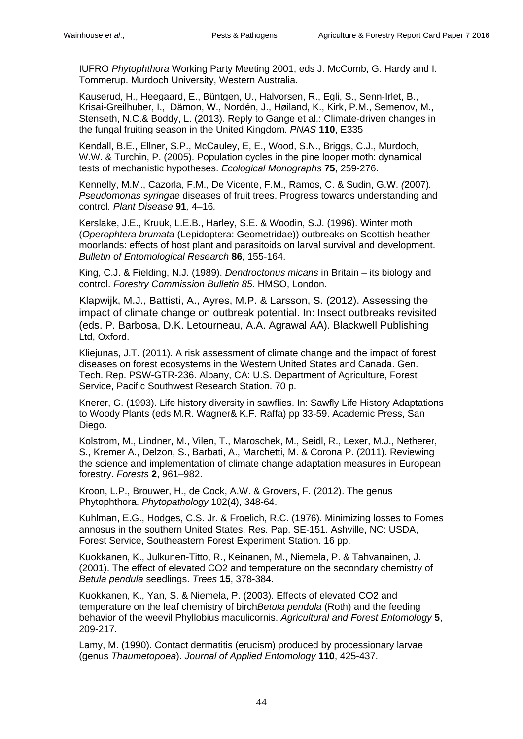IUFRO *Phytophthora* Working Party Meeting 2001, eds J. McComb, G. Hardy and I. Tommerup. Murdoch University, Western Australia.

Kauserud, H., Heegaard, E., Büntgen, U., Halvorsen, R., Egli, S., Senn-Irlet, B., Krisai-Greilhuber, I., Dämon, W., Nordén, J., Høiland, K., Kirk, P.M., Semenov, M., Stenseth, N.C.& Boddy, L. (2013). Reply to Gange et al.: Climate-driven changes in the fungal fruiting season in the United Kingdom. *PNAS* **110**, E335

Kendall, B.E., Ellner, S.P., McCauley, E, E., Wood, S.N., Briggs, C.J., Murdoch, W.W. & Turchin, P. (2005). Population cycles in the pine looper moth: dynamical tests of mechanistic hypotheses. *Ecological Monographs* **75**, 259-276.

Kennelly, M.M., Cazorla, F.M., De Vicente, F.M., Ramos, C. & Sudin, G.W. *(*2007*). Pseudomonas syringae* diseases of fruit trees. Progress towards understanding and control*. Plant Disease* **91***,* 4–16*.*

Kerslake, J.E., Kruuk, L.E.B., Harley, S.E. & Woodin, S.J. (1996). Winter moth (*Operophtera brumata* (Lepidoptera: Geometridae)) outbreaks on Scottish heather moorlands: effects of host plant and parasitoids on larval survival and development. *Bulletin of Entomological Research* **86**, 155-164.

King, C.J. & Fielding, N.J. (1989). *Dendroctonus micans* in Britain – its biology and control. *Forestry Commission Bulletin 85.* HMSO, London.

Klapwijk, M.J., Battisti, A., Ayres, M.P. & Larsson, S. (2012). Assessing the impact of climate change on outbreak potential. In: Insect outbreaks revisited (eds. P. Barbosa, D.K. Letourneau, A.A. Agrawal AA). Blackwell Publishing Ltd, Oxford.

Kliejunas, J.T. (2011). A risk assessment of climate change and the impact of forest diseases on forest ecosystems in the Western United States and Canada. Gen. Tech. Rep. PSW-GTR-236. Albany, CA: U.S. Department of Agriculture, Forest Service, Pacific Southwest Research Station. 70 p.

Knerer, G. (1993). Life history diversity in sawflies. In: Sawfly Life History Adaptations to Woody Plants (eds M.R. Wagner& K.F. Raffa) pp 33-59. Academic Press, San Diego.

Kolstrom, M., Lindner, M., Vilen, T., Maroschek, M., Seidl, R., Lexer, M.J., Netherer, S., Kremer A., Delzon, S., Barbati, A., Marchetti, M. & Corona P. (2011). Reviewing the science and implementation of climate change adaptation measures in European forestry. *Forests* **2**, 961–982.

Kroon, L.P., Brouwer, H., de Cock, A.W. & Grovers, F. (2012). The genus Phytophthora. *Phytopathology* 102(4), 348-64.

Kuhlman, E.G., Hodges, C.S. Jr. & Froelich, R.C. (1976). Minimizing losses to Fomes annosus in the southern United States. Res. Pap. SE-151. Ashville, NC: USDA, Forest Service, Southeastern Forest Experiment Station. 16 pp.

Kuokkanen, K., Julkunen-Titto, R., Keinanen, M., Niemela, P. & Tahvanainen, J. (2001). The effect of elevated CO2 and temperature on the secondary chemistry of *Betula pendula* seedlings. *Trees* **15**, 378-384.

Kuokkanen, K., Yan, S. & Niemela, P. (2003). Effects of elevated CO2 and temperature on the leaf chemistry of birch*Betula pendula* (Roth) and the feeding behavior of the weevil Phyllobius maculicornis. *Agricultural and Forest Entomology* **5**, 209-217.

Lamy, M. (1990). Contact dermatitis (erucism) produced by processionary larvae (genus *Thaumetopoea*). *Journal of Applied Entomology* **110**, 425-437.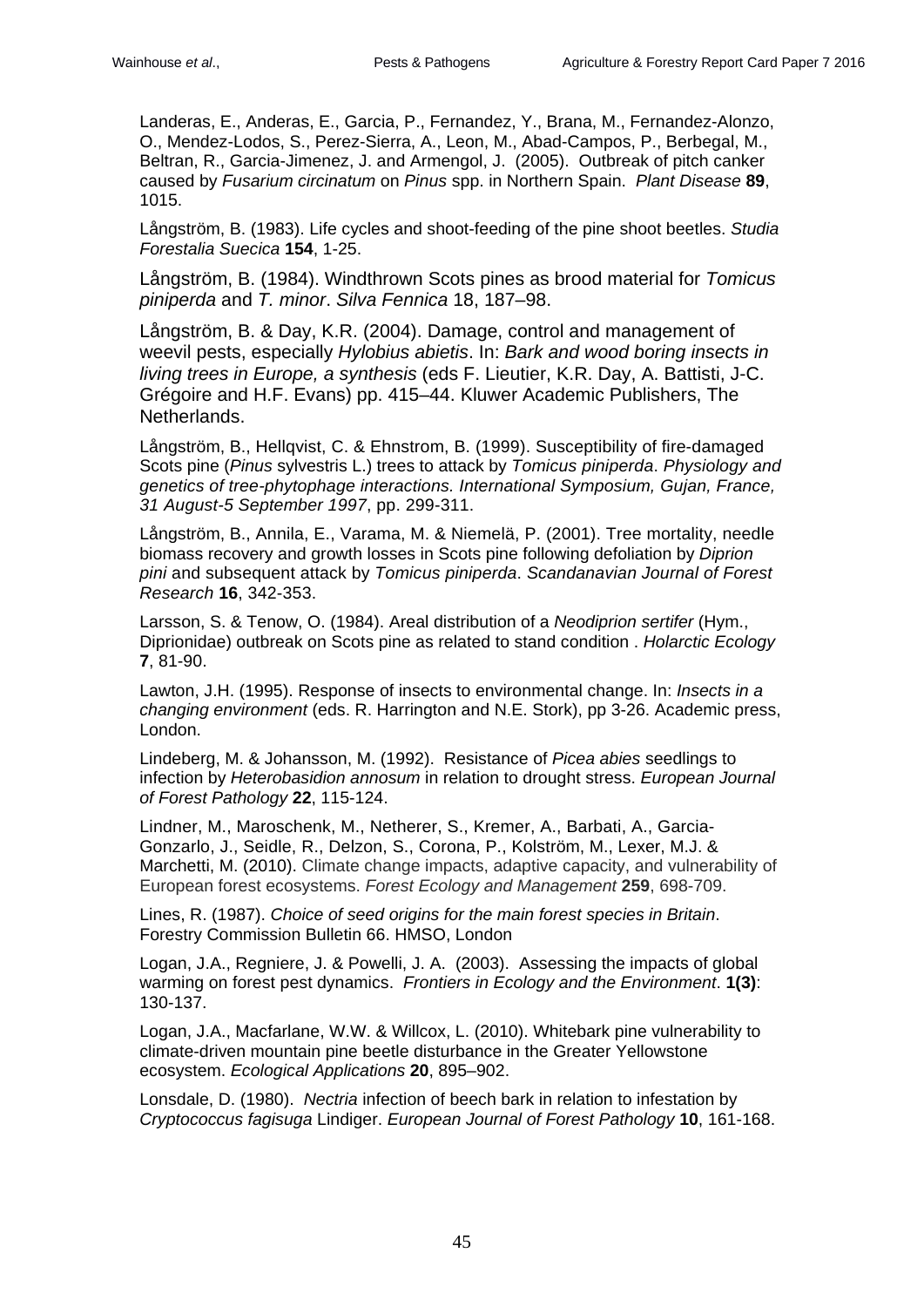Landeras, E., Anderas, E., Garcia, P., Fernandez, Y., Brana, M., Fernandez-Alonzo, O., Mendez-Lodos, S., Perez-Sierra, A., Leon, M., Abad-Campos, P., Berbegal, M., Beltran, R., Garcia-Jimenez, J. and Armengol, J. (2005). Outbreak of pitch canker caused by *Fusarium circinatum* on *Pinus* spp. in Northern Spain. *Plant Disease* **89**, 1015.

Långström, B. (1983). Life cycles and shoot-feeding of the pine shoot beetles. *Studia Forestalia Suecica* **154**, 1-25.

Långström, B. (1984). Windthrown Scots pines as brood material for *Tomicus piniperda* and *T. minor*. *Silva Fennica* 18, 187–98.

Långström, B. & Day, K.R. (2004). Damage, control and management of weevil pests, especially *Hylobius abietis*. In: *Bark and wood boring insects in living trees in Europe, a synthesis* (eds F. Lieutier, K.R. Day, A. Battisti, J-C. Grégoire and H.F. Evans) pp. 415–44. Kluwer Academic Publishers, The Netherlands.

Långström, B., Hellqvist, C. & Ehnstrom, B. (1999). Susceptibility of fire-damaged Scots pine (*Pinus* sylvestris L.) trees to attack by *Tomicus piniperda*. *Physiology and genetics of tree-phytophage interactions. International Symposium, Gujan, France, 31 August-5 September 1997*, pp. 299-311.

Långström, B., Annila, E., Varama, M. & Niemelä, P. (2001). Tree mortality, needle biomass recovery and growth losses in Scots pine following defoliation by *Diprion pini* and subsequent attack by *Tomicus piniperda*. *Scandanavian Journal of Forest Research* **16**, 342-353.

Larsson, S. & Tenow, O. (1984). Areal distribution of a *Neodiprion sertifer* (Hym., Diprionidae) outbreak on Scots pine as related to stand condition . *Holarctic Ecology* **7**, 81-90.

Lawton, J.H. (1995). Response of insects to environmental change. In: *Insects in a changing environment* (eds. R. Harrington and N.E. Stork), pp 3-26. Academic press, London.

Lindeberg, M. & Johansson, M. (1992). Resistance of *Picea abies* seedlings to infection by *Heterobasidion annosum* in relation to drought stress. *European Journal of Forest Pathology* **22**, 115-124.

Lindner, M., Maroschenk, M., Netherer, S., Kremer, A., Barbati, A., Garcia-Gonzarlo, J., Seidle, R., Delzon, S., Corona, P., Kolström, M., Lexer, M.J. & Marchetti, M. (2010). Climate change impacts, adaptive capacity, and vulnerability of European forest ecosystems. *Forest Ecology and Management* **259**, 698-709.

Lines, R. (1987). *Choice of seed origins for the main forest species in Britain*. Forestry Commission Bulletin 66. HMSO, London

Logan, J.A., Regniere, J. & Powelli, J. A. (2003). Assessing the impacts of global warming on forest pest dynamics. *Frontiers in Ecology and the Environment*. **1(3)**: 130-137.

Logan, J.A., Macfarlane, W.W. & Willcox, L. (2010). Whitebark pine vulnerability to climate-driven mountain pine beetle disturbance in the Greater Yellowstone ecosystem. *Ecological Applications* **20**, 895–902.

Lonsdale, D. (1980). *Nectria* infection of beech bark in relation to infestation by *Cryptococcus fagisuga* Lindiger. *European Journal of Forest Pathology* **10**, 161-168.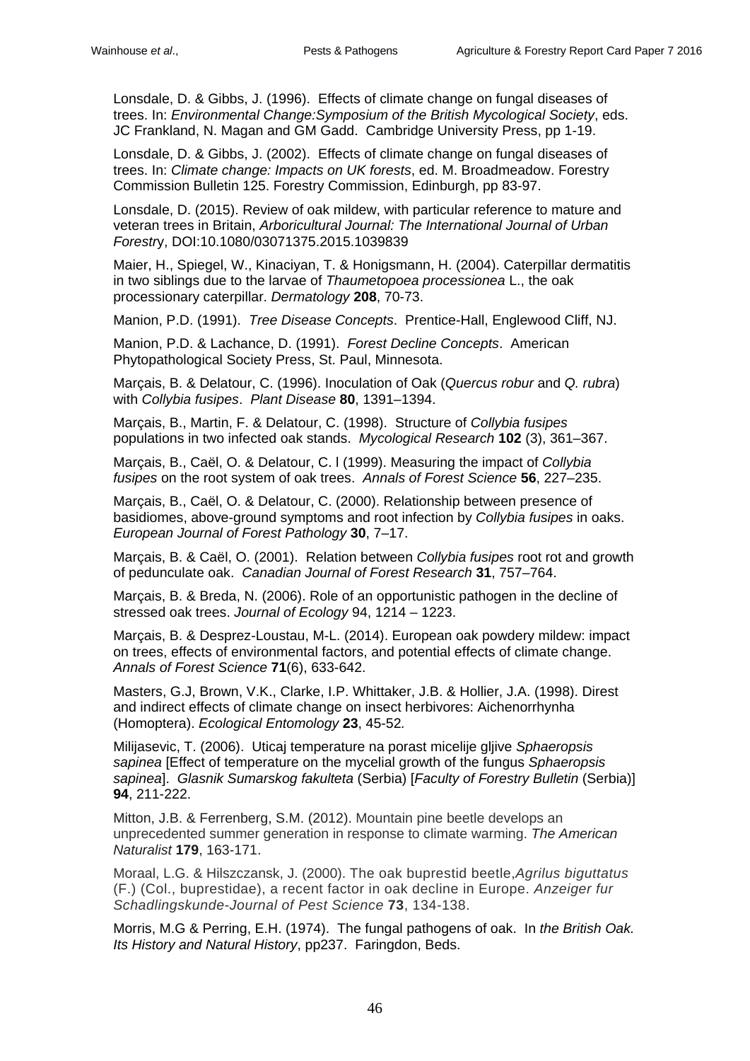Lonsdale, D. & Gibbs, J. (1996). Effects of climate change on fungal diseases of trees. In: *Environmental Change:Symposium of the British Mycological Society*, eds. JC Frankland, N. Magan and GM Gadd. Cambridge University Press, pp 1-19.

Lonsdale, D. & Gibbs, J. (2002). Effects of climate change on fungal diseases of trees. In: *Climate change: Impacts on UK forests*, ed. M. Broadmeadow. Forestry Commission Bulletin 125. Forestry Commission, Edinburgh, pp 83-97.

Lonsdale, D. (2015). Review of oak mildew, with particular reference to mature and veteran trees in Britain, *Arboricultural Journal: The International Journal of Urban Forestr*y, DOI:10.1080/03071375.2015.1039839

Maier, H., Spiegel, W., Kinaciyan, T. & Honigsmann, H. (2004). Caterpillar dermatitis in two siblings due to the larvae of *Thaumetopoea processionea* L., the oak processionary caterpillar. *Dermatology* **208**, 70-73.

Manion, P.D. (1991). *Tree Disease Concepts*. Prentice-Hall, Englewood Cliff, NJ.

Manion, P.D. & Lachance, D. (1991). *Forest Decline Concepts*. American Phytopathological Society Press, St. Paul, Minnesota.

Marçais, B. & Delatour, C. (1996). Inoculation of Oak (*Quercus robur* and *Q. rubra*) with *Collybia fusipes*. *Plant Disease* **80**, 1391–1394.

Marçais, B., Martin, F. & Delatour, C. (1998). Structure of *Collybia fusipes* populations in two infected oak stands. *Mycological Research* **102** (3), 361–367.

Marçais, B., Caël, O. & Delatour, C. l (1999). Measuring the impact of *Collybia fusipes* on the root system of oak trees. *Annals of Forest Science* **56**, 227–235.

Marçais, B., Caël, O. & Delatour, C. (2000). Relationship between presence of basidiomes, above-ground symptoms and root infection by *Collybia fusipes* in oaks. *European Journal of Forest Pathology* **30**, 7–17.

Marçais, B. & Caël, O. (2001). Relation between *Collybia fusipes* root rot and growth of pedunculate oak. *Canadian Journal of Forest Research* **31**, 757–764.

Marçais, B. & Breda, N. (2006). Role of an opportunistic pathogen in the decline of stressed oak trees. *Journal of Ecology* 94, 1214 – 1223.

Marçais, B. & Desprez-Loustau, M-L. (2014). European oak powdery mildew: impact on trees, effects of environmental factors, and potential effects of climate change. *Annals of Forest Science* **71**(6), 633-642.

Masters, G.J, Brown, V.K., Clarke, I.P. Whittaker, J.B. & Hollier, J.A. (1998). Direst and indirect effects of climate change on insect herbivores: Aichenorrhynha (Homoptera). *Ecological Entomology* **23**, 45-52*.*

Milijasevic, T. (2006). Uticaj temperature na porast micelije gljive *Sphaeropsis sapinea* [Effect of temperature on the mycelial growth of the fungus *Sphaeropsis sapinea*]. *Glasnik Sumarskog fakulteta* (Serbia) [*Faculty of Forestry Bulletin* (Serbia)] **94**, 211-222.

Mitton, J.B. & Ferrenberg, S.M. (2012). Mountain pine beetle develops an unprecedented summer generation in response to climate warming. *The American Naturalist* **179**, 163-171.

Moraal, L.G. & Hilszczansk, J. (2000). The oak buprestid beetle,*Agrilus biguttatus* (F.) (Col., buprestidae), a recent factor in oak decline in Europe. *Anzeiger fur Schadlingskunde-Journal of Pest Science* **73**, 134-138.

Morris, M.G & Perring, E.H. (1974). The fungal pathogens of oak. In *the British Oak. Its History and Natural History*, pp237. Faringdon, Beds.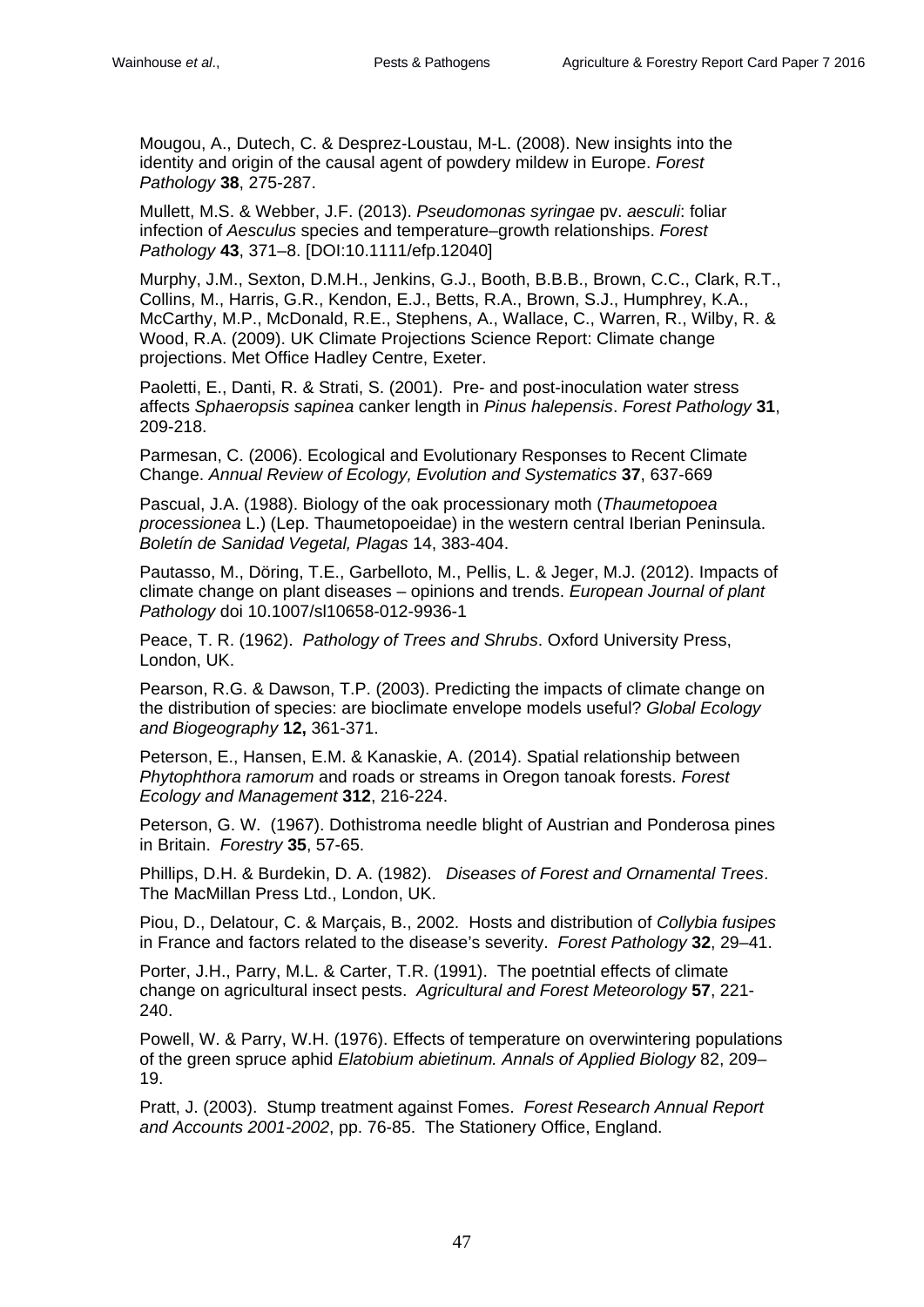Mougou, A., Dutech, C. & Desprez-Loustau, M-L. (2008). New insights into the identity and origin of the causal agent of powdery mildew in Europe. *Forest Pathology* **38**, 275-287.

Mullett, M.S. & Webber, J.F. (2013). *Pseudomonas syringae* pv. *aesculi*: foliar infection of *Aesculus* species and temperature–growth relationships. *Forest Pathology* **43**, 371–8. [DOI:10.1111/efp.12040]

Murphy, J.M., Sexton, D.M.H., Jenkins, G.J., Booth, B.B.B., Brown, C.C., Clark, R.T., Collins, M., Harris, G.R., Kendon, E.J., Betts, R.A., Brown, S.J., Humphrey, K.A., McCarthy, M.P., McDonald, R.E., Stephens, A., Wallace, C., Warren, R., Wilby, R. & Wood, R.A. (2009). UK Climate Projections Science Report: Climate change projections. Met Office Hadley Centre, Exeter.

Paoletti, E., Danti, R. & Strati, S. (2001). Pre- and post-inoculation water stress affects *Sphaeropsis sapinea* canker length in *Pinus halepensis*. *Forest Pathology* **31**, 209-218.

Parmesan, C. (2006). Ecological and Evolutionary Responses to Recent Climate Change. *Annual Review of Ecology, Evolution and Systematics* **37**, 637-669

Pascual, J.A. (1988). Biology of the oak processionary moth (*Thaumetopoea processionea* L.) (Lep. Thaumetopoeidae) in the western central Iberian Peninsula. *Boletín de Sanidad Vegetal, Plagas* 14, 383-404.

Pautasso, M., Döring, T.E., Garbelloto, M., Pellis, L. & Jeger, M.J. (2012). Impacts of climate change on plant diseases – opinions and trends. *European Journal of plant Pathology* doi 10.1007/sl10658-012-9936-1

Peace, T. R. (1962). *Pathology of Trees and Shrubs*. Oxford University Press, London, UK.

Pearson, R.G. & Dawson, T.P. (2003). Predicting the impacts of climate change on the distribution of species: are bioclimate envelope models useful? *Global Ecology and Biogeography* **12,** 361-371.

Peterson, E., Hansen, E.M. & Kanaskie, A. (2014). Spatial relationship between *Phytophthora ramorum* and roads or streams in Oregon tanoak forests. *Forest Ecology and Management* **312**, 216-224.

Peterson, G. W. (1967). Dothistroma needle blight of Austrian and Ponderosa pines in Britain. *Forestry* **35**, 57-65.

Phillips, D.H. & Burdekin, D. A. (1982). *Diseases of Forest and Ornamental Trees*. The MacMillan Press Ltd., London, UK.

Piou, D., Delatour, C. & Marçais, B., 2002. Hosts and distribution of *Collybia fusipes* in France and factors related to the disease's severity. *Forest Pathology* **32**, 29–41.

Porter, J.H., Parry, M.L. & Carter, T.R. (1991). The poetntial effects of climate change on agricultural insect pests. *Agricultural and Forest Meteorology* **57**, 221-240.

Powell, W. & Parry, W.H. (1976). Effects of temperature on overwintering populations of the green spruce aphid *Elatobium abietinum. Annals of Applied Biology* 82, 209–19.

Pratt, J. (2003). Stump treatment against Fomes. *Forest Research Annual Report and Accounts 2001-2002*, pp. 76-85. The Stationery Office, England.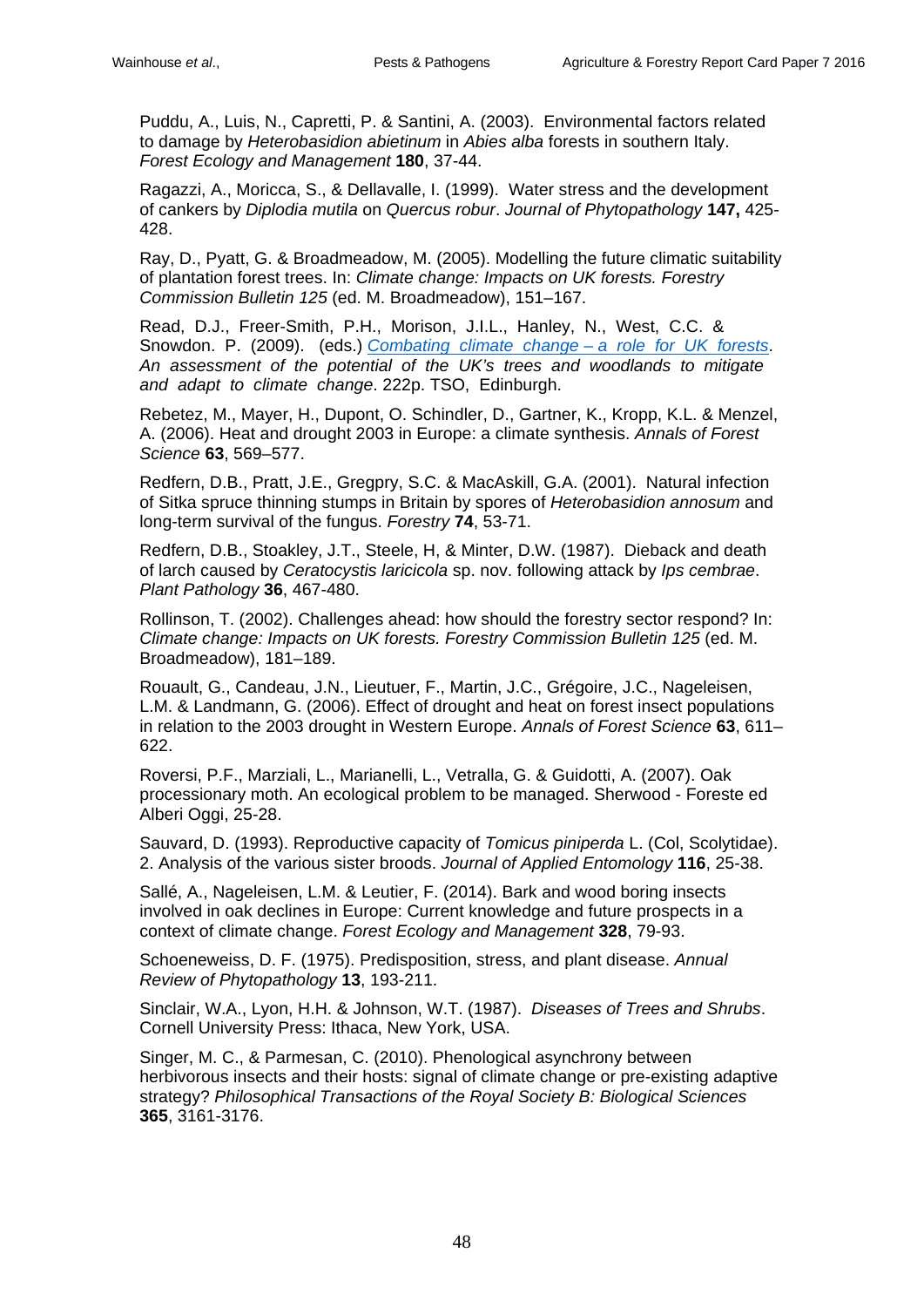Puddu, A., Luis, N., Capretti, P. & Santini, A. (2003). Environmental factors related to damage by *Heterobasidion abietinum* in *Abies alba* forests in southern Italy. *Forest Ecology and Management* **180**, 37-44.

Ragazzi, A., Moricca, S., & Dellavalle, I. (1999). Water stress and the development of cankers by *Diplodia mutila* on *Quercus robur*. *Journal of Phytopathology* **147,** 425-428.

Ray, D., Pyatt, G. & Broadmeadow, M. (2005). Modelling the future climatic suitability of plantation forest trees. In: *Climate change: Impacts on UK forests. Forestry Commission Bulletin 125* (ed. M. Broadmeadow), 151–167.

Read, D.J., Freer-Smith, P.H., Morison, J.I.L., Hanley, N., West, C.C. & Snowdon. P. (2009). (eds.) *Combating climate change – a role for UK forests*. *An assessment of the potential of the UK's trees and woodlands to mitigate and adapt to climate change*. 222p. TSO, Edinburgh.

Rebetez, M., Mayer, H., Dupont, O. Schindler, D., Gartner, K., Kropp, K.L. & Menzel, A. (2006). Heat and drought 2003 in Europe: a climate synthesis. *Annals of Forest Science* **63**, 569–577.

Redfern, D.B., Pratt, J.E., Gregpry, S.C. & MacAskill, G.A. (2001). Natural infection of Sitka spruce thinning stumps in Britain by spores of *Heterobasidion annosum* and long-term survival of the fungus. *Forestry* **74**, 53-71.

Redfern, D.B., Stoakley, J.T., Steele, H, & Minter, D.W. (1987). Dieback and death of larch caused by *Ceratocystis laricicola* sp. nov. following attack by *Ips cembrae*. *Plant Pathology* **36**, 467-480.

Rollinson, T. (2002). Challenges ahead: how should the forestry sector respond? In: *Climate change: Impacts on UK forests. Forestry Commission Bulletin 125* (ed. M. Broadmeadow), 181–189.

Rouault, G., Candeau, J.N., Lieutuer, F., Martin, J.C., Grégoire, J.C., Nageleisen, L.M. & Landmann, G. (2006). Effect of drought and heat on forest insect populations in relation to the 2003 drought in Western Europe. *Annals of Forest Science* **63**, 611–622.

Roversi, P.F., Marziali, L., Marianelli, L., Vetralla, G. & Guidotti, A. (2007). Oak processionary moth. An ecological problem to be managed. Sherwood - Foreste ed Alberi Oggi, 25-28.

Sauvard, D. (1993). Reproductive capacity of *Tomicus piniperda* L. (Col, Scolytidae). 2. Analysis of the various sister broods. *Journal of Applied Entomology* **116**, 25-38.

Sallé, A., Nageleisen, L.M. & Leutier, F. (2014). Bark and wood boring insects involved in oak declines in Europe: Current knowledge and future prospects in a context of climate change. *Forest Ecology and Management* **328**, 79-93.

Schoeneweiss, D. F. (1975). Predisposition, stress, and plant disease. *Annual Review of Phytopathology* **13**, 193-211.

Sinclair, W.A., Lyon, H.H. & Johnson, W.T. (1987). *Diseases of Trees and Shrubs*. Cornell University Press: Ithaca, New York, USA.

Singer, M. C., & Parmesan, C. (2010). Phenological asynchrony between herbivorous insects and their hosts: signal of climate change or pre-existing adaptive strategy? *Philosophical Transactions of the Royal Society B: Biological Sciences* **365**, 3161-3176.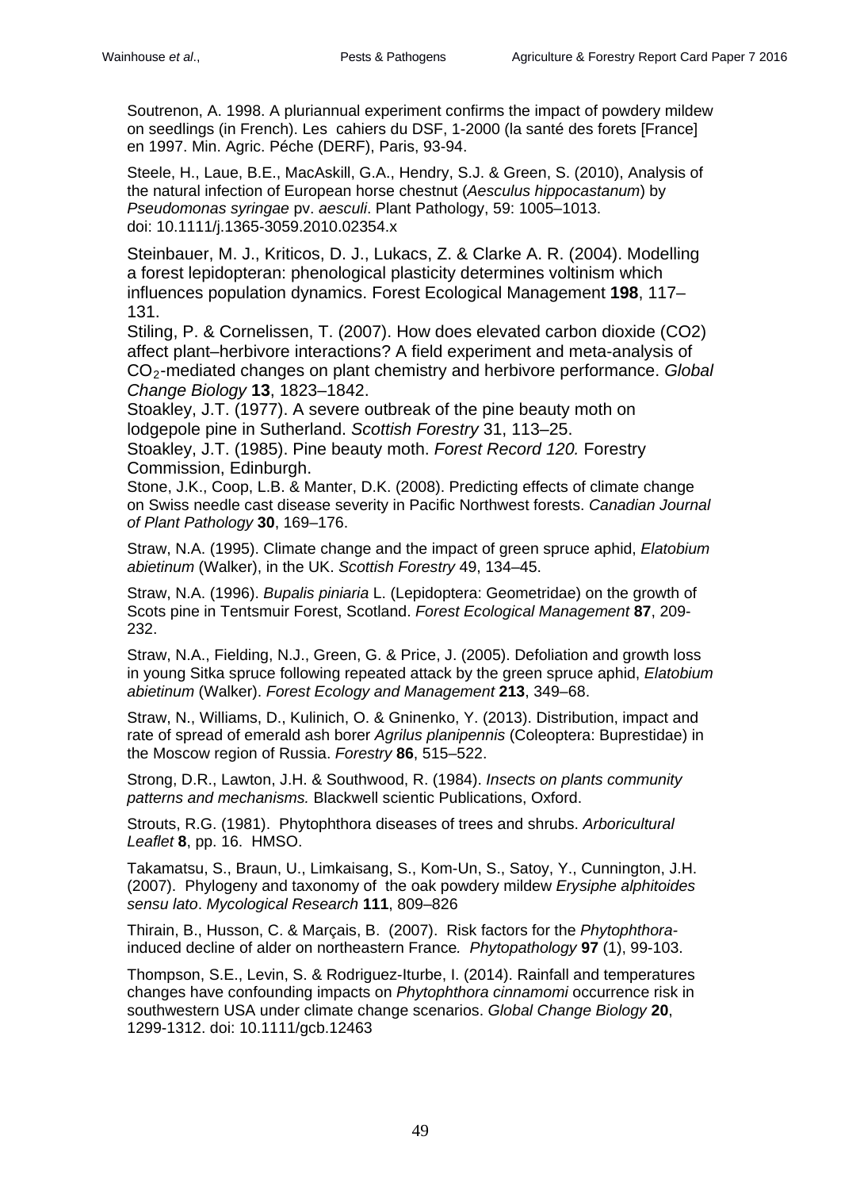Soutrenon, A. 1998. A pluriannual experiment confirms the impact of powdery mildew on seedlings (in French). Les cahiers du DSF, 1-2000 (la santé des forets [France] en 1997. Min. Agric. Péche (DERF), Paris, 93-94.

Steele, H., Laue, B.E., MacAskill, G.A., Hendry, S.J. & Green, S. (2010), Analysis of the natural infection of European horse chestnut (*Aesculus hippocastanum*) by *Pseudomonas syringae* pv. *aesculi*. Plant Pathology, 59: 1005–1013. doi: 10.1111/j.1365-3059.2010.02354.x

Steinbauer, M. J., Kriticos, D. J., Lukacs, Z. & Clarke A. R. (2004). Modelling a forest lepidopteran: phenological plasticity determines voltinism which influences population dynamics. Forest Ecological Management **198**, 117–131.

Stiling, P. & Cornelissen, T. (2007). How does elevated carbon dioxide (CO2) affect plant–herbivore interactions? A field experiment and meta-analysis of $CO_2$-mediated changes on plant chemistry and herbivore performance. *Global Change Biology* **13**, 1823–1842.

Stoakley, J.T. (1977). A severe outbreak of the pine beauty moth on lodgepole pine in Sutherland. *Scottish Forestry* 31, 113–25.

Stoakley, J.T. (1985). Pine beauty moth. *Forest Record 120.* Forestry Commission, Edinburgh.

Stone, J.K., Coop, L.B. & Manter, D.K. (2008). Predicting effects of climate change on Swiss needle cast disease severity in Pacific Northwest forests. *Canadian Journal of Plant Pathology* **30**, 169–176.

Straw, N.A. (1995). Climate change and the impact of green spruce aphid, *Elatobium abietinum* (Walker), in the UK. *Scottish Forestry* 49, 134–45.

Straw, N.A. (1996). *Bupalis piniaria* L. (Lepidoptera: Geometridae) on the growth of Scots pine in Tentsmuir Forest, Scotland. *Forest Ecological Management* **87**, 209-232.

Straw, N.A., Fielding, N.J., Green, G. & Price, J. (2005). Defoliation and growth loss in young Sitka spruce following repeated attack by the green spruce aphid, *Elatobium abietinum* (Walker). *Forest Ecology and Management* **213**, 349–68.

Straw, N., Williams, D., Kulinich, O. & Gninenko, Y. (2013). Distribution, impact and rate of spread of emerald ash borer *Agrilus planipennis* (Coleoptera: Buprestidae) in the Moscow region of Russia. *Forestry* **86**, 515–522.

Strong, D.R., Lawton, J.H. & Southwood, R. (1984). *Insects on plants community patterns and mechanisms.* Blackwell scientic Publications, Oxford.

Strouts, R.G. (1981). Phytophthora diseases of trees and shrubs. *Arboricultural Leaflet* **8**, pp. 16. HMSO.

Takamatsu, S., Braun, U., Limkaisang, S., Kom-Un, S., Satoy, Y., Cunnington, J.H. (2007). Phylogeny and taxonomy of the oak powdery mildew *Erysiphe alphitoides sensu lato*. *Mycological Research* **111**, 809–826

Thirain, B., Husson, C. & Marçais, B. (2007). Risk factors for the *Phytophthora*-induced decline of alder on northeastern France*. Phytopathology* **97** (1), 99-103.

Thompson, S.E., Levin, S. & Rodriguez-Iturbe, I. (2014). Rainfall and temperatures changes have confounding impacts on *Phytophthora cinnamomi* occurrence risk in southwestern USA under climate change scenarios. *Global Change Biology* **20**, 1299-1312. doi: 10.1111/gcb.12463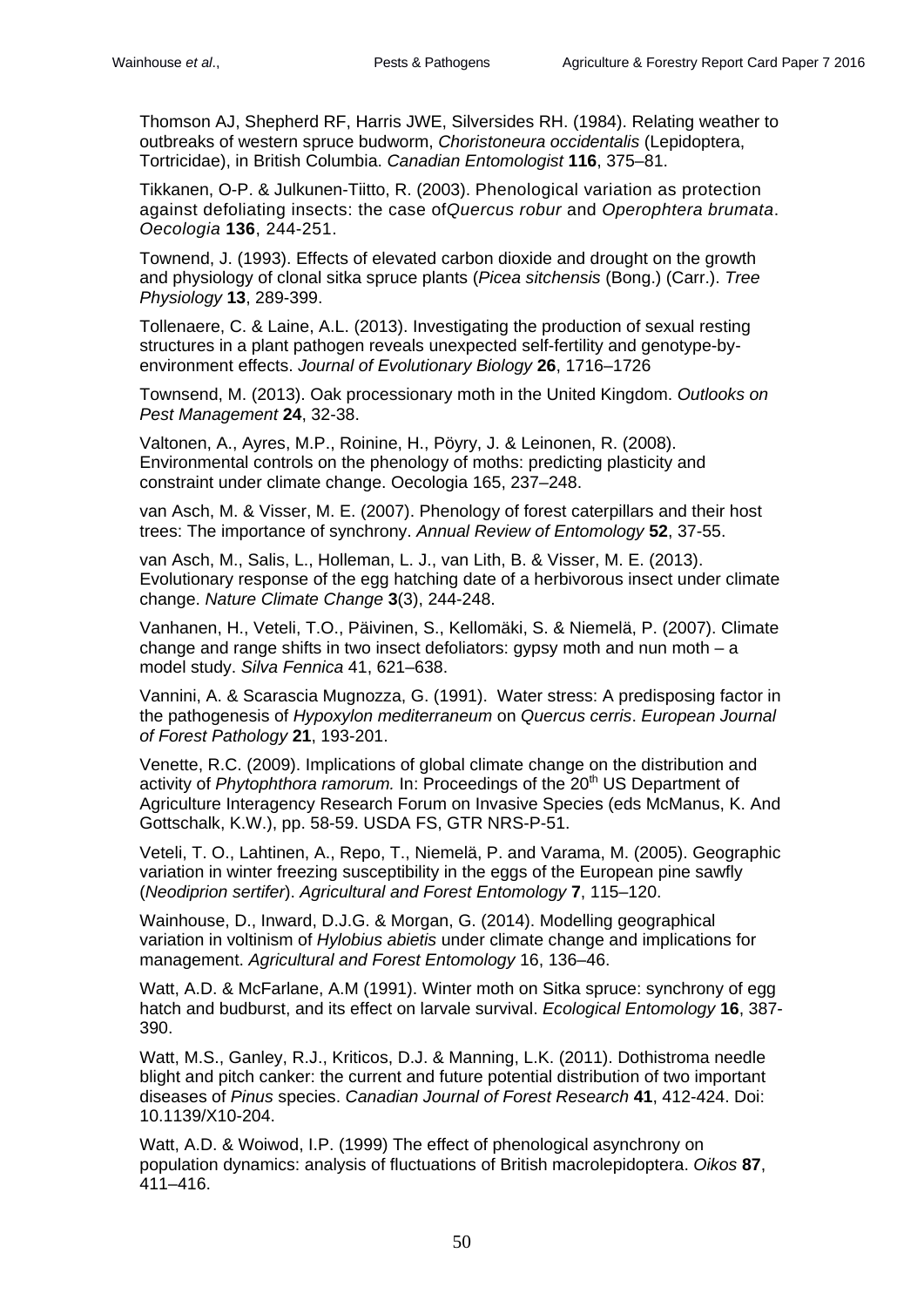Thomson AJ, Shepherd RF, Harris JWE, Silversides RH. (1984). Relating weather to outbreaks of western spruce budworm, *Choristoneura occidentalis* (Lepidoptera, Tortricidae), in British Columbia. *Canadian Entomologist* **116**, 375–81.

Tikkanen, O-P. & Julkunen-Tiitto, R. (2003). Phenological variation as protection against defoliating insects: the case of*Quercus robur* and *Operophtera brumata*. *Oecologia* **136**, 244-251.

Townend, J. (1993). Effects of elevated carbon dioxide and drought on the growth and physiology of clonal sitka spruce plants (*Picea sitchensis* (Bong.) (Carr.). *Tree Physiology* **13**, 289-399.

Tollenaere, C. & Laine, A.L. (2013). Investigating the production of sexual resting structures in a plant pathogen reveals unexpected self-fertility and genotype-by-environment effects. *Journal of Evolutionary Biology* **26**, 1716–1726

Townsend, M. (2013). Oak processionary moth in the United Kingdom. *Outlooks on Pest Management* **24**, 32-38.

Valtonen, A., Ayres, M.P., Roinine, H., Pöyry, J. & Leinonen, R. (2008). Environmental controls on the phenology of moths: predicting plasticity and constraint under climate change. Oecologia 165, 237–248.

van Asch, M. & Visser, M. E. (2007). Phenology of forest caterpillars and their host trees: The importance of synchrony. *Annual Review of Entomology* **52**, 37-55.

van Asch, M., Salis, L., Holleman, L. J., van Lith, B. & Visser, M. E. (2013). Evolutionary response of the egg hatching date of a herbivorous insect under climate change. *Nature Climate Change* **3**(3), 244-248.

Vanhanen, H., Veteli, T.O., Päivinen, S., Kellomäki, S. & Niemelä, P. (2007). Climate change and range shifts in two insect defoliators: gypsy moth and nun moth – a model study. *Silva Fennica* 41, 621–638.

Vannini, A. & Scarascia Mugnozza, G. (1991). Water stress: A predisposing factor in the pathogenesis of *Hypoxylon mediterraneum* on *Quercus cerris*. *European Journal of Forest Pathology* **21**, 193-201.

Venette, R.C. (2009). Implications of global climate change on the distribution and activity of *Phytophthora ramorum.* In: Proceedings of the 20th US Department of Agriculture Interagency Research Forum on Invasive Species (eds McManus, K. And Gottschalk, K.W.), pp. 58-59. USDA FS, GTR NRS-P-51.

Veteli, T. O., Lahtinen, A., Repo, T., Niemelä, P. and Varama, M. (2005). Geographic variation in winter freezing susceptibility in the eggs of the European pine sawfly (*Neodiprion sertifer*). *Agricultural and Forest Entomology* **7**, 115–120.

Wainhouse, D., Inward, D.J.G. & Morgan, G. (2014). Modelling geographical variation in voltinism of *Hylobius abietis* under climate change and implications for management. *Agricultural and Forest Entomology* 16, 136–46.

Watt, A.D. & McFarlane, A.M (1991). Winter moth on Sitka spruce: synchrony of egg hatch and budburst, and its effect on larvale survival. *Ecological Entomology* **16**, 387-390.

Watt, M.S., Ganley, R.J., Kriticos, D.J. & Manning, L.K. (2011). Dothistroma needle blight and pitch canker: the current and future potential distribution of two important diseases of *Pinus* species. *Canadian Journal of Forest Research* **41**, 412-424. Doi: 10.1139/X10-204.

Watt, A.D. & Woiwod, I.P. (1999) The effect of phenological asynchrony on population dynamics: analysis of fluctuations of British macrolepidoptera. *Oikos* **87**, 411–416.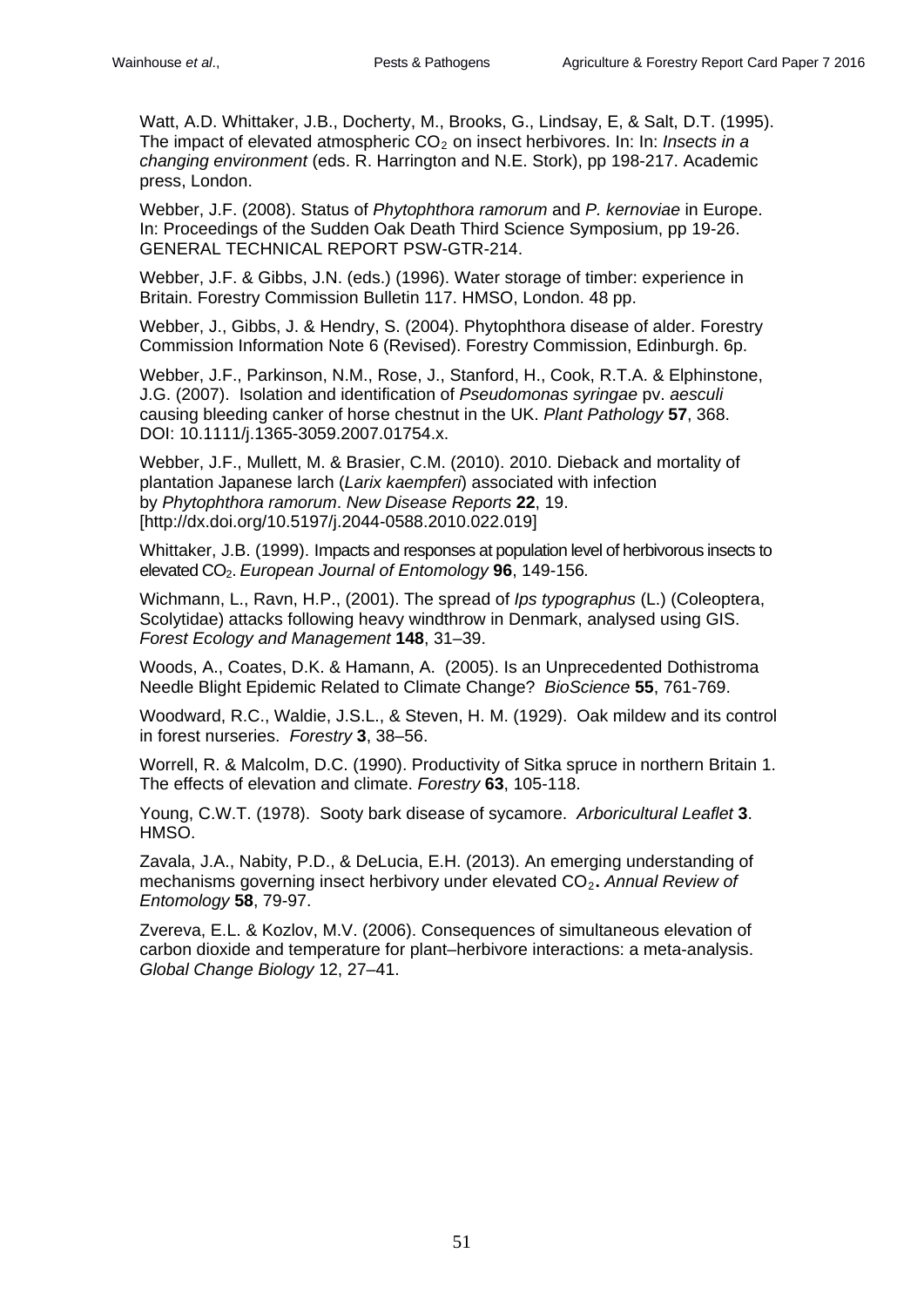Watt, A.D. Whittaker, J.B., Docherty, M., Brooks, G., Lindsay, E, & Salt, D.T. (1995). The impact of elevated atmospheric $CO_2$ on insect herbivores. In: In: *Insects in a changing environment* (eds. R. Harrington and N.E. Stork), pp 198-217. Academic press, London.

Webber, J.F. (2008). Status of *Phytophthora ramorum* and *P. kernoviae* in Europe. In: Proceedings of the Sudden Oak Death Third Science Symposium, pp 19-26. GENERAL TECHNICAL REPORT PSW-GTR-214.

Webber, J.F. & Gibbs, J.N. (eds.) (1996). Water storage of timber: experience in Britain. Forestry Commission Bulletin 117. HMSO, London. 48 pp.

Webber, J., Gibbs, J. & Hendry, S. (2004). Phytophthora disease of alder. Forestry Commission Information Note 6 (Revised). Forestry Commission, Edinburgh. 6p.

Webber, J.F., Parkinson, N.M., Rose, J., Stanford, H., Cook, R.T.A. & Elphinstone, J.G. (2007). Isolation and identification of *Pseudomonas syringae* pv. *aesculi* causing bleeding canker of horse chestnut in the UK. *Plant Pathology* **57**, 368. DOI: 10.1111/j.1365-3059.2007.01754.x.

Webber, J.F., Mullett, M. & Brasier, C.M. (2010). 2010. Dieback and mortality of plantation Japanese larch (*Larix kaempferi*) associated with infection by *Phytophthora ramorum*. *New Disease Reports* **22**, 19. [http://dx.doi.org/10.5197/j.2044-0588.2010.022.019]

Whittaker, J.B. (1999). Impacts and responses at population level of herbivorous insects to elevated $CO_2$. *European Journal of Entomology* **96**, 149-156.

Wichmann, L., Ravn, H.P., (2001). The spread of *Ips typographus* (L.) (Coleoptera, Scolytidae) attacks following heavy windthrow in Denmark, analysed using GIS. *Forest Ecology and Management* **148**, 31–39.

Woods, A., Coates, D.K. & Hamann, A. (2005). Is an Unprecedented Dothistroma Needle Blight Epidemic Related to Climate Change? *BioScience* **55**, 761-769.

Woodward, R.C., Waldie, J.S.L., & Steven, H. M. (1929). Oak mildew and its control in forest nurseries. *Forestry* **3**, 38–56.

Worrell, R. & Malcolm, D.C. (1990). Productivity of Sitka spruce in northern Britain 1. The effects of elevation and climate. *Forestry* **63**, 105-118.

Young, C.W.T. (1978). Sooty bark disease of sycamore. *Arboricultural Leaflet* **3**. HMSO.

Zavala, J.A., Nabity, P.D., & DeLucia, E.H. (2013). An emerging understanding of mechanisms governing insect herbivory under elevated $CO_2$**.** *Annual Review of Entomology* **58**, 79-97.

Zvereva, E.L. & Kozlov, M.V. (2006). Consequences of simultaneous elevation of carbon dioxide and temperature for plant–herbivore interactions: a meta-analysis. *Global Change Biology* 12, 27–41.